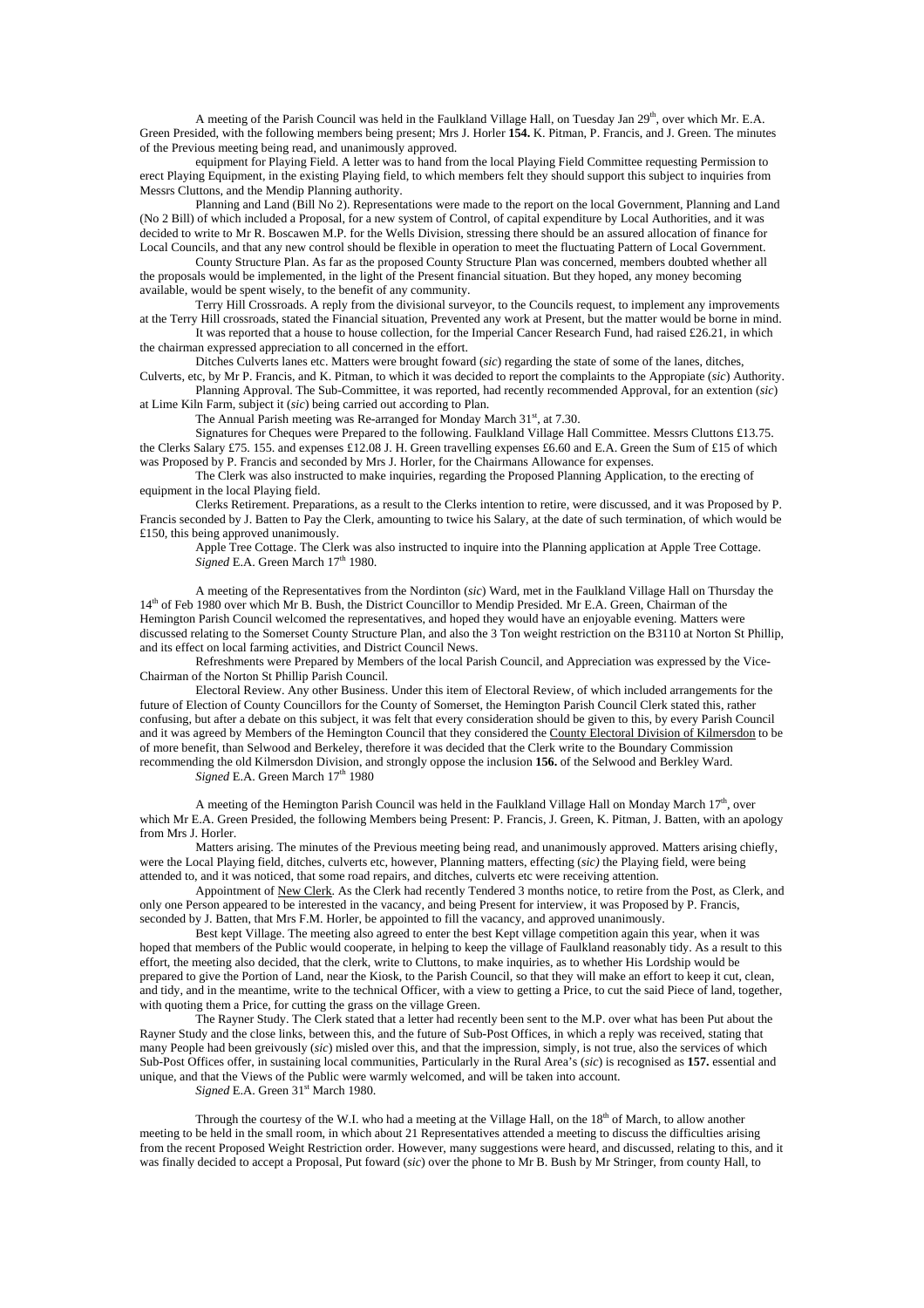A meeting of the Parish Council was held in the Faulkland Village Hall, on Tuesday Jan 29th, over which Mr. E.A. Green Presided, with the following members being present; Mrs J. Horler **154.** K. Pitman, P. Francis, and J. Green. The minutes of the Previous meeting being read, and unanimously approved.

equipment for Playing Field. A letter was to hand from the local Playing Field Committee requesting Permission to erect Playing Equipment, in the existing Playing field, to which members felt they should support this subject to inquiries from Messrs Cluttons, and the Mendip Planning authority.

Planning and Land (Bill No 2). Representations were made to the report on the local Government, Planning and Land (No 2 Bill) of which included a Proposal, for a new system of Control, of capital expenditure by Local Authorities, and it was decided to write to Mr R. Boscawen M.P. for the Wells Division, stressing there should be an assured allocation of finance for Local Councils, and that any new control should be flexible in operation to meet the fluctuating Pattern of Local Government.

County Structure Plan. As far as the proposed County Structure Plan was concerned, members doubted whether all the proposals would be implemented, in the light of the Present financial situation. But they hoped, any money becoming available, would be spent wisely, to the benefit of any community.

Terry Hill Crossroads. A reply from the divisional surveyor, to the Councils request, to implement any improvements at the Terry Hill crossroads, stated the Financial situation, Prevented any work at Present, but the matter would be borne in mind.

It was reported that a house to house collection, for the Imperial Cancer Research Fund, had raised £26.21, in which the chairman expressed appreciation to all concerned in the effort.

Ditches Culverts lanes etc. Matters were brought foward (*sic*) regarding the state of some of the lanes, ditches, Culverts, etc, by Mr P. Francis, and K. Pitman, to which it was decided to report the complaints to the Appropiate (*sic*) Authority.

Planning Approval. The Sub-Committee, it was reported, had recently recommended Approval, for an extention (*sic*) at Lime Kiln Farm, subject it (*sic*) being carried out according to Plan.

The Annual Parish meeting was Re-arranged for Monday March 31st, at 7.30.

Signatures for Cheques were Prepared to the following. Faulkland Village Hall Committee. Messrs Cluttons £13.75. the Clerks Salary £75. 155. and expenses £12.08 J. H. Green travelling expenses £6.60 and E.A. Green the Sum of £15 of which was Proposed by P. Francis and seconded by Mrs J. Horler, for the Chairmans Allowance for expenses.

The Clerk was also instructed to make inquiries, regarding the Proposed Planning Application, to the erecting of equipment in the local Playing field.

Clerks Retirement. Preparations, as a result to the Clerks intention to retire, were discussed, and it was Proposed by P. Francis seconded by J. Batten to Pay the Clerk, amounting to twice his Salary, at the date of such termination, of which would be £150, this being approved unanimously.

Apple Tree Cottage. The Clerk was also instructed to inquire into the Planning application at Apple Tree Cottage.
*Signed* E.A. Green March 17th 1980.

A meeting of the Representatives from the Nordinton (*sic*) Ward, met in the Faulkland Village Hall on Thursday the 14th of Feb 1980 over which Mr B. Bush, the District Councillor to Mendip Presided. Mr E.A. Green, Chairman of the Hemington Parish Council welcomed the representatives, and hoped they would have an enjoyable evening. Matters were discussed relating to the Somerset County Structure Plan, and also the 3 Ton weight restriction on the B3110 at Norton St Phillip, and its effect on local farming activities, and District Council News.

Refreshments were Prepared by Members of the local Parish Council, and Appreciation was expressed by the Vice-Chairman of the Norton St Phillip Parish Council.

Electoral Review. Any other Business. Under this item of Electoral Review, of which included arrangements for the future of Election of County Councillors for the County of Somerset, the Hemington Parish Council Clerk stated this, rather confusing, but after a debate on this subject, it was felt that every consideration should be given to this, by every Parish Council and it was agreed by Members of the Hemington Council that they considered the <u>County Electoral Division of Kilmersdon</u> to be of more benefit, than Selwood and Berkeley, therefore it was decided that the Clerk write to the Boundary Commission recommending the old Kilmersdon Division, and strongly oppose the inclusion **156.** of the Selwood and Berkley Ward.
*Signed* E.A. Green March 17th 1980

A meeting of the Hemington Parish Council was held in the Faulkland Village Hall on Monday March 17th, over which Mr E.A. Green Presided, the following Members being Present: P. Francis, J. Green, K. Pitman, J. Batten, with an apology from Mrs J. Horler.

Matters arising. The minutes of the Previous meeting being read, and unanimously approved. Matters arising chiefly, were the Local Playing field, ditches, culverts etc, however, Planning matters, effecting (*sic*) the Playing field, were being attended to, and it was noticed, that some road repairs, and ditches, culverts etc were receiving attention.

Appointment of <u>New Clerk</u>. As the Clerk had recently Tendered 3 months notice, to retire from the Post, as Clerk, and only one Person appeared to be interested in the vacancy, and being Present for interview, it was Proposed by P. Francis, seconded by J. Batten, that Mrs F.M. Horler, be appointed to fill the vacancy, and approved unanimously.

Best kept Village. The meeting also agreed to enter the best Kept village competition again this year, when it was hoped that members of the Public would cooperate, in helping to keep the village of Faulkland reasonably tidy. As a result to this effort, the meeting also decided, that the clerk, write to Cluttons, to make inquiries, as to whether His Lordship would be prepared to give the Portion of Land, near the Kiosk, to the Parish Council, so that they will make an effort to keep it cut, clean, and tidy, and in the meantime, write to the technical Officer, with a view to getting a Price, to cut the said Piece of land, together, with quoting them a Price, for cutting the grass on the village Green.

The Rayner Study. The Clerk stated that a letter had recently been sent to the M.P. over what has been Put about the Rayner Study and the close links, between this, and the future of Sub-Post Offices, in which a reply was received, stating that many People had been greivously (*sic*) misled over this, and that the impression, simply, is not true, also the services of which Sub-Post Offices offer, in sustaining local communities, Particularly in the Rural Area's (*sic*) is recognised as **157.** essential and unique, and that the Views of the Public were warmly welcomed, and will be taken into account.
*Signed* E.A. Green 31st March 1980.

Through the courtesy of the W.I. who had a meeting at the Village Hall, on the 18th of March, to allow another meeting to be held in the small room, in which about 21 Representatives attended a meeting to discuss the difficulties arising from the recent Proposed Weight Restriction order. However, many suggestions were heard, and discussed, relating to this, and it was finally decided to accept a Proposal, Put foward (*sic*) over the phone to Mr B. Bush by Mr Stringer, from county Hall, to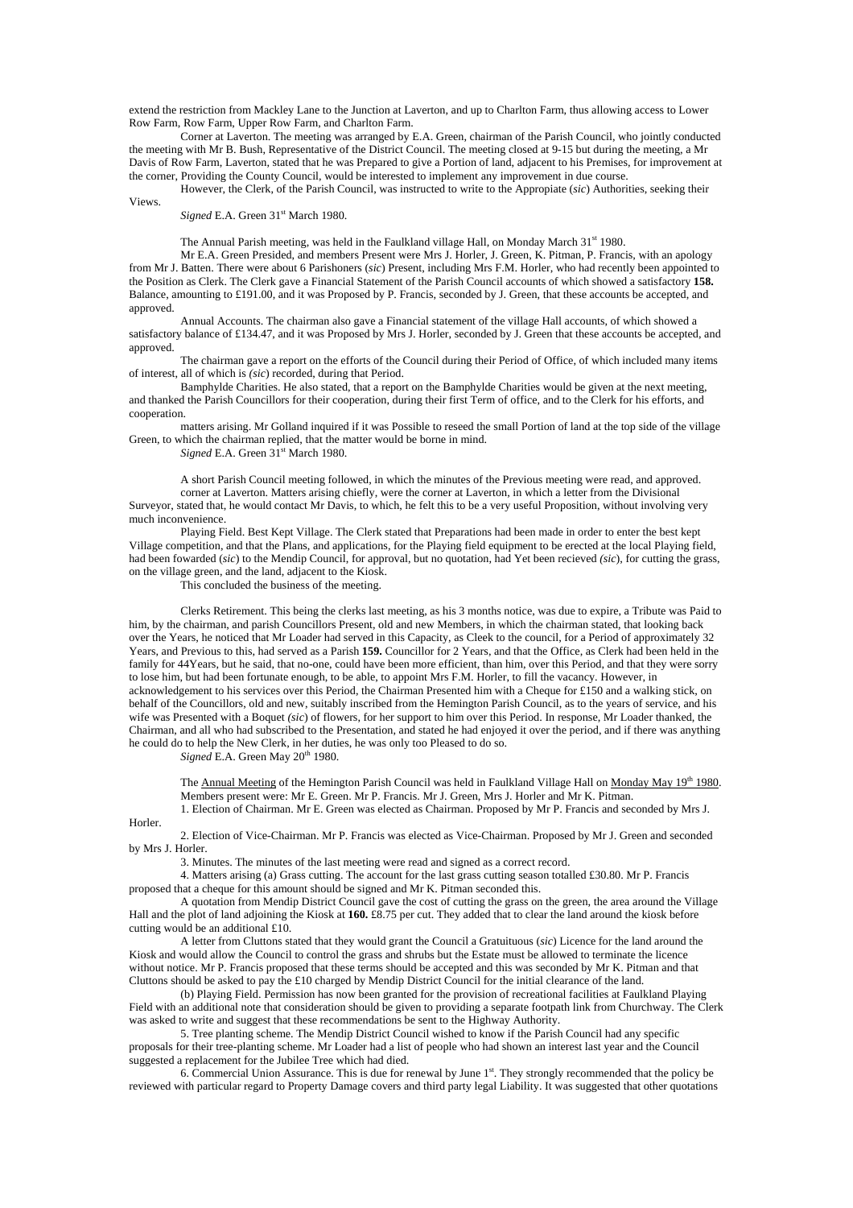extend the restriction from Mackley Lane to the Junction at Laverton, and up to Charlton Farm, thus allowing access to Lower Row Farm, Row Farm, Upper Row Farm, and Charlton Farm.

Corner at Laverton. The meeting was arranged by E.A. Green, chairman of the Parish Council, who jointly conducted the meeting with Mr B. Bush, Representative of the District Council. The meeting closed at 9-15 but during the meeting, a Mr Davis of Row Farm, Laverton, stated that he was Prepared to give a Portion of land, adjacent to his Premises, for improvement at the corner, Providing the County Council, would be interested to implement any improvement in due course.

However, the Clerk, of the Parish Council, was instructed to write to the Appropiate (*sic*) Authorities, seeking their Views.

*Signed* E.A. Green 31st March 1980.

The Annual Parish meeting, was held in the Faulkland village Hall, on Monday March 31st 1980.

Mr E.A. Green Presided, and members Present were Mrs J. Horler, J. Green, K. Pitman, P. Francis, with an apology from Mr J. Batten. There were about 6 Parishoners (*sic*) Present, including Mrs F.M. Horler, who had recently been appointed to the Position as Clerk. The Clerk gave a Financial Statement of the Parish Council accounts of which showed a satisfactory **158.** Balance, amounting to £191.00, and it was Proposed by P. Francis, seconded by J. Green, that these accounts be accepted, and approved.

Annual Accounts. The chairman also gave a Financial statement of the village Hall accounts, of which showed a satisfactory balance of £134.47, and it was Proposed by Mrs J. Horler, seconded by J. Green that these accounts be accepted, and approved.

The chairman gave a report on the efforts of the Council during their Period of Office, of which included many items of interest, all of which is (*sic*) recorded, during that Period.

Bamphylde Charities. He also stated, that a report on the Bamphylde Charities would be given at the next meeting, and thanked the Parish Councillors for their cooperation, during their first Term of office, and to the Clerk for his efforts, and cooperation.

matters arising. Mr Golland inquired if it was Possible to reseed the small Portion of land at the top side of the village Green, to which the chairman replied, that the matter would be borne in mind.

*Signed* E.A. Green 31st March 1980.

A short Parish Council meeting followed, in which the minutes of the Previous meeting were read, and approved.

corner at Laverton. Matters arising chiefly, were the corner at Laverton, in which a letter from the Divisional Surveyor, stated that, he would contact Mr Davis, to which, he felt this to be a very useful Proposition, without involving very much inconvenience.

Playing Field. Best Kept Village. The Clerk stated that Preparations had been made in order to enter the best kept Village competition, and that the Plans, and applications, for the Playing field equipment to be erected at the local Playing field, had been fowarded (*sic*) to the Mendip Council, for approval, but no quotation, had Yet been recieved (*sic*), for cutting the grass, on the village green, and the land, adjacent to the Kiosk.

This concluded the business of the meeting.

Clerks Retirement. This being the clerks last meeting, as his 3 months notice, was due to expire, a Tribute was Paid to him, by the chairman, and parish Councillors Present, old and new Members, in which the chairman stated, that looking back over the Years, he noticed that Mr Loader had served in this Capacity, as Cleek to the council, for a Period of approximately 32 Years, and Previous to this, had served as a Parish **159.** Councillor for 2 Years, and that the Office, as Clerk had been held in the family for 44Years, but he said, that no-one, could have been more efficient, than him, over this Period, and that they were sorry to lose him, but had been fortunate enough, to be able, to appoint Mrs F.M. Horler, to fill the vacancy. However, in acknowledgement to his services over this Period, the Chairman Presented him with a Cheque for £150 and a walking stick, on behalf of the Councillors, old and new, suitably inscribed from the Hemington Parish Council, as to the years of service, and his wife was Presented with a Boquet (*sic*) of flowers, for her support to him over this Period. In response, Mr Loader thanked, the Chairman, and all who had subscribed to the Presentation, and stated he had enjoyed it over the period, and if there was anything he could do to help the New Clerk, in her duties, he was only too Pleased to do so.

*Signed* E.A. Green May 20th 1980.

The Annual Meeting of the Hemington Parish Council was held in Faulkland Village Hall on Monday May 19th 1980.

Members present were: Mr E. Green. Mr P. Francis. Mr J. Green, Mrs J. Horler and Mr K. Pitman.

1. Election of Chairman. Mr E. Green was elected as Chairman. Proposed by Mr P. Francis and seconded by Mrs J. Horler.

2. Election of Vice-Chairman. Mr P. Francis was elected as Vice-Chairman. Proposed by Mr J. Green and seconded by Mrs J. Horler.

3. Minutes. The minutes of the last meeting were read and signed as a correct record.

4. Matters arising (a) Grass cutting. The account for the last grass cutting season totalled £30.80. Mr P. Francis proposed that a cheque for this amount should be signed and Mr K. Pitman seconded this.

A quotation from Mendip District Council gave the cost of cutting the grass on the green, the area around the Village Hall and the plot of land adjoining the Kiosk at **160.** £8.75 per cut. They added that to clear the land around the kiosk before cutting would be an additional £10.

A letter from Cluttons stated that they would grant the Council a Gratuituous (*sic*) Licence for the land around the Kiosk and would allow the Council to control the grass and shrubs but the Estate must be allowed to terminate the licence without notice. Mr P. Francis proposed that these terms should be accepted and this was seconded by Mr K. Pitman and that Cluttons should be asked to pay the £10 charged by Mendip District Council for the initial clearance of the land.

(b) Playing Field. Permission has now been granted for the provision of recreational facilities at Faulkland Playing Field with an additional note that consideration should be given to providing a separate footpath link from Churchway. The Clerk was asked to write and suggest that these recommendations be sent to the Highway Authority.

5. Tree planting scheme. The Mendip District Council wished to know if the Parish Council had any specific proposals for their tree-planting scheme. Mr Loader had a list of people who had shown an interest last year and the Council suggested a replacement for the Jubilee Tree which had died.

6. Commercial Union Assurance. This is due for renewal by June 1st. They strongly recommended that the policy be reviewed with particular regard to Property Damage covers and third party legal Liability. It was suggested that other quotations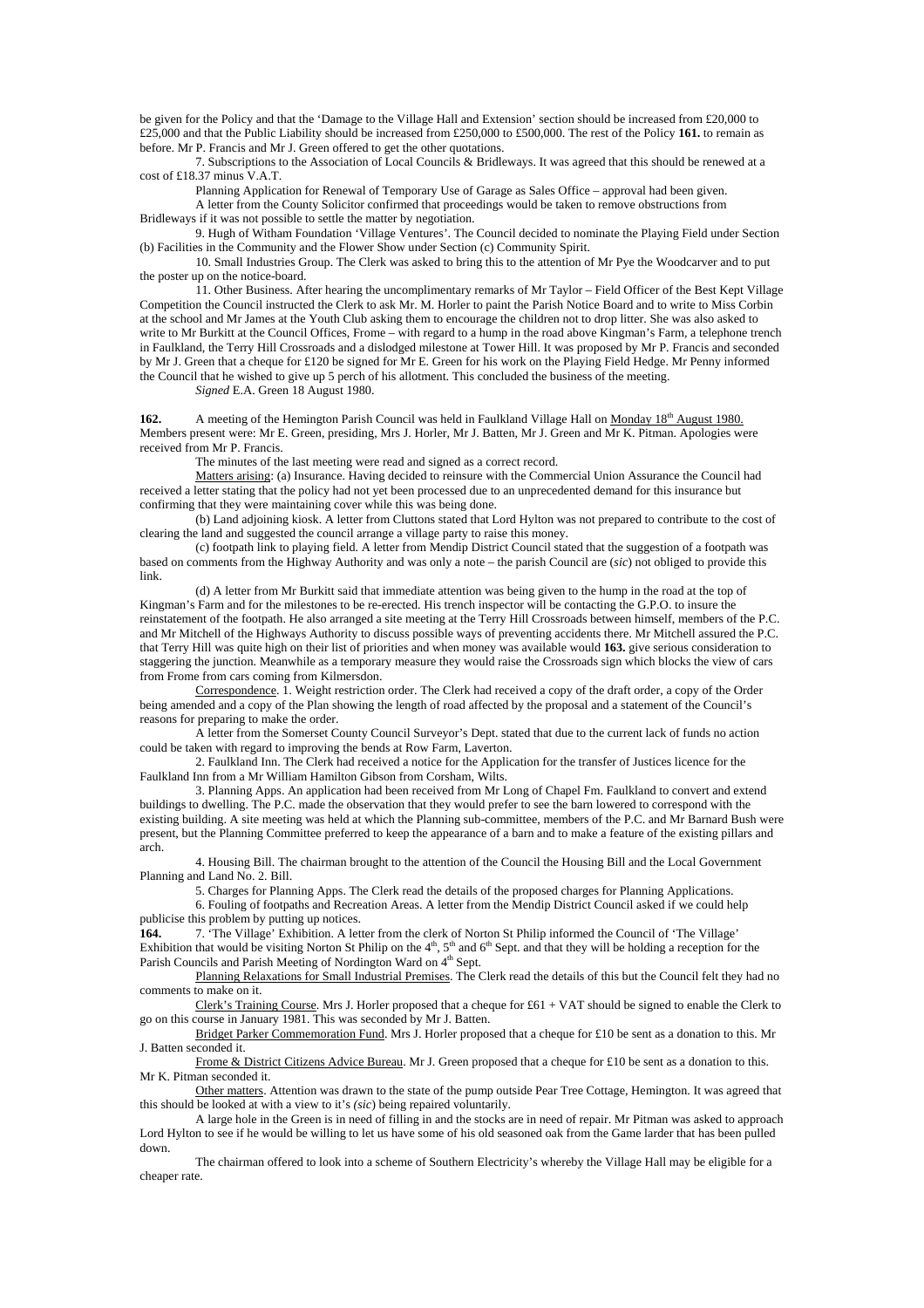be given for the Policy and that the 'Damage to the Village Hall and Extension' section should be increased from £20,000 to £25,000 and that the Public Liability should be increased from £250,000 to £500,000. The rest of the Policy **161.** to remain as before. Mr P. Francis and Mr J. Green offered to get the other quotations.

7. Subscriptions to the Association of Local Councils & Bridleways. It was agreed that this should be renewed at a cost of £18.37 minus V.A.T.

Planning Application for Renewal of Temporary Use of Garage as Sales Office – approval had been given.

A letter from the County Solicitor confirmed that proceedings would be taken to remove obstructions from Bridleways if it was not possible to settle the matter by negotiation.

9. Hugh of Witham Foundation 'Village Ventures'. The Council decided to nominate the Playing Field under Section (b) Facilities in the Community and the Flower Show under Section (c) Community Spirit.

10. Small Industries Group. The Clerk was asked to bring this to the attention of Mr Pye the Woodcarver and to put the poster up on the notice-board.

11. Other Business. After hearing the uncomplimentary remarks of Mr Taylor – Field Officer of the Best Kept Village Competition the Council instructed the Clerk to ask Mr. M. Horler to paint the Parish Notice Board and to write to Miss Corbin at the school and Mr James at the Youth Club asking them to encourage the children not to drop litter. She was also asked to write to Mr Burkitt at the Council Offices, Frome – with regard to a hump in the road above Kingman's Farm, a telephone trench in Faulkland, the Terry Hill Crossroads and a dislodged milestone at Tower Hill. It was proposed by Mr P. Francis and seconded by Mr J. Green that a cheque for £120 be signed for Mr E. Green for his work on the Playing Field Hedge. Mr Penny informed the Council that he wished to give up 5 perch of his allotment. This concluded the business of the meeting.

*Signed* E.A. Green 18 August 1980.

**162.** A meeting of the Hemington Parish Council was held in Faulkland Village Hall on Monday 18th August 1980. Members present were: Mr E. Green, presiding, Mrs J. Horler, Mr J. Batten, Mr J. Green and Mr K. Pitman. Apologies were received from Mr P. Francis.

The minutes of the last meeting were read and signed as a correct record.

Matters arising: (a) Insurance. Having decided to reinsure with the Commercial Union Assurance the Council had received a letter stating that the policy had not yet been processed due to an unprecedented demand for this insurance but confirming that they were maintaining cover while this was being done.

(b) Land adjoining kiosk. A letter from Cluttons stated that Lord Hylton was not prepared to contribute to the cost of clearing the land and suggested the council arrange a village party to raise this money.

(c) footpath link to playing field. A letter from Mendip District Council stated that the suggestion of a footpath was based on comments from the Highway Authority and was only a note – the parish Council are (*sic*) not obliged to provide this link.

(d) A letter from Mr Burkitt said that immediate attention was being given to the hump in the road at the top of Kingman's Farm and for the milestones to be re-erected. His trench inspector will be contacting the G.P.O. to insure the reinstatement of the footpath. He also arranged a site meeting at the Terry Hill Crossroads between himself, members of the P.C. and Mr Mitchell of the Highways Authority to discuss possible ways of preventing accidents there. Mr Mitchell assured the P.C. that Terry Hill was quite high on their list of priorities and when money was available would **163.** give serious consideration to staggering the junction. Meanwhile as a temporary measure they would raise the Crossroads sign which blocks the view of cars from Frome from cars coming from Kilmersdon.

Correspondence. 1. Weight restriction order. The Clerk had received a copy of the draft order, a copy of the Order being amended and a copy of the Plan showing the length of road affected by the proposal and a statement of the Council's reasons for preparing to make the order.

A letter from the Somerset County Council Surveyor's Dept. stated that due to the current lack of funds no action could be taken with regard to improving the bends at Row Farm, Laverton.

2. Faulkland Inn. The Clerk had received a notice for the Application for the transfer of Justices licence for the Faulkland Inn from a Mr William Hamilton Gibson from Corsham, Wilts.

3. Planning Apps. An application had been received from Mr Long of Chapel Fm. Faulkland to convert and extend buildings to dwelling. The P.C. made the observation that they would prefer to see the barn lowered to correspond with the existing building. A site meeting was held at which the Planning sub-committee, members of the P.C. and Mr Barnard Bush were present, but the Planning Committee preferred to keep the appearance of a barn and to make a feature of the existing pillars and arch.

4. Housing Bill. The chairman brought to the attention of the Council the Housing Bill and the Local Government Planning and Land No. 2. Bill.

5. Charges for Planning Apps. The Clerk read the details of the proposed charges for Planning Applications.

6. Fouling of footpaths and Recreation Areas. A letter from the Mendip District Council asked if we could help publicise this problem by putting up notices.

**164.** 7. 'The Village' Exhibition. A letter from the clerk of Norton St Philip informed the Council of 'The Village' Exhibition that would be visiting Norton St Philip on the 4th, 5th and 6th Sept. and that they will be holding a reception for the Parish Councils and Parish Meeting of Nordington Ward on 4th Sept.

Planning Relaxations for Small Industrial Premises. The Clerk read the details of this but the Council felt they had no comments to make on it.

Clerk's Training Course. Mrs J. Horler proposed that a cheque for £61 + VAT should be signed to enable the Clerk to go on this course in January 1981. This was seconded by Mr J. Batten.

Bridget Parker Commemoration Fund. Mrs J. Horler proposed that a cheque for £10 be sent as a donation to this. Mr J. Batten seconded it.

Frome & District Citizens Advice Bureau. Mr J. Green proposed that a cheque for £10 be sent as a donation to this. Mr K. Pitman seconded it.

Other matters. Attention was drawn to the state of the pump outside Pear Tree Cottage, Hemington. It was agreed that this should be looked at with a view to it's (*sic*) being repaired voluntarily.

A large hole in the Green is in need of filling in and the stocks are in need of repair. Mr Pitman was asked to approach Lord Hylton to see if he would be willing to let us have some of his old seasoned oak from the Game larder that has been pulled down.

The chairman offered to look into a scheme of Southern Electricity's whereby the Village Hall may be eligible for a cheaper rate.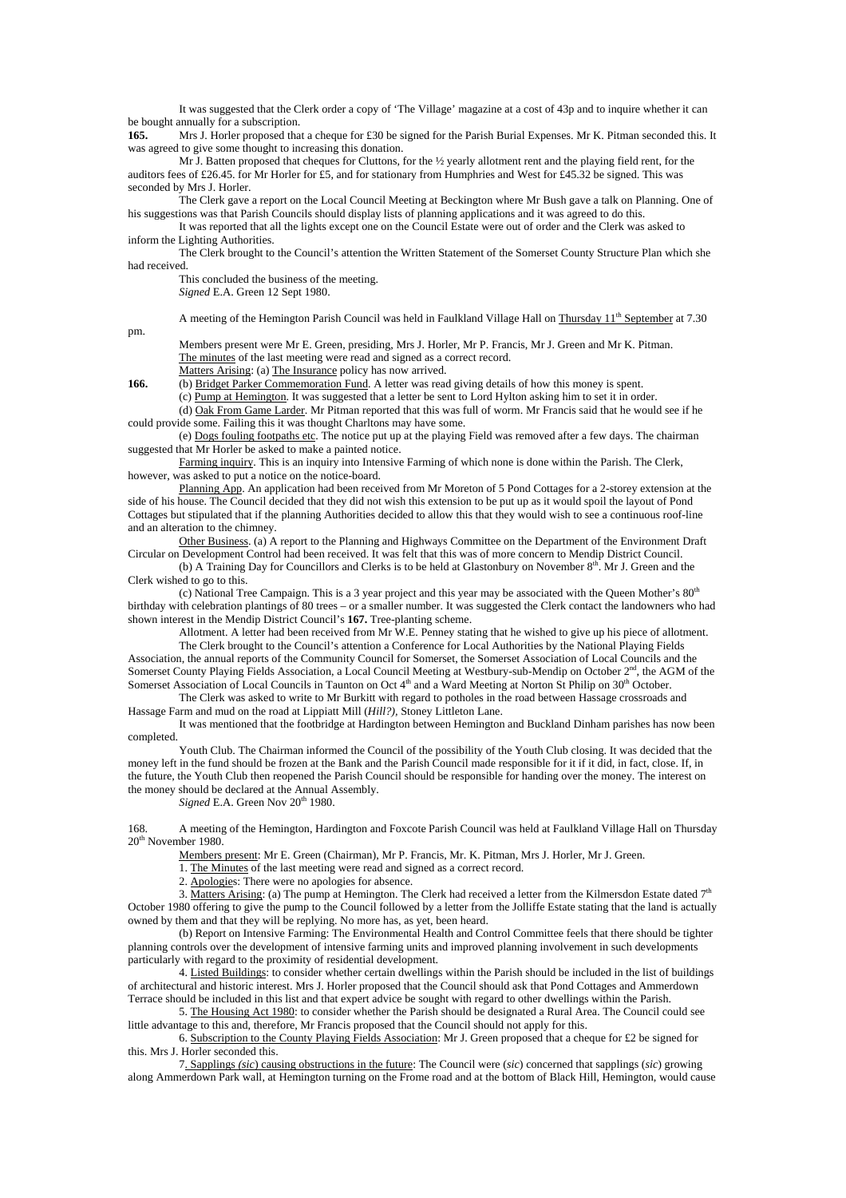It was suggested that the Clerk order a copy of 'The Village' magazine at a cost of 43p and to inquire whether it can be bought annually for a subscription.

**165.** Mrs J. Horler proposed that a cheque for £30 be signed for the Parish Burial Expenses. Mr K. Pitman seconded this. It was agreed to give some thought to increasing this donation.

Mr J. Batten proposed that cheques for Cluttons, for the ½ yearly allotment rent and the playing field rent, for the auditors fees of £26.45. for Mr Horler for £5, and for stationary from Humphries and West for £45.32 be signed. This was seconded by Mrs J. Horler.

The Clerk gave a report on the Local Council Meeting at Beckington where Mr Bush gave a talk on Planning. One of his suggestions was that Parish Councils should display lists of planning applications and it was agreed to do this.

It was reported that all the lights except one on the Council Estate were out of order and the Clerk was asked to inform the Lighting Authorities.

The Clerk brought to the Council's attention the Written Statement of the Somerset County Structure Plan which she had received.

This concluded the business of the meeting.

*Signed* E.A. Green 12 Sept 1980.

A meeting of the Hemington Parish Council was held in Faulkland Village Hall on Thursday 11th September at 7.30 pm.

Members present were Mr E. Green, presiding, Mrs J. Horler, Mr P. Francis, Mr J. Green and Mr K. Pitman.

The minutes of the last meeting were read and signed as a correct record.

Matters Arising: (a) The Insurance policy has now arrived.

**166.** (b) Bridget Parker Commemoration Fund. A letter was read giving details of how this money is spent.

(c) Pump at Hemington. It was suggested that a letter be sent to Lord Hylton asking him to set it in order.

(d) Oak From Game Larder. Mr Pitman reported that this was full of worm. Mr Francis said that he would see if he could provide some. Failing this it was thought Charltons may have some.

(e) Dogs fouling footpaths etc. The notice put up at the playing Field was removed after a few days. The chairman suggested that Mr Horler be asked to make a painted notice.

Farming inquiry. This is an inquiry into Intensive Farming of which none is done within the Parish. The Clerk, however, was asked to put a notice on the notice-board.

Planning App. An application had been received from Mr Moreton of 5 Pond Cottages for a 2-storey extension at the side of his house. The Council decided that they did not wish this extension to be put up as it would spoil the layout of Pond Cottages but stipulated that if the planning Authorities decided to allow this that they would wish to see a continuous roof-line and an alteration to the chimney.

Other Business. (a) A report to the Planning and Highways Committee on the Department of the Environment Draft Circular on Development Control had been received. It was felt that this was of more concern to Mendip District Council.

(b) A Training Day for Councillors and Clerks is to be held at Glastonbury on November 8th. Mr J. Green and the Clerk wished to go to this.

(c) National Tree Campaign. This is a 3 year project and this year may be associated with the Queen Mother's 80th birthday with celebration plantings of 80 trees – or a smaller number. It was suggested the Clerk contact the landowners who had shown interest in the Mendip District Council's **167.** Tree-planting scheme.

Allotment. A letter had been received from Mr W.E. Penney stating that he wished to give up his piece of allotment.

The Clerk brought to the Council's attention a Conference for Local Authorities by the National Playing Fields Association, the annual reports of the Community Council for Somerset, the Somerset Association of Local Councils and the Somerset County Playing Fields Association, a Local Council Meeting at Westbury-sub-Mendip on October 2nd, the AGM of the Somerset Association of Local Councils in Taunton on Oct 4th and a Ward Meeting at Norton St Philip on 30th October.

The Clerk was asked to write to Mr Burkitt with regard to potholes in the road between Hassage crossroads and Hassage Farm and mud on the road at Lippiatt Mill (*Hill?),* Stoney Littleton Lane.

It was mentioned that the footbridge at Hardington between Hemington and Buckland Dinham parishes has now been completed.

Youth Club. The Chairman informed the Council of the possibility of the Youth Club closing. It was decided that the money left in the fund should be frozen at the Bank and the Parish Council made responsible for it if it did, in fact, close. If, in the future, the Youth Club then reopened the Parish Council should be responsible for handing over the money. The interest on the money should be declared at the Annual Assembly.

*Signed* E.A. Green Nov 20th 1980.

168. A meeting of the Hemington, Hardington and Foxcote Parish Council was held at Faulkland Village Hall on Thursday 20th November 1980.

Members present: Mr E. Green (Chairman), Mr P. Francis, Mr. K. Pitman, Mrs J. Horler, Mr J. Green.

1. The Minutes of the last meeting were read and signed as a correct record.

2. Apologies: There were no apologies for absence.

3. Matters Arising: (a) The pump at Hemington. The Clerk had received a letter from the Kilmersdon Estate dated 7th October 1980 offering to give the pump to the Council followed by a letter from the Jolliffe Estate stating that the land is actually owned by them and that they will be replying. No more has, as yet, been heard.

(b) Report on Intensive Farming: The Environmental Health and Control Committee feels that there should be tighter planning controls over the development of intensive farming units and improved planning involvement in such developments particularly with regard to the proximity of residential development.

4. Listed Buildings: to consider whether certain dwellings within the Parish should be included in the list of buildings of architectural and historic interest. Mrs J. Horler proposed that the Council should ask that Pond Cottages and Ammerdown Terrace should be included in this list and that expert advice be sought with regard to other dwellings within the Parish.

5. The Housing Act 1980: to consider whether the Parish should be designated a Rural Area. The Council could see little advantage to this and, therefore, Mr Francis proposed that the Council should not apply for this.

6. Subscription to the County Playing Fields Association: Mr J. Green proposed that a cheque for £2 be signed for this. Mrs J. Horler seconded this.

7. Sapplings *(sic)* causing obstructions in the future: The Council were (*sic*) concerned that sapplings (*sic*) growing along Ammerdown Park wall, at Hemington turning on the Frome road and at the bottom of Black Hill, Hemington, would cause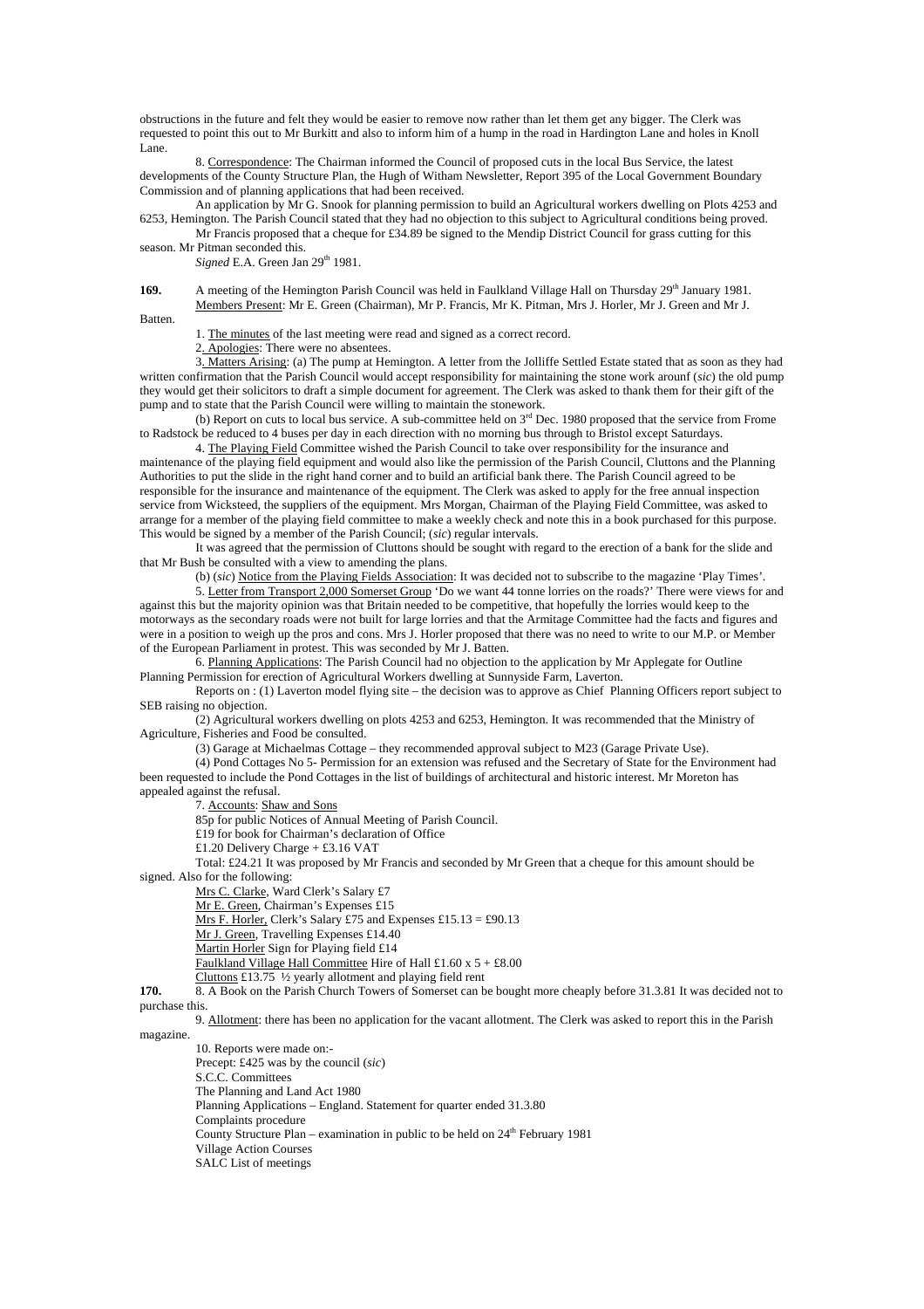obstructions in the future and felt they would be easier to remove now rather than let them get any bigger. The Clerk was requested to point this out to Mr Burkitt and also to inform him of a hump in the road in Hardington Lane and holes in Knoll Lane.

8. Correspondence: The Chairman informed the Council of proposed cuts in the local Bus Service, the latest developments of the County Structure Plan, the Hugh of Witham Newsletter, Report 395 of the Local Government Boundary Commission and of planning applications that had been received.

An application by Mr G. Snook for planning permission to build an Agricultural workers dwelling on Plots 4253 and 6253, Hemington. The Parish Council stated that they had no objection to this subject to Agricultural conditions being proved.

Mr Francis proposed that a cheque for £34.89 be signed to the Mendip District Council for grass cutting for this season. Mr Pitman seconded this.

*Signed* E.A. Green Jan 29th 1981.

**169.** A meeting of the Hemington Parish Council was held in Faulkland Village Hall on Thursday 29th January 1981. Members Present: Mr E. Green (Chairman), Mr P. Francis, Mr K. Pitman, Mrs J. Horler, Mr J. Green and Mr J. Batten.

1. The minutes of the last meeting were read and signed as a correct record.

2. Apologies: There were no absentees.

3. Matters Arising: (a) The pump at Hemington. A letter from the Jolliffe Settled Estate stated that as soon as they had written confirmation that the Parish Council would accept responsibility for maintaining the stone work arounf (*sic*) the old pump they would get their solicitors to draft a simple document for agreement. The Clerk was asked to thank them for their gift of the pump and to state that the Parish Council were willing to maintain the stonework.

(b) Report on cuts to local bus service. A sub-committee held on 3rd Dec. 1980 proposed that the service from Frome to Radstock be reduced to 4 buses per day in each direction with no morning bus through to Bristol except Saturdays.

4. The Playing Field Committee wished the Parish Council to take over responsibility for the insurance and maintenance of the playing field equipment and would also like the permission of the Parish Council, Cluttons and the Planning Authorities to put the slide in the right hand corner and to build an artificial bank there. The Parish Council agreed to be responsible for the insurance and maintenance of the equipment. The Clerk was asked to apply for the free annual inspection service from Wicksteed, the suppliers of the equipment. Mrs Morgan, Chairman of the Playing Field Committee, was asked to arrange for a member of the playing field committee to make a weekly check and note this in a book purchased for this purpose. This would be signed by a member of the Parish Council; (*sic*) regular intervals.

It was agreed that the permission of Cluttons should be sought with regard to the erection of a bank for the slide and that Mr Bush be consulted with a view to amending the plans.

(b) (*sic*) Notice from the Playing Fields Association: It was decided not to subscribe to the magazine 'Play Times'.

5. Letter from Transport 2,000 Somerset Group 'Do we want 44 tonne lorries on the roads?' There were views for and against this but the majority opinion was that Britain needed to be competitive, that hopefully the lorries would keep to the motorways as the secondary roads were not built for large lorries and that the Armitage Committee had the facts and figures and were in a position to weigh up the pros and cons. Mrs J. Horler proposed that there was no need to write to our M.P. or Member of the European Parliament in protest. This was seconded by Mr J. Batten.

6. Planning Applications: The Parish Council had no objection to the application by Mr Applegate for Outline Planning Permission for erection of Agricultural Workers dwelling at Sunnyside Farm, Laverton.

Reports on : (1) Laverton model flying site – the decision was to approve as Chief Planning Officers report subject to SEB raising no objection.

(2) Agricultural workers dwelling on plots 4253 and 6253, Hemington. It was recommended that the Ministry of Agriculture, Fisheries and Food be consulted.

(3) Garage at Michaelmas Cottage – they recommended approval subject to M23 (Garage Private Use).

(4) Pond Cottages No 5- Permission for an extension was refused and the Secretary of State for the Environment had been requested to include the Pond Cottages in the list of buildings of architectural and historic interest. Mr Moreton has appealed against the refusal.

7. Accounts: Shaw and Sons

85p for public Notices of Annual Meeting of Parish Council.

£19 for book for Chairman's declaration of Office

£1.20 Delivery Charge + £3.16 VAT

Total: £24.21 It was proposed by Mr Francis and seconded by Mr Green that a cheque for this amount should be signed. Also for the following:

Mrs C. Clarke, Ward Clerk's Salary £7

Mr E. Green, Chairman's Expenses £15

Mrs F. Horler, Clerk's Salary £75 and Expenses £15.13 = £90.13

Mr J. Green, Travelling Expenses £14.40

Martin Horler Sign for Playing field £14

Faulkland Village Hall Committee Hire of Hall £1.60 x 5 + £8.00

Cluttons £13.75 ½ yearly allotment and playing field rent

**170.** 8. A Book on the Parish Church Towers of Somerset can be bought more cheaply before 31.3.81 It was decided not to purchase this.

9. Allotment: there has been no application for the vacant allotment. The Clerk was asked to report this in the Parish magazine.

10. Reports were made on:-

Precept: £425 was by the council (*sic*)

S.C.C. Committees

The Planning and Land Act 1980

Planning Applications – England. Statement for quarter ended 31.3.80

Complaints procedure

County Structure Plan – examination in public to be held on 24th February 1981

Village Action Courses

SALC List of meetings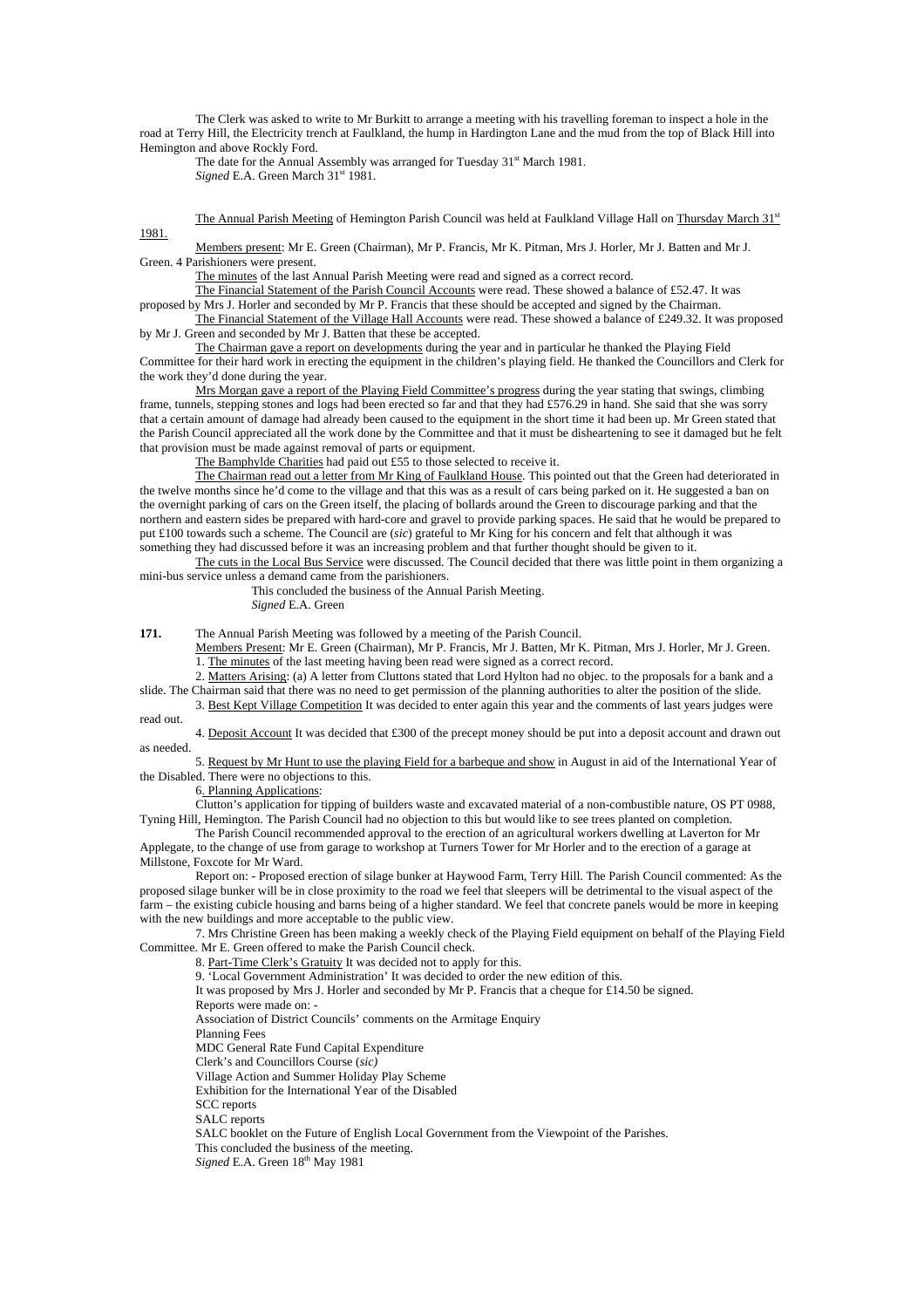The Clerk was asked to write to Mr Burkitt to arrange a meeting with his travelling foreman to inspect a hole in the road at Terry Hill, the Electricity trench at Faulkland, the hump in Hardington Lane and the mud from the top of Black Hill into Hemington and above Rockly Ford.

The date for the Annual Assembly was arranged for Tuesday 31st March 1981.

*Signed* E.A. Green March 31st 1981.

The Annual Parish Meeting of Hemington Parish Council was held at Faulkland Village Hall on Thursday March 31st 1981.

Members present: Mr E. Green (Chairman), Mr P. Francis, Mr K. Pitman, Mrs J. Horler, Mr J. Batten and Mr J. Green. 4 Parishioners were present.

The minutes of the last Annual Parish Meeting were read and signed as a correct record.

The Financial Statement of the Parish Council Accounts were read. These showed a balance of £52.47. It was proposed by Mrs J. Horler and seconded by Mr P. Francis that these should be accepted and signed by the Chairman.

The Financial Statement of the Village Hall Accounts were read. These showed a balance of £249.32. It was proposed by Mr J. Green and seconded by Mr J. Batten that these be accepted.

The Chairman gave a report on developments during the year and in particular he thanked the Playing Field Committee for their hard work in erecting the equipment in the children's playing field. He thanked the Councillors and Clerk for the work they'd done during the year.

Mrs Morgan gave a report of the Playing Field Committee's progress during the year stating that swings, climbing frame, tunnels, stepping stones and logs had been erected so far and that they had £576.29 in hand. She said that she was sorry that a certain amount of damage had already been caused to the equipment in the short time it had been up. Mr Green stated that the Parish Council appreciated all the work done by the Committee and that it must be disheartening to see it damaged but he felt that provision must be made against removal of parts or equipment.

The Bamphylde Charities had paid out £55 to those selected to receive it.

The Chairman read out a letter from Mr King of Faulkland House. This pointed out that the Green had deteriorated in the twelve months since he'd come to the village and that this was as a result of cars being parked on it. He suggested a ban on the overnight parking of cars on the Green itself, the placing of bollards around the Green to discourage parking and that the northern and eastern sides be prepared with hard-core and gravel to provide parking spaces. He said that he would be prepared to put £100 towards such a scheme. The Council are (*sic*) grateful to Mr King for his concern and felt that although it was something they had discussed before it was an increasing problem and that further thought should be given to it.

The cuts in the Local Bus Service were discussed. The Council decided that there was little point in them organizing a mini-bus service unless a demand came from the parishioners.

This concluded the business of the Annual Parish Meeting.

*Signed* E.A. Green

**171.** The Annual Parish Meeting was followed by a meeting of the Parish Council.

Members Present: Mr E. Green (Chairman), Mr P. Francis, Mr J. Batten, Mr K. Pitman, Mrs J. Horler, Mr J. Green.

1. The minutes of the last meeting having been read were signed as a correct record.

2. Matters Arising: (a) A letter from Cluttons stated that Lord Hylton had no objec. to the proposals for a bank and a slide. The Chairman said that there was no need to get permission of the planning authorities to alter the position of the slide.

3. Best Kept Village Competition It was decided to enter again this year and the comments of last years judges were read out.

4. Deposit Account It was decided that £300 of the precept money should be put into a deposit account and drawn out as needed.

5. Request by Mr Hunt to use the playing Field for a barbeque and show in August in aid of the International Year of the Disabled. There were no objections to this.

6. Planning Applications:

Clutton's application for tipping of builders waste and excavated material of a non-combustible nature, OS PT 0988, Tyning Hill, Hemington. The Parish Council had no objection to this but would like to see trees planted on completion.

The Parish Council recommended approval to the erection of an agricultural workers dwelling at Laverton for Mr Applegate, to the change of use from garage to workshop at Turners Tower for Mr Horler and to the erection of a garage at Millstone, Foxcote for Mr Ward.

Report on: - Proposed erection of silage bunker at Haywood Farm, Terry Hill. The Parish Council commented: As the proposed silage bunker will be in close proximity to the road we feel that sleepers will be detrimental to the visual aspect of the farm – the existing cubicle housing and barns being of a higher standard. We feel that concrete panels would be more in keeping with the new buildings and more acceptable to the public view.

7. Mrs Christine Green has been making a weekly check of the Playing Field equipment on behalf of the Playing Field Committee. Mr E. Green offered to make the Parish Council check.

8. Part-Time Clerk's Gratuity It was decided not to apply for this.

9. 'Local Government Administration' It was decided to order the new edition of this.

It was proposed by Mrs J. Horler and seconded by Mr P. Francis that a cheque for £14.50 be signed.

Reports were made on: -

Association of District Councils' comments on the Armitage Enquiry

Planning Fees

MDC General Rate Fund Capital Expenditure

Clerk's and Councillors Course (*sic)*

Village Action and Summer Holiday Play Scheme

Exhibition for the International Year of the Disabled

SCC reports

SALC reports

SALC booklet on the Future of English Local Government from the Viewpoint of the Parishes.

This concluded the business of the meeting.

*Signed* E.A. Green 18th May 1981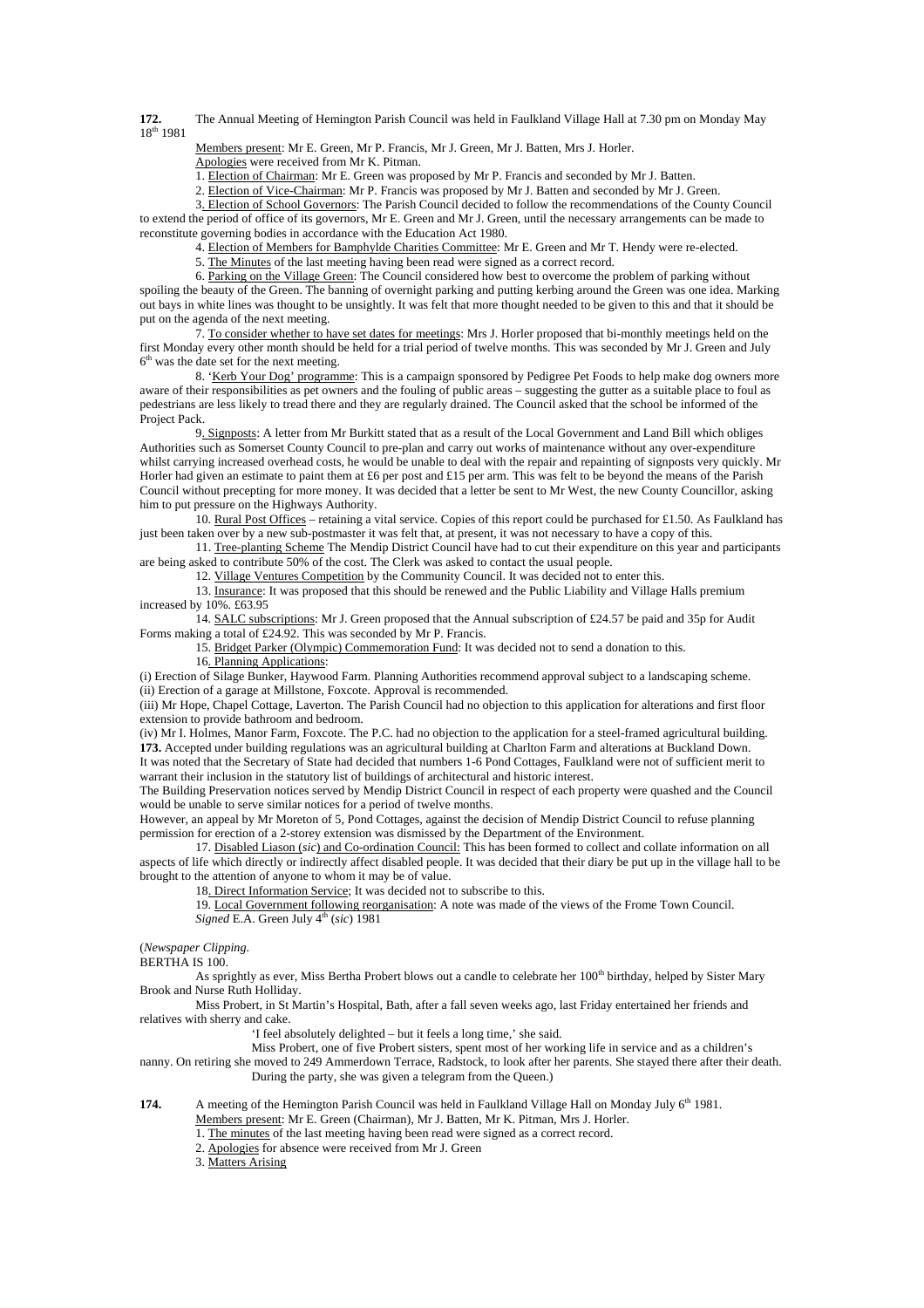**172.** The Annual Meeting of Hemington Parish Council was held in Faulkland Village Hall at 7.30 pm on Monday May 18th 1981

Members present: Mr E. Green, Mr P. Francis, Mr J. Green, Mr J. Batten, Mrs J. Horler.

Apologies were received from Mr K. Pitman.

1. Election of Chairman: Mr E. Green was proposed by Mr P. Francis and seconded by Mr J. Batten.

2. Election of Vice-Chairman: Mr P. Francis was proposed by Mr J. Batten and seconded by Mr J. Green.

3. Election of School Governors: The Parish Council decided to follow the recommendations of the County Council to extend the period of office of its governors, Mr E. Green and Mr J. Green, until the necessary arrangements can be made to reconstitute governing bodies in accordance with the Education Act 1980.

4. Election of Members for Bamphylde Charities Committee: Mr E. Green and Mr T. Hendy were re-elected.

5. The Minutes of the last meeting having been read were signed as a correct record.

6. Parking on the Village Green: The Council considered how best to overcome the problem of parking without spoiling the beauty of the Green. The banning of overnight parking and putting kerbing around the Green was one idea. Marking out bays in white lines was thought to be unsightly. It was felt that more thought needed to be given to this and that it should be put on the agenda of the next meeting.

7. To consider whether to have set dates for meetings: Mrs J. Horler proposed that bi-monthly meetings held on the first Monday every other month should be held for a trial period of twelve months. This was seconded by Mr J. Green and July 6th was the date set for the next meeting.

8. 'Kerb Your Dog' programme: This is a campaign sponsored by Pedigree Pet Foods to help make dog owners more aware of their responsibilities as pet owners and the fouling of public areas – suggesting the gutter as a suitable place to foul as pedestrians are less likely to tread there and they are regularly drained. The Council asked that the school be informed of the Project Pack.

9. Signposts: A letter from Mr Burkitt stated that as a result of the Local Government and Land Bill which obliges Authorities such as Somerset County Council to pre-plan and carry out works of maintenance without any over-expenditure whilst carrying increased overhead costs, he would be unable to deal with the repair and repainting of signposts very quickly. Mr Horler had given an estimate to paint them at £6 per post and £15 per arm. This was felt to be beyond the means of the Parish Council without precepting for more money. It was decided that a letter be sent to Mr West, the new County Councillor, asking him to put pressure on the Highways Authority.

10. Rural Post Offices – retaining a vital service. Copies of this report could be purchased for £1.50. As Faulkland has just been taken over by a new sub-postmaster it was felt that, at present, it was not necessary to have a copy of this.

11. Tree-planting Scheme The Mendip District Council have had to cut their expenditure on this year and participants are being asked to contribute 50% of the cost. The Clerk was asked to contact the usual people.

12. Village Ventures Competition by the Community Council. It was decided not to enter this.

13. Insurance: It was proposed that this should be renewed and the Public Liability and Village Halls premium increased by 10%. £63.95

14. SALC subscriptions: Mr J. Green proposed that the Annual subscription of £24.57 be paid and 35p for Audit Forms making a total of £24.92. This was seconded by Mr P. Francis.

15. Bridget Parker (Olympic) Commemoration Fund: It was decided not to send a donation to this.

16. Planning Applications:

(i) Erection of Silage Bunker, Haywood Farm. Planning Authorities recommend approval subject to a landscaping scheme.
(ii) Erection of a garage at Millstone, Foxcote. Approval is recommended.
(iii) Mr Hope, Chapel Cottage, Laverton. The Parish Council had no objection to this application for alterations and first floor extension to provide bathroom and bedroom.
(iv) Mr I. Holmes, Manor Farm, Foxcote. The P.C. had no objection to the application for a steel-framed agricultural building.

**173.** Accepted under building regulations was an agricultural building at Charlton Farm and alterations at Buckland Down.
It was noted that the Secretary of State had decided that numbers 1-6 Pond Cottages, Faulkland were not of sufficient merit to warrant their inclusion in the statutory list of buildings of architectural and historic interest.
The Building Preservation notices served by Mendip District Council in respect of each property were quashed and the Council would be unable to serve similar notices for a period of twelve months.
However, an appeal by Mr Moreton of 5, Pond Cottages, against the decision of Mendip District Council to refuse planning permission for erection of a 2-storey extension was dismissed by the Department of the Environment.

17. Disabled Liason (*sic*) and Co-ordination Council: This has been formed to collect and collate information on all aspects of life which directly or indirectly affect disabled people. It was decided that their diary be put up in the village hall to be brought to the attention of anyone to whom it may be of value.

18. Direct Information Service; It was decided not to subscribe to this.

19. Local Government following reorganisation: A note was made of the views of the Frome Town Council.

*Signed* E.A. Green July 4th (*sic*) 1981

(*Newspaper Clipping.*
BERTHA IS 100.

As sprightly as ever, Miss Bertha Probert blows out a candle to celebrate her 100th birthday, helped by Sister Mary Brook and Nurse Ruth Holliday.

Miss Probert, in St Martin's Hospital, Bath, after a fall seven weeks ago, last Friday entertained her friends and relatives with sherry and cake.

'I feel absolutely delighted – but it feels a long time,' she said.

Miss Probert, one of five Probert sisters, spent most of her working life in service and as a children's nanny. On retiring she moved to 249 Ammerdown Terrace, Radstock, to look after her parents. She stayed there after their death. During the party, she was given a telegram from the Queen.)

**174.** A meeting of the Hemington Parish Council was held in Faulkland Village Hall on Monday July 6th 1981.

Members present: Mr E. Green (Chairman), Mr J. Batten, Mr K. Pitman, Mrs J. Horler.

1. The minutes of the last meeting having been read were signed as a correct record.

2. Apologies for absence were received from Mr J. Green

3. Matters Arising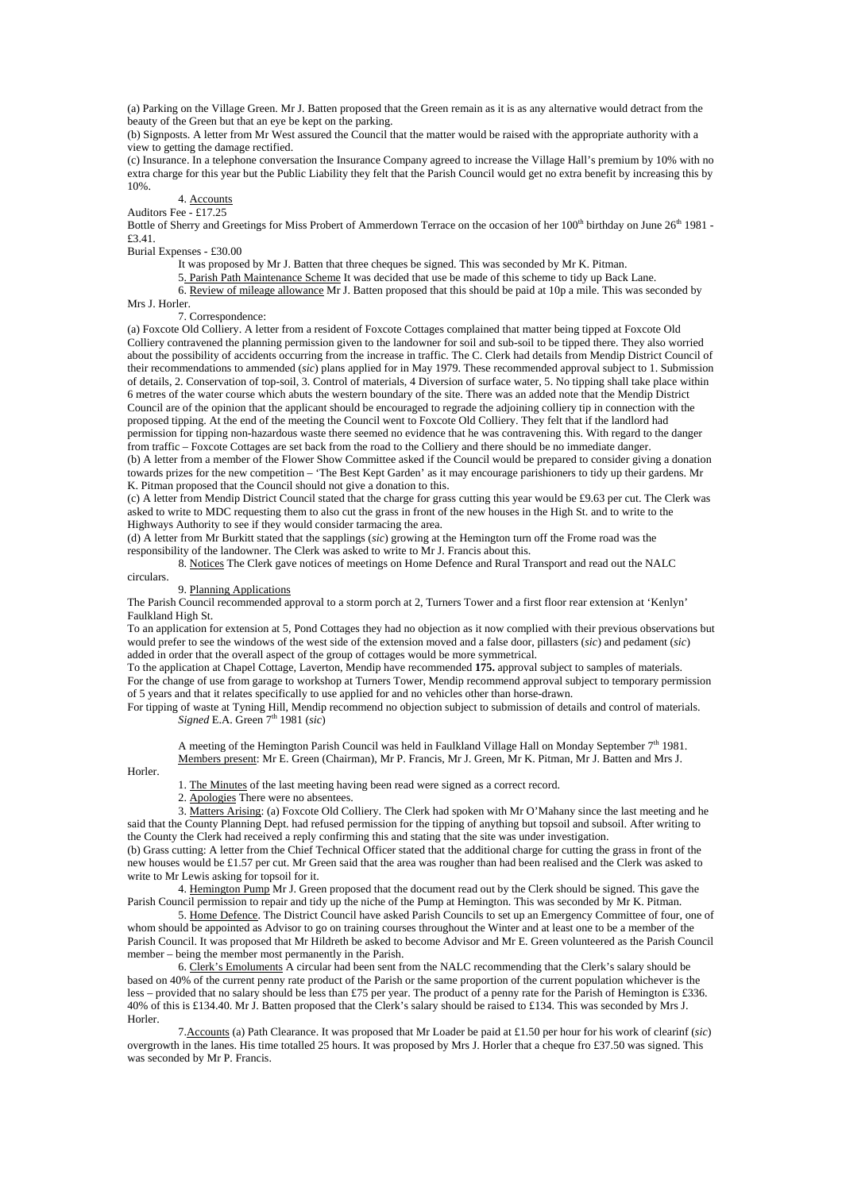(a) Parking on the Village Green. Mr J. Batten proposed that the Green remain as it is as any alternative would detract from the beauty of the Green but that an eye be kept on the parking.

(b) Signposts. A letter from Mr West assured the Council that the matter would be raised with the appropriate authority with a view to getting the damage rectified.

(c) Insurance. In a telephone conversation the Insurance Company agreed to increase the Village Hall's premium by 10% with no extra charge for this year but the Public Liability they felt that the Parish Council would get no extra benefit by increasing this by 10%.

4. Accounts

Auditors Fee - £17.25

Bottle of Sherry and Greetings for Miss Probert of Ammerdown Terrace on the occasion of her 100th birthday on June 26th 1981 - £3.41.

Burial Expenses - £30.00

It was proposed by Mr J. Batten that three cheques be signed. This was seconded by Mr K. Pitman.

5. Parish Path Maintenance Scheme It was decided that use be made of this scheme to tidy up Back Lane.

6. Review of mileage allowance Mr J. Batten proposed that this should be paid at 10p a mile. This was seconded by Mrs J. Horler.

7. Correspondence:

(a) Foxcote Old Colliery. A letter from a resident of Foxcote Cottages complained that matter being tipped at Foxcote Old Colliery contravened the planning permission given to the landowner for soil and sub-soil to be tipped there. They also worried about the possibility of accidents occurring from the increase in traffic. The C. Clerk had details from Mendip District Council of their recommendations to ammended (*sic*) plans applied for in May 1979. These recommended approval subject to 1. Submission of details, 2. Conservation of top-soil, 3. Control of materials, 4 Diversion of surface water, 5. No tipping shall take place within 6 metres of the water course which abuts the western boundary of the site. There was an added note that the Mendip District Council are of the opinion that the applicant should be encouraged to regrade the adjoining colliery tip in connection with the proposed tipping. At the end of the meeting the Council went to Foxcote Old Colliery. They felt that if the landlord had permission for tipping non-hazardous waste there seemed no evidence that he was contravening this. With regard to the danger from traffic – Foxcote Cottages are set back from the road to the Colliery and there should be no immediate danger.

(b) A letter from a member of the Flower Show Committee asked if the Council would be prepared to consider giving a donation towards prizes for the new competition – 'The Best Kept Garden' as it may encourage parishioners to tidy up their gardens. Mr K. Pitman proposed that the Council should not give a donation to this.

(c) A letter from Mendip District Council stated that the charge for grass cutting this year would be £9.63 per cut. The Clerk was asked to write to MDC requesting them to also cut the grass in front of the new houses in the High St. and to write to the Highways Authority to see if they would consider tarmacing the area.

(d) A letter from Mr Burkitt stated that the sapplings (*sic*) growing at the Hemington turn off the Frome road was the responsibility of the landowner. The Clerk was asked to write to Mr J. Francis about this.

8. Notices The Clerk gave notices of meetings on Home Defence and Rural Transport and read out the NALC circulars.

9. Planning Applications

The Parish Council recommended approval to a storm porch at 2, Turners Tower and a first floor rear extension at 'Kenlyn' Faulkland High St.

To an application for extension at 5, Pond Cottages they had no objection as it now complied with their previous observations but would prefer to see the windows of the west side of the extension moved and a false door, pillasters (*sic*) and pedament (*sic*) added in order that the overall aspect of the group of cottages would be more symmetrical.

To the application at Chapel Cottage, Laverton, Mendip have recommended **175.** approval subject to samples of materials.

For the change of use from garage to workshop at Turners Tower, Mendip recommend approval subject to temporary permission of 5 years and that it relates specifically to use applied for and no vehicles other than horse-drawn.

For tipping of waste at Tyning Hill, Mendip recommend no objection subject to submission of details and control of materials.

*Signed* E.A. Green 7th 1981 (*sic*)

A meeting of the Hemington Parish Council was held in Faulkland Village Hall on Monday September 7th 1981.

Members present: Mr E. Green (Chairman), Mr P. Francis, Mr J. Green, Mr K. Pitman, Mr J. Batten and Mrs J. Horler.

1. The Minutes of the last meeting having been read were signed as a correct record.

2. Apologies There were no absentees.

3. Matters Arising: (a) Foxcote Old Colliery. The Clerk had spoken with Mr O'Mahany since the last meeting and he said that the County Planning Dept. had refused permission for the tipping of anything but topsoil and subsoil. After writing to the County the Clerk had received a reply confirming this and stating that the site was under investigation.

(b) Grass cutting: A letter from the Chief Technical Officer stated that the additional charge for cutting the grass in front of the new houses would be £1.57 per cut. Mr Green said that the area was rougher than had been realised and the Clerk was asked to write to Mr Lewis asking for topsoil for it.

4. Hemington Pump Mr J. Green proposed that the document read out by the Clerk should be signed. This gave the Parish Council permission to repair and tidy up the niche of the Pump at Hemington. This was seconded by Mr K. Pitman.

5. Home Defence. The District Council have asked Parish Councils to set up an Emergency Committee of four, one of whom should be appointed as Advisor to go on training courses throughout the Winter and at least one to be a member of the Parish Council. It was proposed that Mr Hildreth be asked to become Advisor and Mr E. Green volunteered as the Parish Council member – being the member most permanently in the Parish.

6. Clerk's Emoluments A circular had been sent from the NALC recommending that the Clerk's salary should be based on 40% of the current penny rate product of the Parish or the same proportion of the current population whichever is the less – provided that no salary should be less than £75 per year. The product of a penny rate for the Parish of Hemington is £336. 40% of this is £134.40. Mr J. Batten proposed that the Clerk's salary should be raised to £134. This was seconded by Mrs J. Horler.

7. Accounts (a) Path Clearance. It was proposed that Mr Loader be paid at £1.50 per hour for his work of clearinf (*sic*) overgrowth in the lanes. His time totalled 25 hours. It was proposed by Mrs J. Horler that a cheque fro £37.50 was signed. This was seconded by Mr P. Francis.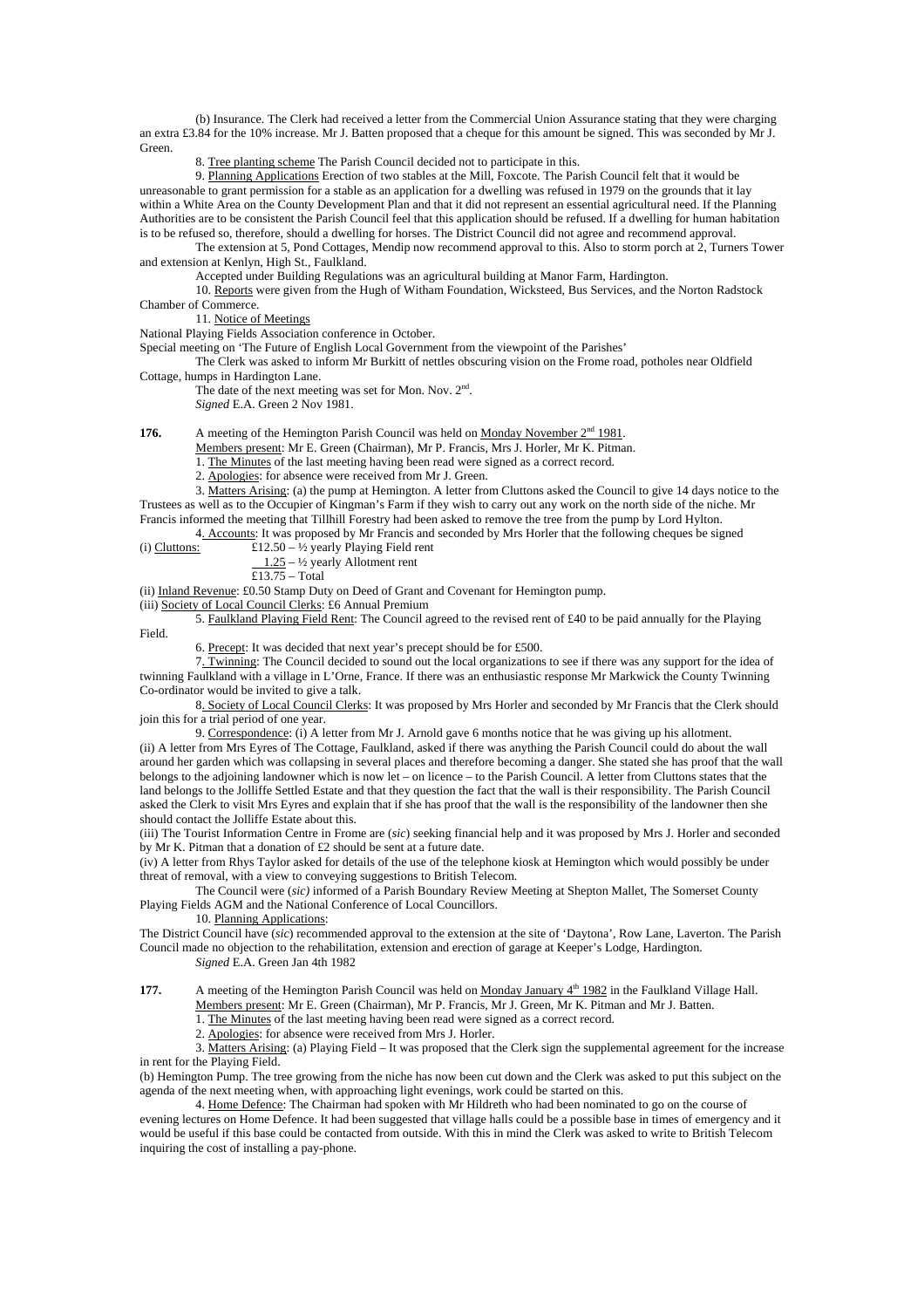(b) Insurance. The Clerk had received a letter from the Commercial Union Assurance stating that they were charging an extra £3.84 for the 10% increase. Mr J. Batten proposed that a cheque for this amount be signed. This was seconded by Mr J. Green.

8. Tree planting scheme The Parish Council decided not to participate in this.

9. Planning Applications Erection of two stables at the Mill, Foxcote. The Parish Council felt that it would be unreasonable to grant permission for a stable as an application for a dwelling was refused in 1979 on the grounds that it lay within a White Area on the County Development Plan and that it did not represent an essential agricultural need. If the Planning Authorities are to be consistent the Parish Council feel that this application should be refused. If a dwelling for human habitation is to be refused so, therefore, should a dwelling for horses. The District Council did not agree and recommend approval.

The extension at 5, Pond Cottages, Mendip now recommend approval to this. Also to storm porch at 2, Turners Tower and extension at Kenlyn, High St., Faulkland.

Accepted under Building Regulations was an agricultural building at Manor Farm, Hardington.

10. Reports were given from the Hugh of Witham Foundation, Wicksteed, Bus Services, and the Norton Radstock Chamber of Commerce.

11. Notice of Meetings

National Playing Fields Association conference in October.

Special meeting on 'The Future of English Local Government from the viewpoint of the Parishes'

The Clerk was asked to inform Mr Burkitt of nettles obscuring vision on the Frome road, potholes near Oldfield Cottage, humps in Hardington Lane.

The date of the next meeting was set for Mon. Nov. 2nd.

*Signed* E.A. Green 2 Nov 1981.

**176.** A meeting of the Hemington Parish Council was held on Monday November 2nd 1981.

Members present: Mr E. Green (Chairman), Mr P. Francis, Mrs J. Horler, Mr K. Pitman.

1. The Minutes of the last meeting having been read were signed as a correct record.

2. Apologies: for absence were received from Mr J. Green.

3. Matters Arising: (a) the pump at Hemington. A letter from Cluttons asked the Council to give 14 days notice to the Trustees as well as to the Occupier of Kingman's Farm if they wish to carry out any work on the north side of the niche. Mr Francis informed the meeting that Tillhill Forestry had been asked to remove the tree from the pump by Lord Hylton.

4. Accounts: It was proposed by Mr Francis and seconded by Mrs Horler that the following cheques be signed

(i) Cluttons: £12.50 – ½ yearly Playing Field rent
1.25 – ½ yearly Allotment rent
£13.75 – Total

(ii) Inland Revenue: £0.50 Stamp Duty on Deed of Grant and Covenant for Hemington pump.

(iii) Society of Local Council Clerks: £6 Annual Premium

5. Faulkland Playing Field Rent: The Council agreed to the revised rent of £40 to be paid annually for the Playing Field.

6. Precept: It was decided that next year's precept should be for £500.

7. Twinning: The Council decided to sound out the local organizations to see if there was any support for the idea of twinning Faulkland with a village in L'Orne, France. If there was an enthusiastic response Mr Markwick the County Twinning Co-ordinator would be invited to give a talk.

8. Society of Local Council Clerks: It was proposed by Mrs Horler and seconded by Mr Francis that the Clerk should join this for a trial period of one year.

9. Correspondence: (i) A letter from Mr J. Arnold gave 6 months notice that he was giving up his allotment.

(ii) A letter from Mrs Eyres of The Cottage, Faulkland, asked if there was anything the Parish Council could do about the wall around her garden which was collapsing in several places and therefore becoming a danger. She stated she has proof that the wall belongs to the adjoining landowner which is now let – on licence – to the Parish Council. A letter from Cluttons states that the land belongs to the Jolliffe Settled Estate and that they question the fact that the wall is their responsibility. The Parish Council asked the Clerk to visit Mrs Eyres and explain that if she has proof that the wall is the responsibility of the landowner then she should contact the Jolliffe Estate about this.

(iii) The Tourist Information Centre in Frome are (*sic*) seeking financial help and it was proposed by Mrs J. Horler and seconded by Mr K. Pitman that a donation of £2 should be sent at a future date.

(iv) A letter from Rhys Taylor asked for details of the use of the telephone kiosk at Hemington which would possibly be under threat of removal, with a view to conveying suggestions to British Telecom.

The Council were (*sic)* informed of a Parish Boundary Review Meeting at Shepton Mallet, The Somerset County Playing Fields AGM and the National Conference of Local Councillors.

10. Planning Applications:

The District Council have (*sic*) recommended approval to the extension at the site of 'Daytona', Row Lane, Laverton. The Parish Council made no objection to the rehabilitation, extension and erection of garage at Keeper's Lodge, Hardington.

*Signed* E.A. Green Jan 4th 1982

**177.** A meeting of the Hemington Parish Council was held on Monday January 4th 1982 in the Faulkland Village Hall.

Members present: Mr E. Green (Chairman), Mr P. Francis, Mr J. Green, Mr K. Pitman and Mr J. Batten.

1. The Minutes of the last meeting having been read were signed as a correct record.

2. Apologies: for absence were received from Mrs J. Horler.

3. Matters Arising: (a) Playing Field – It was proposed that the Clerk sign the supplemental agreement for the increase in rent for the Playing Field.

(b) Hemington Pump. The tree growing from the niche has now been cut down and the Clerk was asked to put this subject on the agenda of the next meeting when, with approaching light evenings, work could be started on this.

4. Home Defence: The Chairman had spoken with Mr Hildreth who had been nominated to go on the course of evening lectures on Home Defence. It had been suggested that village halls could be a possible base in times of emergency and it would be useful if this base could be contacted from outside. With this in mind the Clerk was asked to write to British Telecom inquiring the cost of installing a pay-phone.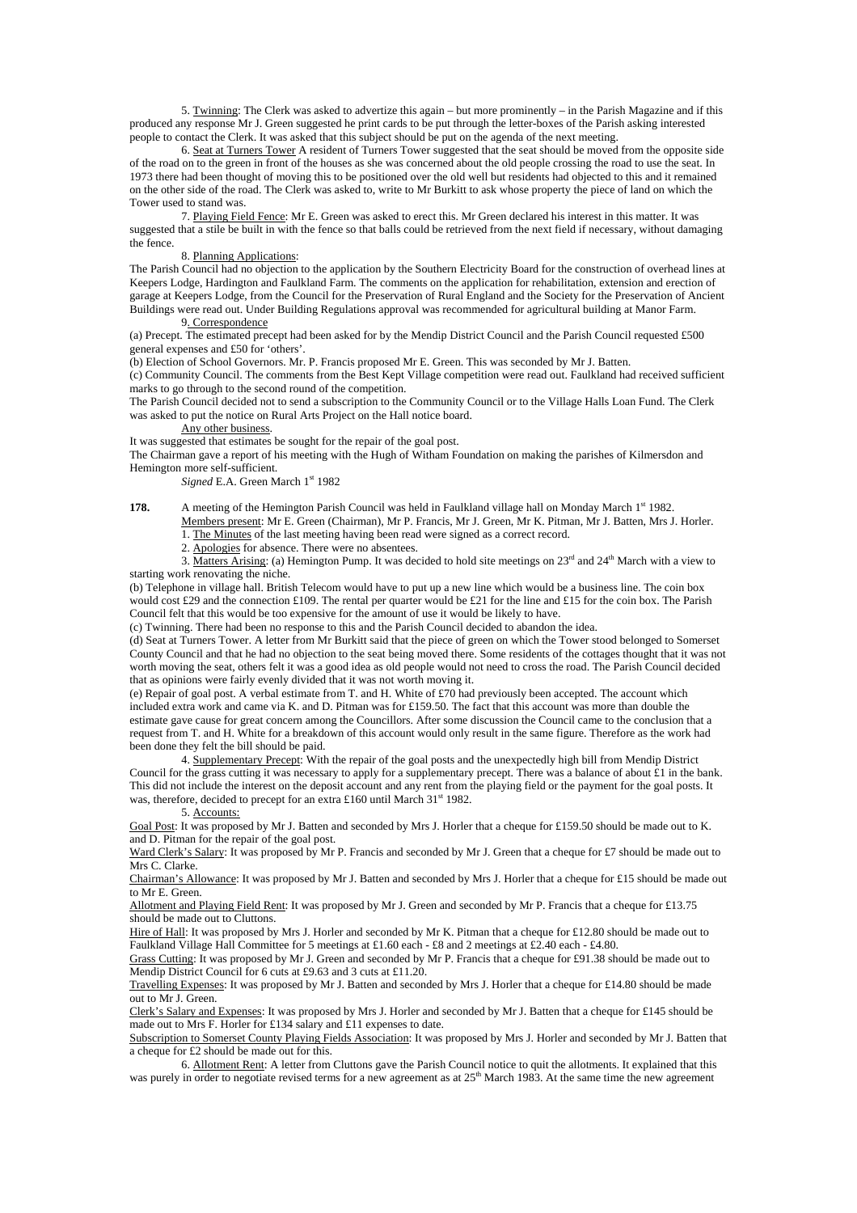5. Twinning: The Clerk was asked to advertize this again – but more prominently – in the Parish Magazine and if this produced any response Mr J. Green suggested he print cards to be put through the letter-boxes of the Parish asking interested people to contact the Clerk. It was asked that this subject should be put on the agenda of the next meeting.

6. Seat at Turners Tower A resident of Turners Tower suggested that the seat should be moved from the opposite side of the road on to the green in front of the houses as she was concerned about the old people crossing the road to use the seat. In 1973 there had been thought of moving this to be positioned over the old well but residents had objected to this and it remained on the other side of the road. The Clerk was asked to, write to Mr Burkitt to ask whose property the piece of land on which the Tower used to stand was.

7. Playing Field Fence: Mr E. Green was asked to erect this. Mr Green declared his interest in this matter. It was suggested that a stile be built in with the fence so that balls could be retrieved from the next field if necessary, without damaging the fence.

8. Planning Applications:

The Parish Council had no objection to the application by the Southern Electricity Board for the construction of overhead lines at Keepers Lodge, Hardington and Faulkland Farm. The comments on the application for rehabilitation, extension and erection of garage at Keepers Lodge, from the Council for the Preservation of Rural England and the Society for the Preservation of Ancient Buildings were read out. Under Building Regulations approval was recommended for agricultural building at Manor Farm.

9. Correspondence

(a) Precept. The estimated precept had been asked for by the Mendip District Council and the Parish Council requested £500 general expenses and £50 for 'others'.

(b) Election of School Governors. Mr. P. Francis proposed Mr E. Green. This was seconded by Mr J. Batten.

(c) Community Council. The comments from the Best Kept Village competition were read out. Faulkland had received sufficient marks to go through to the second round of the competition.

The Parish Council decided not to send a subscription to the Community Council or to the Village Halls Loan Fund. The Clerk was asked to put the notice on Rural Arts Project on the Hall notice board.

Any other business.

It was suggested that estimates be sought for the repair of the goal post.

The Chairman gave a report of his meeting with the Hugh of Witham Foundation on making the parishes of Kilmersdon and Hemington more self-sufficient.

*Signed* E.A. Green March 1st 1982

**178.** A meeting of the Hemington Parish Council was held in Faulkland village hall on Monday March 1st 1982.

Members present: Mr E. Green (Chairman), Mr P. Francis, Mr J. Green, Mr K. Pitman, Mr J. Batten, Mrs J. Horler.

1. The Minutes of the last meeting having been read were signed as a correct record.

2. Apologies for absence. There were no absentees.

3. Matters Arising: (a) Hemington Pump. It was decided to hold site meetings on 23rd and 24th March with a view to starting work renovating the niche.

(b) Telephone in village hall. British Telecom would have to put up a new line which would be a business line. The coin box would cost £29 and the connection £109. The rental per quarter would be £21 for the line and £15 for the coin box. The Parish Council felt that this would be too expensive for the amount of use it would be likely to have.

(c) Twinning. There had been no response to this and the Parish Council decided to abandon the idea.

(d) Seat at Turners Tower. A letter from Mr Burkitt said that the piece of green on which the Tower stood belonged to Somerset County Council and that he had no objection to the seat being moved there. Some residents of the cottages thought that it was not worth moving the seat, others felt it was a good idea as old people would not need to cross the road. The Parish Council decided that as opinions were fairly evenly divided that it was not worth moving it.

(e) Repair of goal post. A verbal estimate from T. and H. White of £70 had previously been accepted. The account which included extra work and came via K. and D. Pitman was for £159.50. The fact that this account was more than double the estimate gave cause for great concern among the Councillors. After some discussion the Council came to the conclusion that a request from T. and H. White for a breakdown of this account would only result in the same figure. Therefore as the work had been done they felt the bill should be paid.

4. Supplementary Precept: With the repair of the goal posts and the unexpectedly high bill from Mendip District Council for the grass cutting it was necessary to apply for a supplementary precept. There was a balance of about £1 in the bank. This did not include the interest on the deposit account and any rent from the playing field or the payment for the goal posts. It was, therefore, decided to precept for an extra £160 until March 31st 1982.

5. Accounts:

Goal Post: It was proposed by Mr J. Batten and seconded by Mrs J. Horler that a cheque for £159.50 should be made out to K. and D. Pitman for the repair of the goal post.

Ward Clerk's Salary: It was proposed by Mr P. Francis and seconded by Mr J. Green that a cheque for £7 should be made out to Mrs C. Clarke.

Chairman's Allowance: It was proposed by Mr J. Batten and seconded by Mrs J. Horler that a cheque for £15 should be made out to Mr E. Green.

Allotment and Playing Field Rent: It was proposed by Mr J. Green and seconded by Mr P. Francis that a cheque for £13.75 should be made out to Cluttons.

Hire of Hall: It was proposed by Mrs J. Horler and seconded by Mr K. Pitman that a cheque for £12.80 should be made out to Faulkland Village Hall Committee for 5 meetings at £1.60 each - £8 and 2 meetings at £2.40 each - £4.80.

Grass Cutting: It was proposed by Mr J. Green and seconded by Mr P. Francis that a cheque for £91.38 should be made out to Mendip District Council for 6 cuts at £9.63 and 3 cuts at £11.20.

Travelling Expenses: It was proposed by Mr J. Batten and seconded by Mrs J. Horler that a cheque for £14.80 should be made out to Mr J. Green.

Clerk's Salary and Expenses: It was proposed by Mrs J. Horler and seconded by Mr J. Batten that a cheque for £145 should be made out to Mrs F. Horler for £134 salary and £11 expenses to date.

Subscription to Somerset County Playing Fields Association: It was proposed by Mrs J. Horler and seconded by Mr J. Batten that a cheque for £2 should be made out for this.

6. Allotment Rent: A letter from Cluttons gave the Parish Council notice to quit the allotments. It explained that this was purely in order to negotiate revised terms for a new agreement as at 25th March 1983. At the same time the new agreement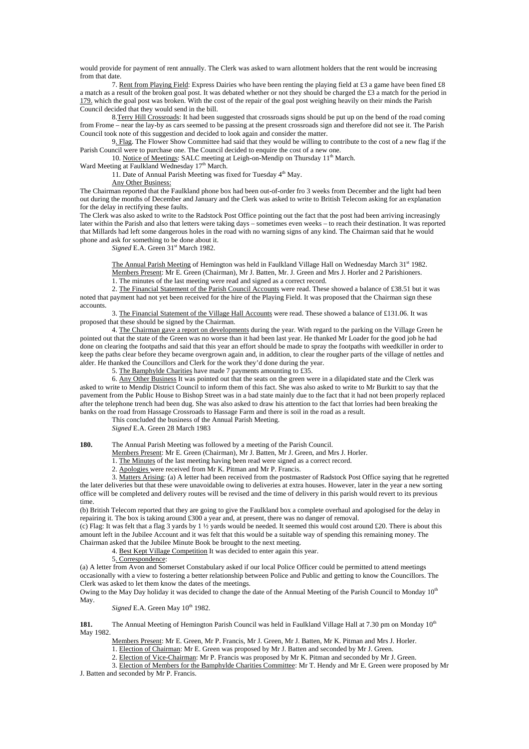would provide for payment of rent annually. The Clerk was asked to warn allotment holders that the rent would be increasing from that date.

7. Rent from Playing Field: Express Dairies who have been renting the playing field at £3 a game have been fined £8 a match as a result of the broken goal post. It was debated whether or not they should be charged the £3 a match for the period in 179. which the goal post was broken. With the cost of the repair of the goal post weighing heavily on their minds the Parish Council decided that they would send in the bill.

8. Terry Hill Crossroads: It had been suggested that crossroads signs should be put up on the bend of the road coming from Frome – near the lay-by as cars seemed to be passing at the present crossroads sign and therefore did not see it. The Parish Council took note of this suggestion and decided to look again and consider the matter.

9. Flag. The Flower Show Committee had said that they would be willing to contribute to the cost of a new flag if the Parish Council were to purchase one. The Council decided to enquire the cost of a new one.

10. Notice of Meetings: SALC meeting at Leigh-on-Mendip on Thursday 11th March.
Ward Meeting at Faulkland Wednesday 17th March.

11. Date of Annual Parish Meeting was fixed for Tuesday 4th May.

Any Other Business:

The Chairman reported that the Faulkland phone box had been out-of-order fro 3 weeks from December and the light had been out during the months of December and January and the Clerk was asked to write to British Telecom asking for an explanation for the delay in rectifying these faults.

The Clerk was also asked to write to the Radstock Post Office pointing out the fact that the post had been arriving increasingly later within the Parish and also that letters were taking days – sometimes even weeks – to reach their destination. It was reported that Millards had left some dangerous holes in the road with no warning signs of any kind. The Chairman said that he would phone and ask for something to be done about it.

*Signed* E.A. Green 31st March 1982.

The Annual Parish Meeting of Hemington was held in Faulkland Village Hall on Wednesday March 31st 1982.

Members Present: Mr E. Green (Chairman), Mr J. Batten, Mr. J. Green and Mrs J. Horler and 2 Parishioners.

1. The minutes of the last meeting were read and signed as a correct record.

2. The Financial Statement of the Parish Council Accounts were read. These showed a balance of £38.51 but it was noted that payment had not yet been received for the hire of the Playing Field. It was proposed that the Chairman sign these accounts.

3. The Financial Statement of the Village Hall Accounts were read. These showed a balance of £131.06. It was proposed that these should be signed by the Chairman.

4. The Chairman gave a report on developments during the year. With regard to the parking on the Village Green he pointed out that the state of the Green was no worse than it had been last year. He thanked Mr Loader for the good job he had done on clearing the footpaths and said that this year an effort should be made to spray the footpaths with weedkiller in order to keep the paths clear before they became overgrown again and, in addition, to clear the rougher parts of the village of nettles and alder. He thanked the Councillors and Clerk for the work they'd done during the year.

5. The Bamphylde Charities have made 7 payments amounting to £35.

6. Any Other Business It was pointed out that the seats on the green were in a dilapidated state and the Clerk was asked to write to Mendip District Council to inform them of this fact. She was also asked to write to Mr Burkitt to say that the pavement from the Public House to Bishop Street was in a bad state mainly due to the fact that it had not been properly replaced after the telephone trench had been dug. She was also asked to draw his attention to the fact that lorries had been breaking the banks on the road from Hassage Crossroads to Hassage Farm and there is soil in the road as a result.

This concluded the business of the Annual Parish Meeting.

*Signed* E.A. Green 28 March 1983

**180.** The Annual Parish Meeting was followed by a meeting of the Parish Council.

Members Present: Mr E. Green (Chairman), Mr J. Batten, Mr J. Green, and Mrs J. Horler.

1. The Minutes of the last meeting having been read were signed as a correct record.

2. Apologies were received from Mr K. Pitman and Mr P. Francis.

3. Matters Arising: (a) A letter had been received from the postmaster of Radstock Post Office saying that he regretted the later deliveries but that these were unavoidable owing to deliveries at extra houses. However, later in the year a new sorting office will be completed and delivery routes will be revised and the time of delivery in this parish would revert to its previous time.

(b) British Telecom reported that they are going to give the Faulkland box a complete overhaul and apologised for the delay in repairing it. The box is taking around £300 a year and, at present, there was no danger of removal.

(c) Flag: It was felt that a flag 3 yards by 1 ½ yards would be needed. It seemed this would cost around £20. There is about this amount left in the Jubilee Account and it was felt that this would be a suitable way of spending this remaining money. The Chairman asked that the Jubilee Minute Book be brought to the next meeting.

4. Best Kept Village Competition It was decided to enter again this year.

5. Correspondence:

(a) A letter from Avon and Somerset Constabulary asked if our local Police Officer could be permitted to attend meetings occasionally with a view to fostering a better relationship between Police and Public and getting to know the Councillors. The Clerk was asked to let them know the dates of the meetings.

Owing to the May Day holiday it was decided to change the date of the Annual Meeting of the Parish Council to Monday 10th May.

*Signed* E.A. Green May 10th 1982.

**181.** The Annual Meeting of Hemington Parish Council was held in Faulkland Village Hall at 7.30 pm on Monday 10th May 1982.

Members Present: Mr E. Green, Mr P. Francis, Mr J. Green, Mr J. Batten, Mr K. Pitman and Mrs J. Horler.

1. Election of Chairman: Mr E. Green was proposed by Mr J. Batten and seconded by Mr J. Green.

2. Election of Vice-Chairman: Mr P. Francis was proposed by Mr K. Pitman and seconded by Mr J. Green.

3. Election of Members for the Bamphylde Charities Committee: Mr T. Hendy and Mr E. Green were proposed by Mr J. Batten and seconded by Mr P. Francis.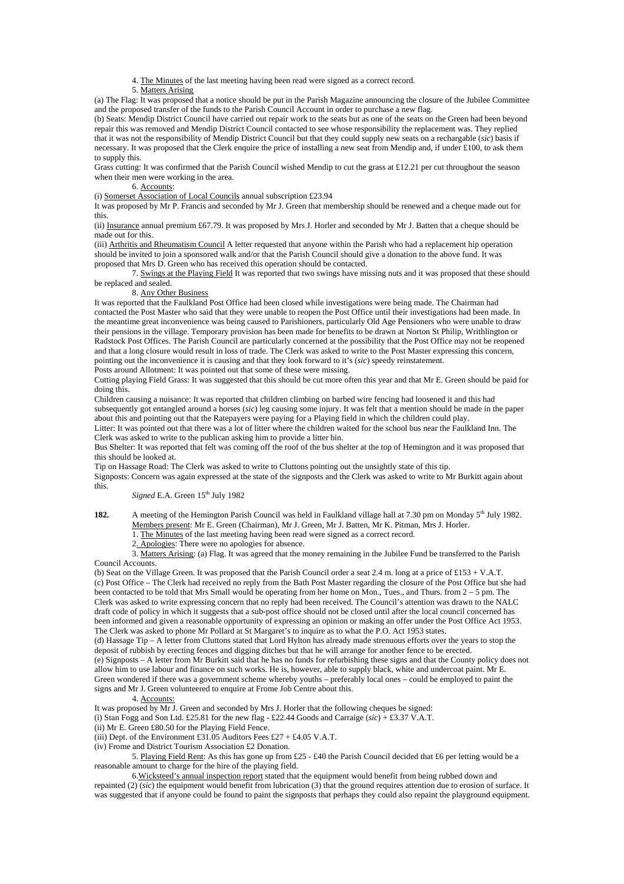4. <u>The Minutes</u> of the last meeting having been read were signed as a correct record.

5. <u>Matters Arising</u>

(a) The Flag: It was proposed that a notice should be put in the Parish Magazine announcing the closure of the Jubilee Committee and the proposed transfer of the funds to the Parish Council Account in order to purchase a new flag.

(b) Seats: Mendip District Council have carried out repair work to the seats but as one of the seats on the Green had been beyond repair this was removed and Mendip District Council contacted to see whose responsibility the replacement was. They replied that it was not the responsibility of Mendip District Council but that they could supply new seats on a rechargable (*sic*) basis if necessary. It was proposed that the Clerk enquire the price of installing a new seat from Mendip and, if under £100, to ask them to supply this.

Grass cutting: It was confirmed that the Parish Council wished Mendip to cut the grass at £12.21 per cut throughout the season when their men were working in the area.

6. <u>Accounts</u>:

(i) <u>Somerset Association of Local Councils</u> annual subscription £23.94

It was proposed by Mr P. Francis and seconded by Mr J. Green that membership should be renewed and a cheque made out for this.

(ii) <u>Insurance</u> annual premium £67.79. It was proposed by Mrs J. Horler and seconded by Mr J. Batten that a cheque should be made out for this.

(iii) <u>Arthritis and Rheumatism Council</u> A letter requested that anyone within the Parish who had a replacement hip operation should be invited to join a sponsored walk and/or that the Parish Council should give a donation to the above fund. It was proposed that Mrs D. Green who has received this operation should be contacted.

7. <u>Swings at the Playing Field</u> It was reported that two swings have missing nuts and it was proposed that these should be replaced and sealed.

8. <u>Any Other Business</u>

It was reported that the Faulkland Post Office had been closed while investigations were being made. The Chairman had contacted the Post Master who said that they were unable to reopen the Post Office until their investigations had been made. In the meantime great inconvenience was being caused to Parishioners, particularly Old Age Pensioners who were unable to draw their pensions in the village. Temporary provision has been made for benefits to be drawn at Norton St Philip, Writhlington or Radstock Post Offices. The Parish Council are particularly concerned at the possibility that the Post Office may not be reopened and that a long closure would result in loss of trade. The Clerk was asked to write to the Post Master expressing this concern, pointing out the inconvenience it is causing and that they look forward to it's (*sic*) speedy reinstatement.

Posts around Allotment: It was pointed out that some of these were missing.

Cutting playing Field Grass: It was suggested that this should be cut more often this year and that Mr E. Green should be paid for doing this.

Children causing a nuisance: It was reported that children climbing on barbed wire fencing had loosened it and this had subsequently got entangled around a horses (*sic*) leg causing some injury. It was felt that a mention should be made in the paper about this and pointing out that the Ratepayers were paying for a Playing field in which the children could play.

Litter: It was pointed out that there was a lot of litter where the children waited for the school bus near the Faulkland Inn. The Clerk was asked to write to the publican asking him to provide a litter bin.

Bus Shelter: It was reported that felt was coming off the roof of the bus shelter at the top of Hemington and it was proposed that this should be looked at.

Tip on Hassage Road: The Clerk was asked to write to Cluttons pointing out the unsightly state of this tip.

Signposts: Concern was again expressed at the state of the signposts and the Clerk was asked to write to Mr Burkitt again about this.

*Signed* E.A. Green 15th July 1982

**182.** A meeting of the Hemington Parish Council was held in Faulkland village hall at 7.30 pm on Monday 5th July 1982.

<u>Members present</u>: Mr E. Green (Chairman), Mr J. Green, Mr J. Batten, Mr K. Pitman, Mrs J. Horler.

1. <u>The Minutes</u> of the last meeting having been read were signed as a correct record.

2. <u>Apologies</u>: There were no apologies for absence.

3. <u>Matters Arising</u>: (a) Flag. It was agreed that the money remaining in the Jubilee Fund be transferred to the Parish Council Accounts.

(b) Seat on the Village Green. It was proposed that the Parish Council order a seat 2.4 m. long at a price of £153 + V.A.T.

(c) Post Office – The Clerk had received no reply from the Bath Post Master regarding the closure of the Post Office but she had been contacted to be told that Mrs Small would be operating from her home on Mon., Tues., and Thurs. from 2 – 5 pm. The Clerk was asked to write expressing concern that no reply had been received. The Council's attention was drawn to the NALC draft code of policy in which it suggests that a sub-post office should not be closed until after the local council concerned has been informed and given a reasonable opportunity of expressing an opinion or making an offer under the Post Office Act 1953. The Clerk was asked to phone Mr Pollard at St Margaret's to inquire as to what the P.O. Act 1953 states.

(d) Hassage Tip – A letter from Cluttons stated that Lord Hylton has already made strenuous efforts over the years to stop the deposit of rubbish by erecting fences and digging ditches but that he will arrange for another fence to be erected.

(e) Signposts – A letter from Mr Burkitt said that he has no funds for refurbishing these signs and that the County policy does not allow him to use labour and finance on such works. He is, however, able to supply black, white and undercoat paint. Mr E. Green wondered if there was a government scheme whereby youths – preferably local ones – could be employed to paint the signs and Mr J. Green volunteered to enquire at Frome Job Centre about this.

4. <u>Accounts:</u>

It was proposed by Mr J. Green and seconded by Mrs J. Horler that the following cheques be signed:

(i) Stan Fogg and Son Ltd. £25.81 for the new flag - £22.44 Goods and Carraige (*sic*) + £3.37 V.A.T.

(ii) Mr E. Green £80.50 for the Playing Field Fence.

(iii) Dept. of the Environment £31.05 Auditors Fees £27 + £4.05 V.A.T.

(iv) Frome and District Tourism Association £2 Donation.

5. <u>Playing Field Rent</u>: As this has gone up from £25 - £40 the Parish Council decided that £6 per letting would be a reasonable amount to charge for the hire of the playing field.

6. <u>Wicksteed's annual inspection report</u> stated that the equipment would benefit from being rubbed down and repainted (2) (*sic*) the equipment would benefit from lubrication (3) that the ground requires attention due to erosion of surface. It was suggested that if anyone could be found to paint the signposts that perhaps they could also repaint the playground equipment.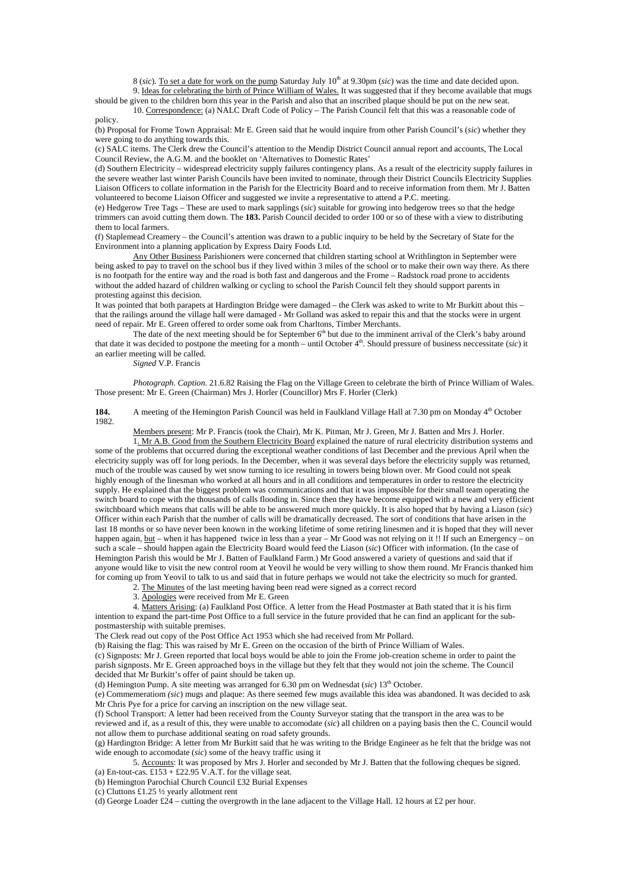8 (*sic*). To set a date for work on the pump Saturday July 10th at 9.30pm (*sic*) was the time and date decided upon.

9. Ideas for celebrating the birth of Prince William of Wales. It was suggested that if they become available that mugs should be given to the children born this year in the Parish and also that an inscribed plaque should be put on the new seat.

10. Correspondence: (a) NALC Draft Code of Policy – The Parish Council felt that this was a reasonable code of policy.

(b) Proposal for Frome Town Appraisal: Mr E. Green said that he would inquire from other Parish Council's (*sic*) whether they were going to do anything towards this.

(c) SALC items. The Clerk drew the Council's attention to the Mendip District Council annual report and accounts, The Local Council Review, the A.G.M. and the booklet on 'Alternatives to Domestic Rates'

(d) Southern Electricity – widespread electricity supply failures contingency plans. As a result of the electricity supply failures in the severe weather last winter Parish Councils have been invited to nominate, through their District Councils Electricity Supplies Liaison Officers to collate information in the Parish for the Electricity Board and to receive information from them. Mr J. Batten volunteered to become Liaison Officer and suggested we invite a representative to attend a P.C. meeting.

(e) Hedgerow Tree Tags – These are used to mark sapplings (*sic*) suitable for growing into hedgerow trees so that the hedge trimmers can avoid cutting them down. The **183.** Parish Council decided to order 100 or so of these with a view to distributing them to local farmers.

(f) Staplemead Creamery – the Council's attention was drawn to a public inquiry to be held by the Secretary of State for the Environment into a planning application by Express Dairy Foods Ltd.

Any Other Business Parishioners were concerned that children starting school at Writhlington in September were being asked to pay to travel on the school bus if they lived within 3 miles of the school or to make their own way there. As there is no footpath for the entire way and the road is both fast and dangerous and the Frome – Radstock road prone to accidents without the added hazard of children walking or cycling to school the Parish Council felt they should support parents in protesting against this decision.

It was pointed that both parapets at Hardington Bridge were damaged – the Clerk was asked to write to Mr Burkitt about this – that the railings around the village hall were damaged - Mr Golland was asked to repair this and that the stocks were in urgent need of repair. Mr E. Green offered to order some oak from Charltons, Timber Merchants.

The date of the next meeting should be for September 6th but due to the imminent arrival of the Clerk's baby around that date it was decided to postpone the meeting for a month – until October 4th. Should pressure of business neccessitate (*sic*) it an earlier meeting will be called.

*Signed* V.P. Francis

*Photograph. Caption.* 21.6.82 Raising the Flag on the Village Green to celebrate the birth of Prince William of Wales. Those present: Mr E. Green (Chairman) Mrs J. Horler (Councillor) Mrs F. Horler (Clerk)

**184.** A meeting of the Hemington Parish Council was held in Faulkland Village Hall at 7.30 pm on Monday 4th October 1982.

Members present: Mr P. Francis (took the Chair), Mr K. Pitman, Mr J. Green, Mr J. Batten and Mrs J. Horler.

1. Mr A.B. Good from the Southern Electricity Board explained the nature of rural electricity distribution systems and some of the problems that occurred during the exceptional weather conditions of last December and the previous April when the electricity supply was off for long periods. In the December, when it was several days before the electricity supply was returned, much of the trouble was caused by wet snow turning to ice resulting in towers being blown over. Mr Good could not speak highly enough of the linesman who worked at all hours and in all conditions and temperatures in order to restore the electricity supply. He explained that the biggest problem was communications and that it was impossible for their small team operating the switch board to cope with the thousands of calls flooding in. Since then they have become equipped with a new and very efficient switchboard which means that calls will be able to be answered much more quickly. It is also hoped that by having a Liason (*sic*) Officer within each Parish that the number of calls will be dramatically decreased. The sort of conditions that have arisen in the last 18 months or so have never been known in the working lifetime of some retiring linesmen and it is hoped that they will never happen again, but – when it has happened twice in less than a year – Mr Good was not relying on it !! If such an Emergency – on such a scale – should happen again the Electricity Board would feed the Liason (*sic*) Officer with information. (In the case of Hemington Parish this would be Mr J. Batten of Faulkland Farm.) Mr Good answered a variety of questions and said that if anyone would like to visit the new control room at Yeovil he would be very willing to show them round. Mr Francis thanked him for coming up from Yeovil to talk to us and said that in future perhaps we would not take the electricity so much for granted.

2. The Minutes of the last meeting having been read were signed as a correct record

3. Apologies were received from Mr E. Green

4. Matters Arising: (a) Faulkland Post Office. A letter from the Head Postmaster at Bath stated that it is his firm intention to expand the part-time Post Office to a full service in the future provided that he can find an applicant for the sub-postmastership with suitable premises.

The Clerk read out copy of the Post Office Act 1953 which she had received from Mr Pollard.

(b) Raising the flag: This was raised by Mr E. Green on the occasion of the birth of Prince William of Wales.

(c) Signposts: Mr J. Green reported that local boys would be able to join the Frome job-creation scheme in order to paint the parish signposts. Mr E. Green approached boys in the village but they felt that they would not join the scheme. The Council decided that Mr Burkitt's offer of paint should be taken up.

(d) Hemington Pump. A site meeting was arranged for 6.30 pm on Wednesdat (*sic*) 13th October.

(e) Commemeratiom (*sic*) mugs and plaque: As there seemed few mugs available this idea was abandoned. It was decided to ask Mr Chris Pye for a price for carving an inscription on the new village seat.

(f) School Transport: A letter had been received from the County Surveyor stating that the transport in the area was to be reviewed and if, as a result of this, they were unable to accomodate (*sic*) all children on a paying basis then the C. Council would not allow them to purchase additional seating on road safety grounds.

(g) Hardington Bridge: A letter from Mr Burkitt said that he was writing to the Bridge Engineer as he felt that the bridge was not wide enough to accomodate (*sic*) some of the heavy traffic using it

5. Accounts: It was proposed by Mrs J. Horler and seconded by Mr J. Batten that the following cheques be signed.

(a) En-tout-cas. £153 + £22.95 V.A.T. for the village seat.

(b) Hemington Parochial Church Council £32 Burial Expenses

(c) Cluttons £1.25 ½ yearly allotment rent

(d) George Loader £24 – cutting the overgrowth in the lane adjacent to the Village Hall. 12 hours at £2 per hour.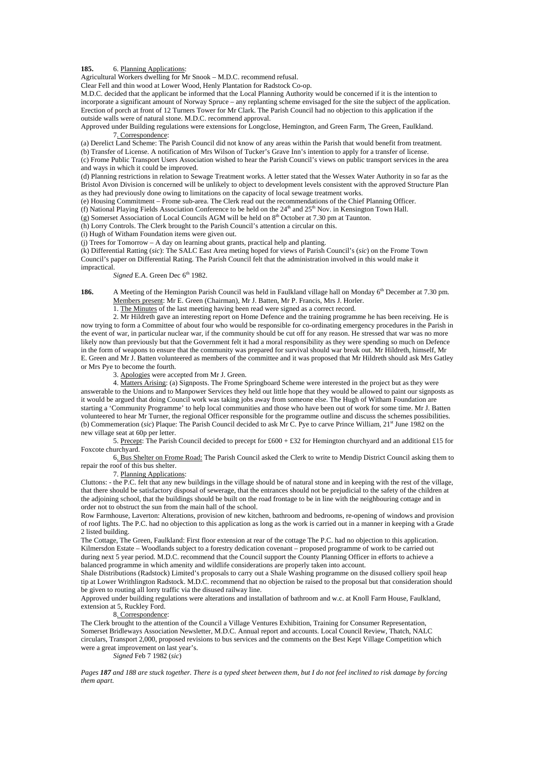**185.** 6. Planning Applications:

Agricultural Workers dwelling for Mr Snook – M.D.C. recommend refusal.

Clear Fell and thin wood at Lower Wood, Henly Plantation for Radstock Co-op.

M.D.C. decided that the applicant be informed that the Local Planning Authority would be concerned if it is the intention to incorporate a significant amount of Norway Spruce – any replanting scheme envisaged for the site the subject of the application. Erection of porch at front of 12 Turners Tower for Mr Clark. The Parish Council had no objection to this application if the outside walls were of natural stone. M.D.C. recommend approval.

Approved under Building regulations were extensions for Longclose, Hemington, and Green Farm, The Green, Faulkland.

7. Correspondence:

(a) Derelict Land Scheme: The Parish Council did not know of any areas within the Parish that would benefit from treatment.

(b) Transfer of License. A notification of Mrs Wilson of Tucker's Grave Inn's intention to apply for a transfer of license.

(c) Frome Public Transport Users Association wished to hear the Parish Council's views on public transport services in the area and ways in which it could be improved.

(d) Planning restrictions in relation to Sewage Treatment works. A letter stated that the Wessex Water Authority in so far as the Bristol Avon Division is concerned will be unlikely to object to development levels consistent with the approved Structure Plan as they had previously done owing to limitations on the capacity of local sewage treatment works.

(e) Housing Commitment – Frome sub-area. The Clerk read out the recommendations of the Chief Planning Officer.

(f) National Playing Fields Association Conference to be held on the 24th and 25th Nov. in Kensington Town Hall.

(g) Somerset Association of Local Councils AGM will be held on 8th October at 7.30 pm at Taunton.

(h) Lorry Controls. The Clerk brought to the Parish Council's attention a circular on this.

(i) Hugh of Witham Foundation items were given out.

(j) Trees for Tomorrow – A day on learning about grants, practical help and planting.

(k) Differential Ratting (*sic*): The SALC East Area meting hoped for views of Parish Council's (*sic*) on the Frome Town Council's paper on Differential Rating. The Parish Council felt that the administration involved in this would make it impractical.

*Signed* E.A. Green Dec 6th 1982.

**186.** A Meeting of the Hemington Parish Council was held in Faulkland village hall on Monday 6th December at 7.30 pm.

Members present: Mr E. Green (Chairman), Mr J. Batten, Mr P. Francis, Mrs J. Horler.

1. The Minutes of the last meeting having been read were signed as a correct record.

2. Mr Hildreth gave an interesting report on Home Defence and the training programme he has been receiving. He is now trying to form a Committee of about four who would be responsible for co-ordinating emergency procedures in the Parish in the event of war, in particular nuclear war, if the community should be cut off for any reason. He stressed that war was no more likely now than previously but that the Government felt it had a moral responsibility as they were spending so much on Defence in the form of weapons to ensure that the community was prepared for survival should war break out. Mr Hildreth, himself, Mr E. Green and Mr J. Batten volunteered as members of the committee and it was proposed that Mr Hildreth should ask Mrs Gatley or Mrs Pye to become the fourth.

3. Apologies were accepted from Mr J. Green.

4. Matters Arising: (a) Signposts. The Frome Springboard Scheme were interested in the project but as they were answerable to the Unions and to Manpower Services they held out little hope that they would be allowed to paint our signposts as it would be argued that doing Council work was taking jobs away from someone else. The Hugh of Witham Foundation are starting a 'Community Programme' to help local communities and those who have been out of work for some time. Mr J. Batten volunteered to hear Mr Turner, the regional Officer responsible for the programme outline and discuss the schemes possibilities. (b) Commemeration (*sic*) Plaque: The Parish Council decided to ask Mr C. Pye to carve Prince William, 21st June 1982 on the new village seat at 60p per letter.

5. Precept: The Parish Council decided to precept for £600 + £32 for Hemington churchyard and an additional £15 for Foxcote churchyard.

6. Bus Shelter on Frome Road: The Parish Council asked the Clerk to write to Mendip District Council asking them to repair the roof of this bus shelter.

7. Planning Applications:

Cluttons: - the P.C. felt that any new buildings in the village should be of natural stone and in keeping with the rest of the village, that there should be satisfactory disposal of sewerage, that the entrances should not be prejudicial to the safety of the children at the adjoining school, that the buildings should be built on the road frontage to be in line with the neighbouring cottage and in order not to obstruct the sun from the main hall of the school.

Row Farmhouse, Laverton: Alterations, provision of new kitchen, bathroom and bedrooms, re-opening of windows and provision of roof lights. The P.C. had no objection to this application as long as the work is carried out in a manner in keeping with a Grade 2 listed building.

The Cottage, The Green, Faulkland: First floor extension at rear of the cottage The P.C. had no objection to this application.

Kilmersdon Estate – Woodlands subject to a forestry dedication covenant – proposed programme of work to be carried out during next 5 year period. M.D.C. recommend that the Council support the County Planning Officer in efforts to achieve a balanced programme in which amenity and wildlife considerations are properly taken into account.

Shale Distributions (Radstock) Limited's proposals to carry out a Shale Washing programme on the disused colliery spoil heap tip at Lower Writhlington Radstock. M.D.C. recommend that no objection be raised to the proposal but that consideration should be given to routing all lorry traffic via the disused railway line.

Approved under building regulations were alterations and installation of bathroom and w.c. at Knoll Farm House, Faulkland, extension at 5, Ruckley Ford.

8. Correspondence:

The Clerk brought to the attention of the Council a Village Ventures Exhibition, Training for Consumer Representation, Somerset Bridleways Association Newsletter, M.D.C. Annual report and accounts. Local Council Review, Thatch, NALC circulars, Transport 2,000, proposed revisions to bus services and the comments on the Best Kept Village Competition which were a great improvement on last year's.

*Signed* Feb 7 1982 (*sic*)

*Pages **187** and 188 are stuck together. There is a typed sheet between them, but I do not feel inclined to risk damage by forcing them apart.*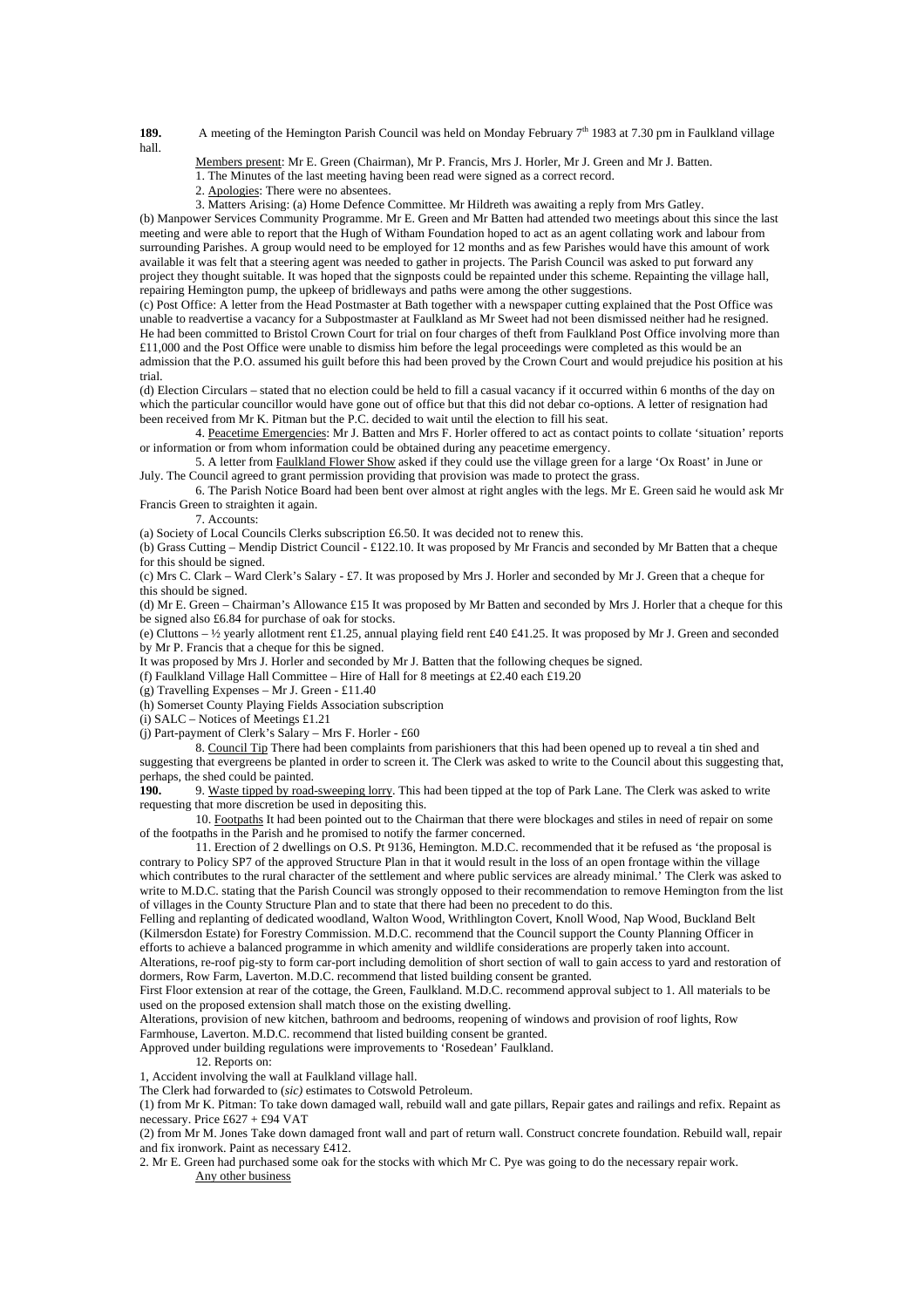**189.** A meeting of the Hemington Parish Council was held on Monday February 7th 1983 at 7.30 pm in Faulkland village hall.

Members present: Mr E. Green (Chairman), Mr P. Francis, Mrs J. Horler, Mr J. Green and Mr J. Batten.

1. The Minutes of the last meeting having been read were signed as a correct record.

2. Apologies: There were no absentees.

3. Matters Arising: (a) Home Defence Committee. Mr Hildreth was awaiting a reply from Mrs Gatley.

(b) Manpower Services Community Programme. Mr E. Green and Mr Batten had attended two meetings about this since the last meeting and were able to report that the Hugh of Witham Foundation hoped to act as an agent collating work and labour from surrounding Parishes. A group would need to be employed for 12 months and as few Parishes would have this amount of work available it was felt that a steering agent was needed to gather in projects. The Parish Council was asked to put forward any project they thought suitable. It was hoped that the signposts could be repainted under this scheme. Repainting the village hall, repairing Hemington pump, the upkeep of bridleways and paths were among the other suggestions.

(c) Post Office: A letter from the Head Postmaster at Bath together with a newspaper cutting explained that the Post Office was unable to readvertise a vacancy for a Subpostmaster at Faulkland as Mr Sweet had not been dismissed neither had he resigned. He had been committed to Bristol Crown Court for trial on four charges of theft from Faulkland Post Office involving more than £11,000 and the Post Office were unable to dismiss him before the legal proceedings were completed as this would be an admission that the P.O. assumed his guilt before this had been proved by the Crown Court and would prejudice his position at his trial.

(d) Election Circulars – stated that no election could be held to fill a casual vacancy if it occurred within 6 months of the day on which the particular councillor would have gone out of office but that this did not debar co-options. A letter of resignation had been received from Mr K. Pitman but the P.C. decided to wait until the election to fill his seat.

4. Peacetime Emergencies: Mr J. Batten and Mrs F. Horler offered to act as contact points to collate 'situation' reports or information or from whom information could be obtained during any peacetime emergency.

5. A letter from Faulkland Flower Show asked if they could use the village green for a large 'Ox Roast' in June or July. The Council agreed to grant permission providing that provision was made to protect the grass.

6. The Parish Notice Board had been bent over almost at right angles with the legs. Mr E. Green said he would ask Mr Francis Green to straighten it again.

7. Accounts:

(a) Society of Local Councils Clerks subscription £6.50. It was decided not to renew this.

(b) Grass Cutting – Mendip District Council - £122.10. It was proposed by Mr Francis and seconded by Mr Batten that a cheque for this should be signed.

(c) Mrs C. Clark – Ward Clerk's Salary - £7. It was proposed by Mrs J. Horler and seconded by Mr J. Green that a cheque for this should be signed.

(d) Mr E. Green – Chairman's Allowance £15 It was proposed by Mr Batten and seconded by Mrs J. Horler that a cheque for this be signed also £6.84 for purchase of oak for stocks.

(e) Cluttons – ½ yearly allotment rent £1.25, annual playing field rent £40 £41.25. It was proposed by Mr J. Green and seconded by Mr P. Francis that a cheque for this be signed.

It was proposed by Mrs J. Horler and seconded by Mr J. Batten that the following cheques be signed.

(f) Faulkland Village Hall Committee – Hire of Hall for 8 meetings at £2.40 each £19.20

(g) Travelling Expenses – Mr J. Green - £11.40

(h) Somerset County Playing Fields Association subscription

(i) SALC – Notices of Meetings £1.21

(j) Part-payment of Clerk's Salary – Mrs F. Horler - £60

8. Council Tip There had been complaints from parishioners that this had been opened up to reveal a tin shed and suggesting that evergreens be planted in order to screen it. The Clerk was asked to write to the Council about this suggesting that, perhaps, the shed could be painted.

**190.** 9. Waste tipped by road-sweeping lorry. This had been tipped at the top of Park Lane. The Clerk was asked to write requesting that more discretion be used in depositing this.

10. Footpaths It had been pointed out to the Chairman that there were blockages and stiles in need of repair on some of the footpaths in the Parish and he promised to notify the farmer concerned.

11. Erection of 2 dwellings on O.S. Pt 9136, Hemington. M.D.C. recommended that it be refused as 'the proposal is contrary to Policy SP7 of the approved Structure Plan in that it would result in the loss of an open frontage within the village which contributes to the rural character of the settlement and where public services are already minimal.' The Clerk was asked to write to M.D.C. stating that the Parish Council was strongly opposed to their recommendation to remove Hemington from the list of villages in the County Structure Plan and to state that there had been no precedent to do this.

Felling and replanting of dedicated woodland, Walton Wood, Writhlington Covert, Knoll Wood, Nap Wood, Buckland Belt (Kilmersdon Estate) for Forestry Commission. M.D.C. recommend that the Council support the County Planning Officer in efforts to achieve a balanced programme in which amenity and wildlife considerations are properly taken into account.

Alterations, re-roof pig-sty to form car-port including demolition of short section of wall to gain access to yard and restoration of dormers, Row Farm, Laverton. M.D.C. recommend that listed building consent be granted.

First Floor extension at rear of the cottage, the Green, Faulkland. M.D.C. recommend approval subject to 1. All materials to be used on the proposed extension shall match those on the existing dwelling.

Alterations, provision of new kitchen, bathroom and bedrooms, reopening of windows and provision of roof lights, Row Farmhouse, Laverton. M.D.C. recommend that listed building consent be granted.

Approved under building regulations were improvements to 'Rosedean' Faulkland.

12. Reports on:

1, Accident involving the wall at Faulkland village hall.

The Clerk had forwarded to (*sic*) estimates to Cotswold Petroleum.

(1) from Mr K. Pitman: To take down damaged wall, rebuild wall and gate pillars, Repair gates and railings and refix. Repaint as necessary. Price £627 + £94 VAT

(2) from Mr M. Jones Take down damaged front wall and part of return wall. Construct concrete foundation. Rebuild wall, repair and fix ironwork. Paint as necessary £412.

2. Mr E. Green had purchased some oak for the stocks with which Mr C. Pye was going to do the necessary repair work.

Any other business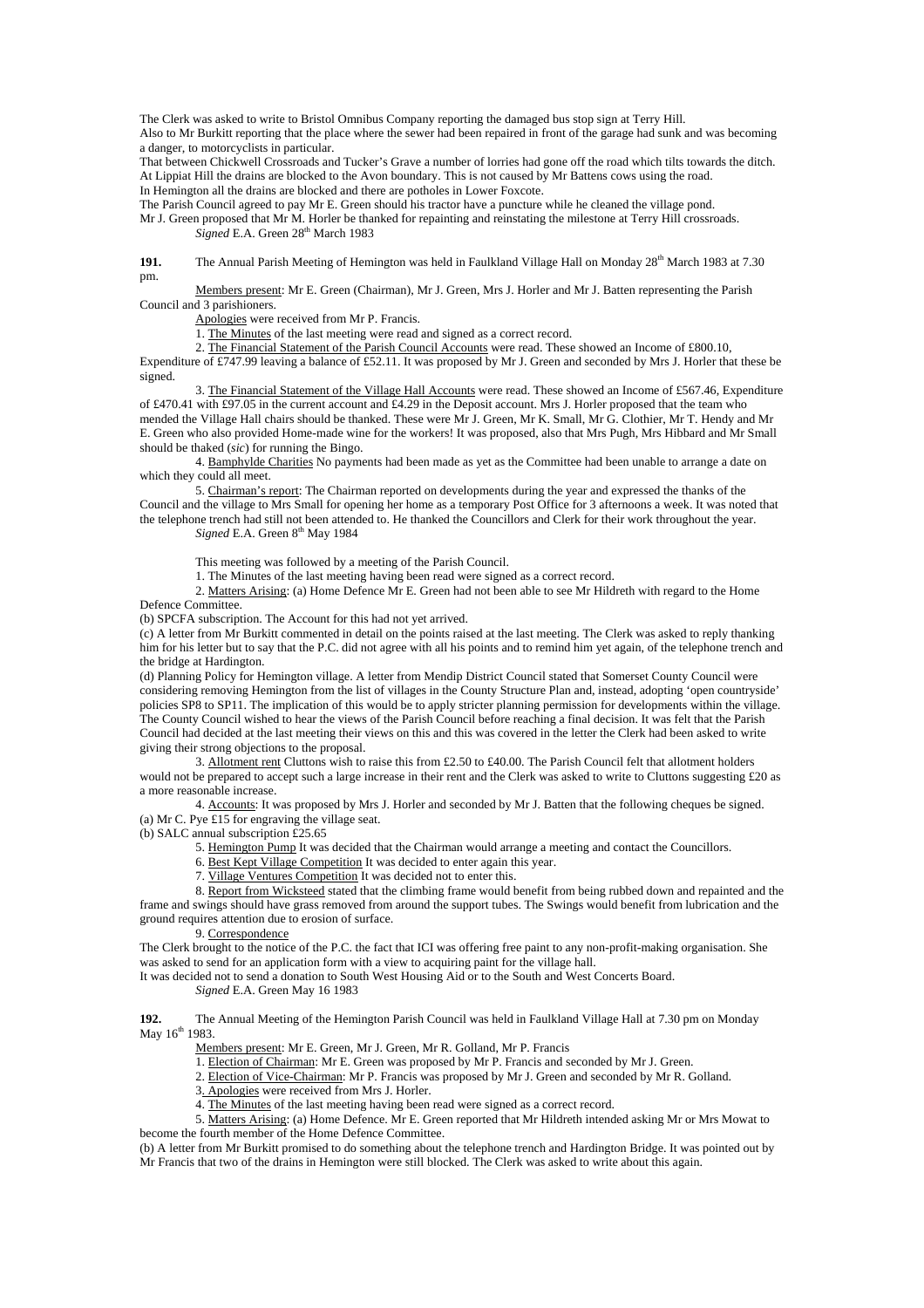The Clerk was asked to write to Bristol Omnibus Company reporting the damaged bus stop sign at Terry Hill.
Also to Mr Burkitt reporting that the place where the sewer had been repaired in front of the garage had sunk and was becoming a danger, to motorcyclists in particular.
That between Chickwell Crossroads and Tucker's Grave a number of lorries had gone off the road which tilts towards the ditch.
At Lippiat Hill the drains are blocked to the Avon boundary. This is not caused by Mr Battens cows using the road.
In Hemington all the drains are blocked and there are potholes in Lower Foxcote.
The Parish Council agreed to pay Mr E. Green should his tractor have a puncture while he cleaned the village pond.
Mr J. Green proposed that Mr M. Horler be thanked for repainting and reinstating the milestone at Terry Hill crossroads.
*Signed* E.A. Green 28th March 1983

**191.** The Annual Parish Meeting of Hemington was held in Faulkland Village Hall on Monday 28th March 1983 at 7.30 pm.

Members present: Mr E. Green (Chairman), Mr J. Green, Mrs J. Horler and Mr J. Batten representing the Parish Council and 3 parishioners.

Apologies were received from Mr P. Francis.

1. The Minutes of the last meeting were read and signed as a correct record.

2. The Financial Statement of the Parish Council Accounts were read. These showed an Income of £800.10, Expenditure of £747.99 leaving a balance of £52.11. It was proposed by Mr J. Green and seconded by Mrs J. Horler that these be signed.

3. The Financial Statement of the Village Hall Accounts were read. These showed an Income of £567.46, Expenditure of £470.41 with £97.05 in the current account and £4.29 in the Deposit account. Mrs J. Horler proposed that the team who mended the Village Hall chairs should be thanked. These were Mr J. Green, Mr K. Small, Mr G. Clothier, Mr T. Hendy and Mr E. Green who also provided Home-made wine for the workers! It was proposed, also that Mrs Pugh, Mrs Hibbard and Mr Small should be thaked (*sic*) for running the Bingo.

4. Bamphylde Charities No payments had been made as yet as the Committee had been unable to arrange a date on which they could all meet.

5. Chairman's report: The Chairman reported on developments during the year and expressed the thanks of the Council and the village to Mrs Small for opening her home as a temporary Post Office for 3 afternoons a week. It was noted that the telephone trench had still not been attended to. He thanked the Councillors and Clerk for their work throughout the year.
*Signed* E.A. Green 8th May 1984

This meeting was followed by a meeting of the Parish Council.

1. The Minutes of the last meeting having been read were signed as a correct record.

2. Matters Arising: (a) Home Defence Mr E. Green had not been able to see Mr Hildreth with regard to the Home Defence Committee.
(b) SPCFA subscription. The Account for this had not yet arrived.
(c) A letter from Mr Burkitt commented in detail on the points raised at the last meeting. The Clerk was asked to reply thanking him for his letter but to say that the P.C. did not agree with all his points and to remind him yet again, of the telephone trench and the bridge at Hardington.
(d) Planning Policy for Hemington village. A letter from Mendip District Council stated that Somerset County Council were considering removing Hemington from the list of villages in the County Structure Plan and, instead, adopting 'open countryside' policies SP8 to SP11. The implication of this would be to apply stricter planning permission for developments within the village. The County Council wished to hear the views of the Parish Council before reaching a final decision. It was felt that the Parish Council had decided at the last meeting their views on this and this was covered in the letter the Clerk had been asked to write giving their strong objections to the proposal.

3. Allotment rent Cluttons wish to raise this from £2.50 to £40.00. The Parish Council felt that allotment holders would not be prepared to accept such a large increase in their rent and the Clerk was asked to write to Cluttons suggesting £20 as a more reasonable increase.

4. Accounts: It was proposed by Mrs J. Horler and seconded by Mr J. Batten that the following cheques be signed.
(a) Mr C. Pye £15 for engraving the village seat.
(b) SALC annual subscription £25.65

5. Hemington Pump It was decided that the Chairman would arrange a meeting and contact the Councillors.

6. Best Kept Village Competition It was decided to enter again this year.

7. Village Ventures Competition It was decided not to enter this.

8. Report from Wicksteed stated that the climbing frame would benefit from being rubbed down and repainted and the frame and swings should have grass removed from around the support tubes. The Swings would benefit from lubrication and the ground requires attention due to erosion of surface.

9. Correspondence
The Clerk brought to the notice of the P.C. the fact that ICI was offering free paint to any non-profit-making organisation. She was asked to send for an application form with a view to acquiring paint for the village hall.
It was decided not to send a donation to South West Housing Aid or to the South and West Concerts Board.
*Signed* E.A. Green May 16 1983

**192.** The Annual Meeting of the Hemington Parish Council was held in Faulkland Village Hall at 7.30 pm on Monday May 16th 1983.

Members present: Mr E. Green, Mr J. Green, Mr R. Golland, Mr P. Francis

1. Election of Chairman: Mr E. Green was proposed by Mr P. Francis and seconded by Mr J. Green.

2. Election of Vice-Chairman: Mr P. Francis was proposed by Mr J. Green and seconded by Mr R. Golland.

3. Apologies were received from Mrs J. Horler.

4. The Minutes of the last meeting having been read were signed as a correct record.

5. Matters Arising: (a) Home Defence. Mr E. Green reported that Mr Hildreth intended asking Mr or Mrs Mowat to become the fourth member of the Home Defence Committee.
(b) A letter from Mr Burkitt promised to do something about the telephone trench and Hardington Bridge. It was pointed out by Mr Francis that two of the drains in Hemington were still blocked. The Clerk was asked to write about this again.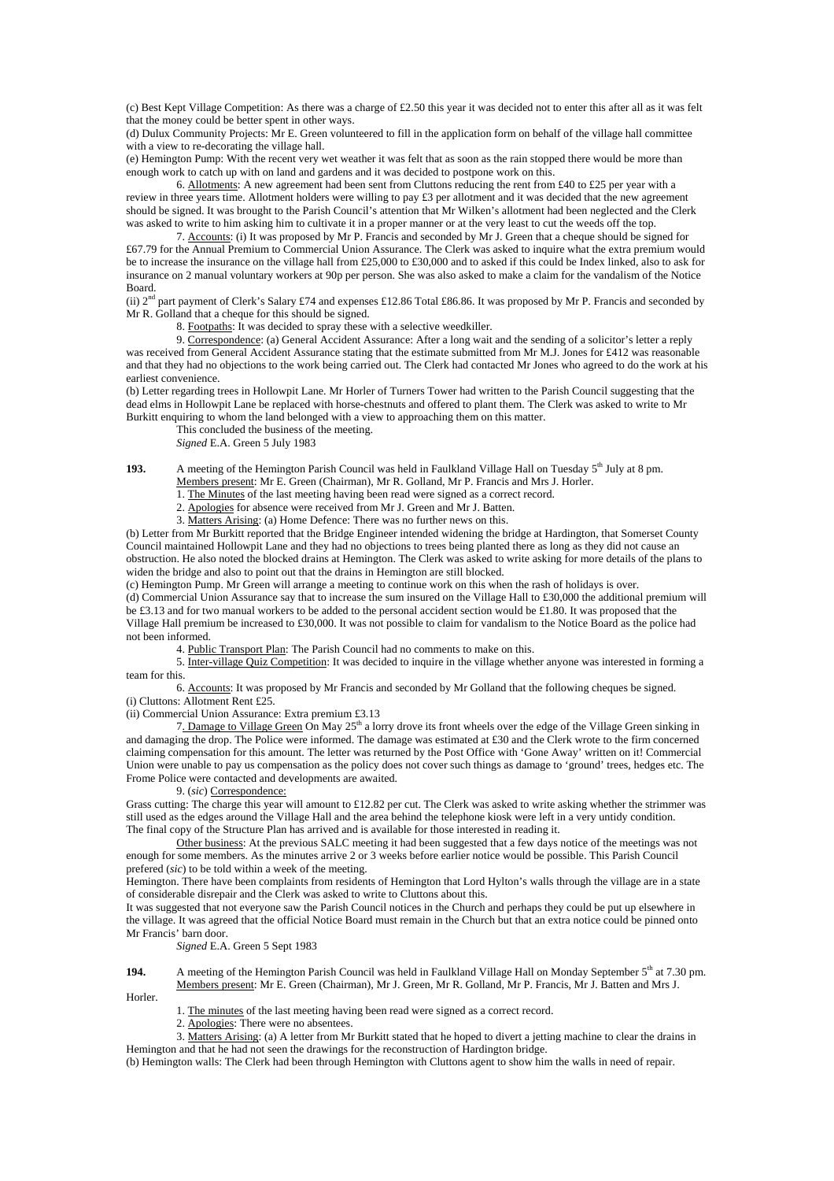(c) Best Kept Village Competition: As there was a charge of £2.50 this year it was decided not to enter this after all as it was felt that the money could be better spent in other ways.

(d) Dulux Community Projects: Mr E. Green volunteered to fill in the application form on behalf of the village hall committee with a view to re-decorating the village hall.

(e) Hemington Pump: With the recent very wet weather it was felt that as soon as the rain stopped there would be more than enough work to catch up with on land and gardens and it was decided to postpone work on this.

6. Allotments: A new agreement had been sent from Cluttons reducing the rent from £40 to £25 per year with a review in three years time. Allotment holders were willing to pay £3 per allotment and it was decided that the new agreement should be signed. It was brought to the Parish Council's attention that Mr Wilken's allotment had been neglected and the Clerk was asked to write to him asking him to cultivate it in a proper manner or at the very least to cut the weeds off the top.

7. Accounts: (i) It was proposed by Mr P. Francis and seconded by Mr J. Green that a cheque should be signed for £67.79 for the Annual Premium to Commercial Union Assurance. The Clerk was asked to inquire what the extra premium would be to increase the insurance on the village hall from £25,000 to £30,000 and to asked if this could be Index linked, also to ask for insurance on 2 manual voluntary workers at 90p per person. She was also asked to make a claim for the vandalism of the Notice Board.

(ii) 2nd part payment of Clerk's Salary £74 and expenses £12.86 Total £86.86. It was proposed by Mr P. Francis and seconded by Mr R. Golland that a cheque for this should be signed.

8. Footpaths: It was decided to spray these with a selective weedkiller.

9. Correspondence: (a) General Accident Assurance: After a long wait and the sending of a solicitor's letter a reply was received from General Accident Assurance stating that the estimate submitted from Mr M.J. Jones for £412 was reasonable and that they had no objections to the work being carried out. The Clerk had contacted Mr Jones who agreed to do the work at his earliest convenience.

(b) Letter regarding trees in Hollowpit Lane. Mr Horler of Turners Tower had written to the Parish Council suggesting that the dead elms in Hollowpit Lane be replaced with horse-chestnuts and offered to plant them. The Clerk was asked to write to Mr Burkitt enquiring to whom the land belonged with a view to approaching them on this matter.

This concluded the business of the meeting.

*Signed* E.A. Green 5 July 1983

**193.** A meeting of the Hemington Parish Council was held in Faulkland Village Hall on Tuesday 5th July at 8 pm.
Members present: Mr E. Green (Chairman), Mr R. Golland, Mr P. Francis and Mrs J. Horler.

1. The Minutes of the last meeting having been read were signed as a correct record.

2. Apologies for absence were received from Mr J. Green and Mr J. Batten.

3. Matters Arising: (a) Home Defence: There was no further news on this.

(b) Letter from Mr Burkitt reported that the Bridge Engineer intended widening the bridge at Hardington, that Somerset County Council maintained Hollowpit Lane and they had no objections to trees being planted there as long as they did not cause an obstruction. He also noted the blocked drains at Hemington. The Clerk was asked to write asking for more details of the plans to widen the bridge and also to point out that the drains in Hemington are still blocked.

(c) Hemington Pump. Mr Green will arrange a meeting to continue work on this when the rash of holidays is over.

(d) Commercial Union Assurance say that to increase the sum insured on the Village Hall to £30,000 the additional premium will be £3.13 and for two manual workers to be added to the personal accident section would be £1.80. It was proposed that the Village Hall premium be increased to £30,000. It was not possible to claim for vandalism to the Notice Board as the police had not been informed.

4. Public Transport Plan: The Parish Council had no comments to make on this.

5. Inter-village Quiz Competition: It was decided to inquire in the village whether anyone was interested in forming a team for this.

6. Accounts: It was proposed by Mr Francis and seconded by Mr Golland that the following cheques be signed.

(i) Cluttons: Allotment Rent £25.

(ii) Commercial Union Assurance: Extra premium £3.13

7. Damage to Village Green On May 25th a lorry drove its front wheels over the edge of the Village Green sinking in and damaging the drop. The Police were informed. The damage was estimated at £30 and the Clerk wrote to the firm concerned claiming compensation for this amount. The letter was returned by the Post Office with 'Gone Away' written on it! Commercial Union were unable to pay us compensation as the policy does not cover such things as damage to 'ground' trees, hedges etc. The Frome Police were contacted and developments are awaited.

9. (*sic*) Correspondence:

Grass cutting: The charge this year will amount to £12.82 per cut. The Clerk was asked to write asking whether the strimmer was still used as the edges around the Village Hall and the area behind the telephone kiosk were left in a very untidy condition.

The final copy of the Structure Plan has arrived and is available for those interested in reading it.

Other business: At the previous SALC meeting it had been suggested that a few days notice of the meetings was not enough for some members. As the minutes arrive 2 or 3 weeks before earlier notice would be possible. This Parish Council prefered (*sic*) to be told within a week of the meeting.

Hemington. There have been complaints from residents of Hemington that Lord Hylton's walls through the village are in a state of considerable disrepair and the Clerk was asked to write to Cluttons about this.

It was suggested that not everyone saw the Parish Council notices in the Church and perhaps they could be put up elsewhere in the village. It was agreed that the official Notice Board must remain in the Church but that an extra notice could be pinned onto Mr Francis' barn door.

*Signed* E.A. Green 5 Sept 1983

**194.** A meeting of the Hemington Parish Council was held in Faulkland Village Hall on Monday September 5th at 7.30 pm.
Members present: Mr E. Green (Chairman), Mr J. Green, Mr R. Golland, Mr P. Francis, Mr J. Batten and Mrs J. Horler.

1. The minutes of the last meeting having been read were signed as a correct record.

2. Apologies: There were no absentees.

3. Matters Arising: (a) A letter from Mr Burkitt stated that he hoped to divert a jetting machine to clear the drains in Hemington and that he had not seen the drawings for the reconstruction of Hardington bridge.

(b) Hemington walls: The Clerk had been through Hemington with Cluttons agent to show him the walls in need of repair.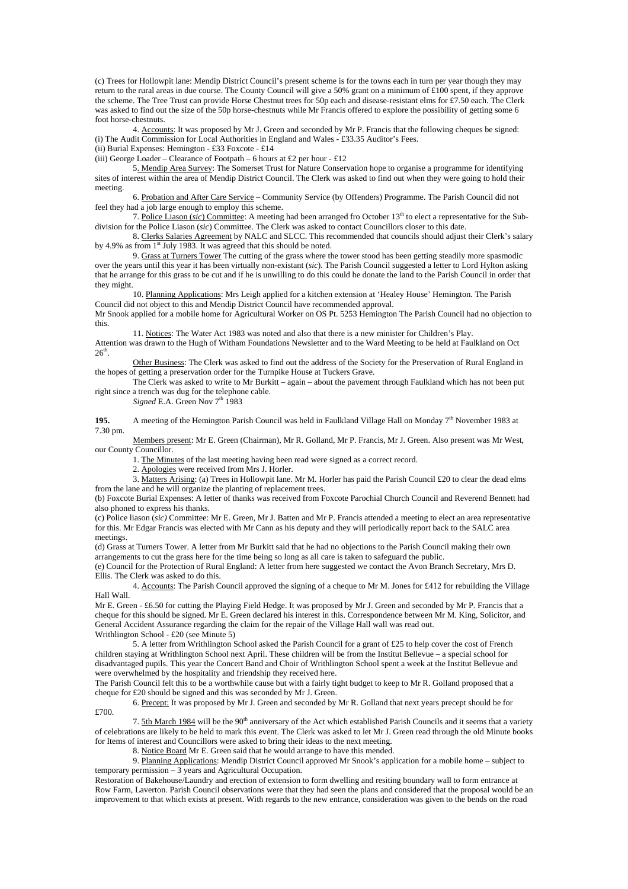(c) Trees for Hollowpit lane: Mendip District Council's present scheme is for the towns each in turn per year though they may return to the rural areas in due course. The County Council will give a 50% grant on a minimum of £100 spent, if they approve the scheme. The Tree Trust can provide Horse Chestnut trees for 50p each and disease-resistant elms for £7.50 each. The Clerk was asked to find out the size of the 50p horse-chestnuts while Mr Francis offered to explore the possibility of getting some 6 foot horse-chestnuts.

4. Accounts: It was proposed by Mr J. Green and seconded by Mr P. Francis that the following cheques be signed:
(i) The Audit Commission for Local Authorities in England and Wales - £33.35 Auditor's Fees.
(ii) Burial Expenses: Hemington - £33 Foxcote - £14
(iii) George Loader – Clearance of Footpath – 6 hours at £2 per hour - £12

5. Mendip Area Survey: The Somerset Trust for Nature Conservation hope to organise a programme for identifying sites of interest within the area of Mendip District Council. The Clerk was asked to find out when they were going to hold their meeting.

6. Probation and After Care Service – Community Service (by Offenders) Programme. The Parish Council did not feel they had a job large enough to employ this scheme.

7. Police Liason (*sic*) Committee: A meeting had been arranged fro October 13th to elect a representative for the Sub-division for the Police Liason (*sic*) Committee. The Clerk was asked to contact Councillors closer to this date.

8. Clerks Salaries Agreement by NALC and SLCC. This recommended that councils should adjust their Clerk's salary by 4.9% as from 1st July 1983. It was agreed that this should be noted.

9. Grass at Turners Tower The cutting of the grass where the tower stood has been getting steadily more spasmodic over the years until this year it has been virtually non-existant (*sic*). The Parish Council suggested a letter to Lord Hylton asking that he arrange for this grass to be cut and if he is unwilling to do this could he donate the land to the Parish Council in order that they might.

10. Planning Applications: Mrs Leigh applied for a kitchen extension at 'Healey House' Hemington. The Parish Council did not object to this and Mendip District Council have recommended approval.
Mr Snook applied for a mobile home for Agricultural Worker on OS Pt. 5253 Hemington The Parish Council had no objection to this.

11. Notices: The Water Act 1983 was noted and also that there is a new minister for Children's Play.
Attention was drawn to the Hugh of Witham Foundations Newsletter and to the Ward Meeting to be held at Faulkland on Oct 26th.

Other Business: The Clerk was asked to find out the address of the Society for the Preservation of Rural England in the hopes of getting a preservation order for the Turnpike House at Tuckers Grave.

The Clerk was asked to write to Mr Burkitt – again – about the pavement through Faulkland which has not been put right since a trench was dug for the telephone cable.

*Signed* E.A. Green Nov 7th 1983

**195.** A meeting of the Hemington Parish Council was held in Faulkland Village Hall on Monday 7th November 1983 at 7.30 pm.

Members present: Mr E. Green (Chairman), Mr R. Golland, Mr P. Francis, Mr J. Green. Also present was Mr West, our County Councillor.

1. The Minutes of the last meeting having been read were signed as a correct record.

2. Apologies were received from Mrs J. Horler.

3. Matters Arising: (a) Trees in Hollowpit lane. Mr M. Horler has paid the Parish Council £20 to clear the dead elms from the lane and he will organize the planting of replacement trees.
(b) Foxcote Burial Expenses: A letter of thanks was received from Foxcote Parochial Church Council and Reverend Bennett had also phoned to express his thanks.
(c) Police liason (*sic)* Committee: Mr E. Green, Mr J. Batten and Mr P. Francis attended a meeting to elect an area representative for this. Mr Edgar Francis was elected with Mr Cann as his deputy and they will periodically report back to the SALC area meetings.
(d) Grass at Turners Tower. A letter from Mr Burkitt said that he had no objections to the Parish Council making their own arrangements to cut the grass here for the time being so long as all care is taken to safeguard the public.
(e) Council for the Protection of Rural England: A letter from here suggested we contact the Avon Branch Secretary, Mrs D. Ellis. The Clerk was asked to do this.

4. Accounts: The Parish Council approved the signing of a cheque to Mr M. Jones for £412 for rebuilding the Village Hall Wall.
Mr E. Green - £6.50 for cutting the Playing Field Hedge. It was proposed by Mr J. Green and seconded by Mr P. Francis that a cheque for this should be signed. Mr E. Green declared his interest in this. Correspondence between Mr M. King, Solicitor, and General Accident Assurance regarding the claim for the repair of the Village Hall wall was read out.
Writhlington School - £20 (see Minute 5)

5. A letter from Writhlington School asked the Parish Council for a grant of £25 to help cover the cost of French children staying at Writhlington School next April. These children will be from the Institut Bellevue – a special school for disadvantaged pupils. This year the Concert Band and Choir of Writhlington School spent a week at the Institut Bellevue and were overwhelmed by the hospitality and friendship they received here.
The Parish Council felt this to be a worthwhile cause but with a fairly tight budget to keep to Mr R. Golland proposed that a cheque for £20 should be signed and this was seconded by Mr J. Green.

6. Precept: It was proposed by Mr J. Green and seconded by Mr R. Golland that next years precept should be for £700.

7. 5th March 1984 will be the 90th anniversary of the Act which established Parish Councils and it seems that a variety of celebrations are likely to be held to mark this event. The Clerk was asked to let Mr J. Green read through the old Minute books for Items of interest and Councillors were asked to bring their ideas to the next meeting.

8. Notice Board Mr E. Green said that he would arrange to have this mended.

9. Planning Applications: Mendip District Council approved Mr Snook's application for a mobile home – subject to temporary permission – 3 years and Agricultural Occupation.
Restoration of Bakehouse/Laundry and erection of extension to form dwelling and resiting boundary wall to form entrance at Row Farm, Laverton. Parish Council observations were that they had seen the plans and considered that the proposal would be an improvement to that which exists at present. With regards to the new entrance, consideration was given to the bends on the road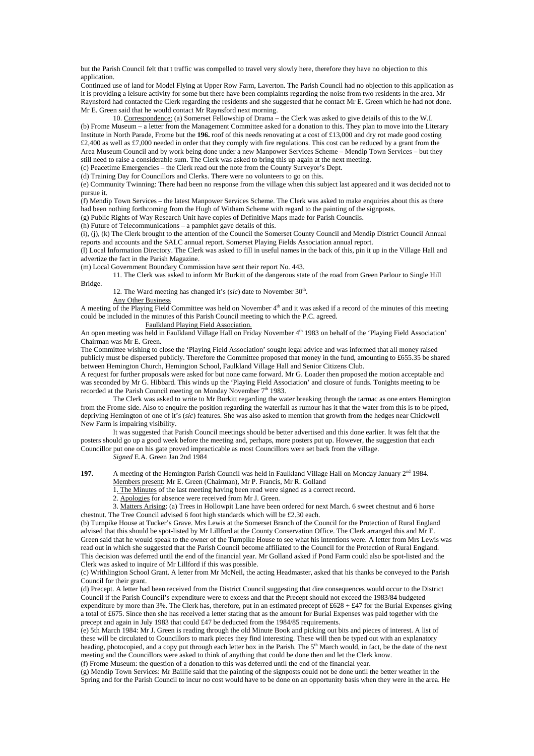but the Parish Council felt that t traffic was compelled to travel very slowly here, therefore they have no objection to this application.

Continued use of land for Model Flying at Upper Row Farm, Laverton. The Parish Council had no objection to this application as it is providing a leisure activity for some but there have been complaints regarding the noise from two residents in the area. Mr Raynsford had contacted the Clerk regarding the residents and she suggested that he contact Mr E. Green which he had not done. Mr E. Green said that he would contact Mr Raynsford next morning.

10. Correspondence: (a) Somerset Fellowship of Drama – the Clerk was asked to give details of this to the W.I.

(b) Frome Museum – a letter from the Management Committee asked for a donation to this. They plan to move into the Literary Institute in North Parade, Frome but the **196.** roof of this needs renovating at a cost of £13,000 and dry rot made good costing £2,400 as well as £7,000 needed in order that they comply with fire regulations. This cost can be reduced by a grant from the Area Museum Council and by work being done under a new Manpower Services Scheme – Mendip Town Services – but they still need to raise a considerable sum. The Clerk was asked to bring this up again at the next meeting.

(c) Peacetime Emergencies – the Clerk read out the note from the County Surveyor's Dept.

(d) Training Day for Councillors and Clerks. There were no volunteers to go on this.

(e) Community Twinning: There had been no response from the village when this subject last appeared and it was decided not to pursue it.

(f) Mendip Town Services – the latest Manpower Services Scheme. The Clerk was asked to make enquiries about this as there had been nothing forthcoming from the Hugh of Witham Scheme with regard to the painting of the signposts.

(g) Public Rights of Way Research Unit have copies of Definitive Maps made for Parish Councils.

(h) Future of Telecommunications – a pamphlet gave details of this.

(i), (j), (k) The Clerk brought to the attention of the Council the Somerset County Council and Mendip District Council Annual reports and accounts and the SALC annual report. Somerset Playing Fields Association annual report.

(l) Local Information Directory. The Clerk was asked to fill in useful names in the back of this, pin it up in the Village Hall and advertize the fact in the Parish Magazine.

(m) Local Government Boundary Commission have sent their report No. 443.

11. The Clerk was asked to inform Mr Burkitt of the dangerous state of the road from Green Parlour to Single Hill Bridge.

12. The Ward meeting has changed it's (*sic*) date to November 30th.

Any Other Business

A meeting of the Playing Field Committee was held on November 4th and it was asked if a record of the minutes of this meeting could be included in the minutes of this Parish Council meeting to which the P.C. agreed.

Faulkland Playing Field Association.

An open meeting was held in Faulkland Village Hall on Friday November 4th 1983 on behalf of the 'Playing Field Association' Chairman was Mr E. Green.

The Committee wishing to close the 'Playing Field Association' sought legal advice and was informed that all money raised publicly must be dispersed publicly. Therefore the Committee proposed that money in the fund, amounting to £655.35 be shared between Hemington Church, Hemington School, Faulkland Village Hall and Senior Citizens Club.

A request for further proposals were asked for but none came forward. Mr G. Loader then proposed the motion acceptable and was seconded by Mr G. Hibbard. This winds up the 'Playing Field Association' and closure of funds. Tonights meeting to be recorded at the Parish Council meeting on Monday November 7th 1983.

The Clerk was asked to write to Mr Burkitt regarding the water breaking through the tarmac as one enters Hemington from the Frome side. Also to enquire the position regarding the waterfall as rumour has it that the water from this is to be piped, depriving Hemington of one of it's (*sic*) features. She was also asked to mention that growth from the hedges near Chickwell New Farm is impairing visibility.

It was suggested that Parish Council meetings should be better advertised and this done earlier. It was felt that the posters should go up a good week before the meeting and, perhaps, more posters put up. However, the suggestion that each Councillor put one on his gate proved impracticable as most Councillors were set back from the village.

*Signed* E.A. Green Jan 2nd 1984

**197.** A meeting of the Hemington Parish Council was held in Faulkland Village Hall on Monday January 2nd 1984.

Members present: Mr E. Green (Chairman), Mr P. Francis, Mr R. Golland

1. The Minutes of the last meeting having been read were signed as a correct record.

2. Apologies for absence were received from Mr J. Green.

3. Matters Arising: (a) Trees in Hollowpit Lane have been ordered for next March. 6 sweet chestnut and 6 horse chestnut. The Tree Council advised 6 foot high standards which will be £2.30 each.

(b) Turnpike House at Tucker's Grave. Mrs Lewis at the Somerset Branch of the Council for the Protection of Rural England advised that this should be spot-listed by Mr Lillford at the County Conservation Office. The Clerk arranged this and Mr E. Green said that he would speak to the owner of the Turnpike House to see what his intentions were. A letter from Mrs Lewis was read out in which she suggested that the Parish Council become affiliated to the Council for the Protection of Rural England. This decision was deferred until the end of the financial year. Mr Golland asked if Pond Farm could also be spot-listed and the Clerk was asked to inquire of Mr Lillford if this was possible.

(c) Writhlington School Grant. A letter from Mr McNeil, the acting Headmaster, asked that his thanks be conveyed to the Parish Council for their grant.

(d) Precept. A letter had been received from the District Council suggesting that dire consequences would occur to the District Council if the Parish Council's expenditure were to excess and that the Precept should not exceed the 1983/84 budgeted expenditure by more than 3%. The Clerk has, therefore, put in an estimated precept of £628 + £47 for the Burial Expenses giving a total of £675. Since then she has received a letter stating that as the amount for Burial Expenses was paid together with the precept and again in July 1983 that could £47 be deducted from the 1984/85 requirements.

(e) 5th March 1984: Mr J. Green is reading through the old Minute Book and picking out bits and pieces of interest. A list of these will be circulated to Councillors to mark pieces they find interesting. These will then be typed out with an explanatory heading, photocopied, and a copy put through each letter box in the Parish. The 5th March would, in fact, be the date of the next meeting and the Councillors were asked to think of anything that could be done then and let the Clerk know.

(f) Frome Museum: the question of a donation to this was deferred until the end of the financial year.

(g) Mendip Town Services: Mr Baillie said that the painting of the signposts could not be done until the better weather in the Spring and for the Parish Council to incur no cost would have to be done on an opportunity basis when they were in the area. He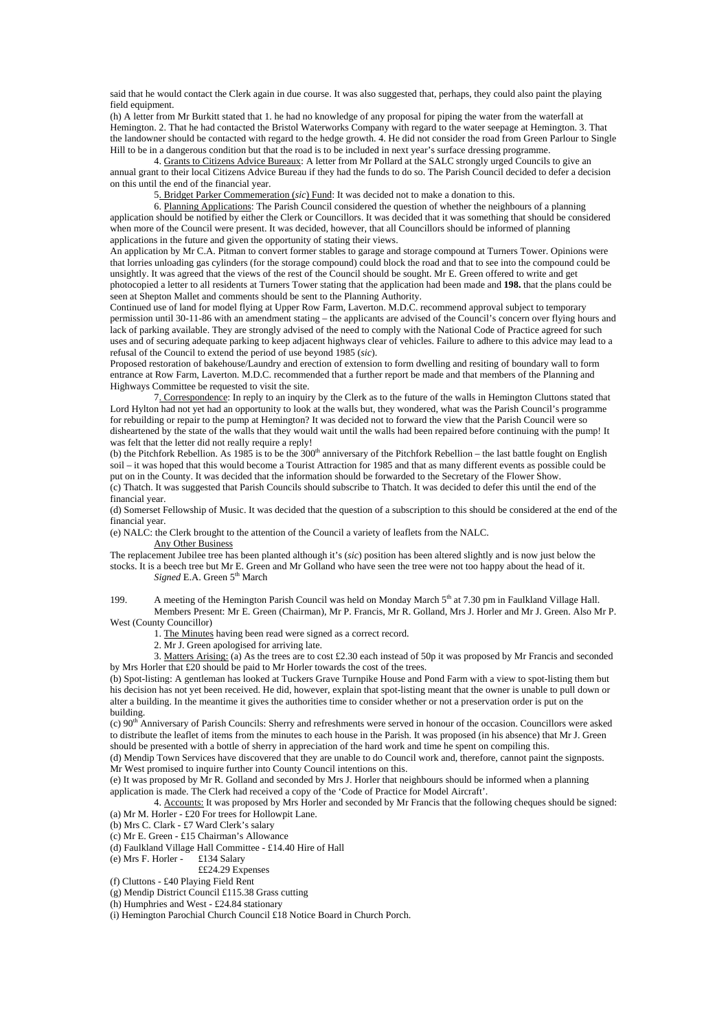said that he would contact the Clerk again in due course. It was also suggested that, perhaps, they could also paint the playing field equipment.

(h) A letter from Mr Burkitt stated that 1. he had no knowledge of any proposal for piping the water from the waterfall at Hemington. 2. That he had contacted the Bristol Waterworks Company with regard to the water seepage at Hemington. 3. That the landowner should be contacted with regard to the hedge growth. 4. He did not consider the road from Green Parlour to Single Hill to be in a dangerous condition but that the road is to be included in next year's surface dressing programme.

4. Grants to Citizens Advice Bureaux: A letter from Mr Pollard at the SALC strongly urged Councils to give an annual grant to their local Citizens Advice Bureau if they had the funds to do so. The Parish Council decided to defer a decision on this until the end of the financial year.

5. Bridget Parker Commemeration (*sic*) Fund: It was decided not to make a donation to this.

6. Planning Applications: The Parish Council considered the question of whether the neighbours of a planning application should be notified by either the Clerk or Councillors. It was decided that it was something that should be considered when more of the Council were present. It was decided, however, that all Councillors should be informed of planning applications in the future and given the opportunity of stating their views.

An application by Mr C.A. Pitman to convert former stables to garage and storage compound at Turners Tower. Opinions were that lorries unloading gas cylinders (for the storage compound) could block the road and that to see into the compound could be unsightly. It was agreed that the views of the rest of the Council should be sought. Mr E. Green offered to write and get photocopied a letter to all residents at Turners Tower stating that the application had been made and **198.** that the plans could be seen at Shepton Mallet and comments should be sent to the Planning Authority.

Continued use of land for model flying at Upper Row Farm, Laverton. M.D.C. recommend approval subject to temporary permission until 30-11-86 with an amendment stating – the applicants are advised of the Council's concern over flying hours and lack of parking available. They are strongly advised of the need to comply with the National Code of Practice agreed for such uses and of securing adequate parking to keep adjacent highways clear of vehicles. Failure to adhere to this advice may lead to a refusal of the Council to extend the period of use beyond 1985 (*sic*).

Proposed restoration of bakehouse/Laundry and erection of extension to form dwelling and resiting of boundary wall to form entrance at Row Farm, Laverton. M.D.C. recommended that a further report be made and that members of the Planning and Highways Committee be requested to visit the site.

7. Correspondence: In reply to an inquiry by the Clerk as to the future of the walls in Hemington Cluttons stated that Lord Hylton had not yet had an opportunity to look at the walls but, they wondered, what was the Parish Council's programme for rebuilding or repair to the pump at Hemington? It was decided not to forward the view that the Parish Council were so disheartened by the state of the walls that they would wait until the walls had been repaired before continuing with the pump! It was felt that the letter did not really require a reply!

(b) the Pitchfork Rebellion. As 1985 is to be the 300th anniversary of the Pitchfork Rebellion – the last battle fought on English soil – it was hoped that this would become a Tourist Attraction for 1985 and that as many different events as possible could be put on in the County. It was decided that the information should be forwarded to the Secretary of the Flower Show.

(c) Thatch. It was suggested that Parish Councils should subscribe to Thatch. It was decided to defer this until the end of the financial year.

(d) Somerset Fellowship of Music. It was decided that the question of a subscription to this should be considered at the end of the financial year.

(e) NALC: the Clerk brought to the attention of the Council a variety of leaflets from the NALC.

Any Other Business

The replacement Jubilee tree has been planted although it's (*sic*) position has been altered slightly and is now just below the stocks. It is a beech tree but Mr E. Green and Mr Golland who have seen the tree were not too happy about the head of it.

*Signed* E.A. Green 5th March

199. A meeting of the Hemington Parish Council was held on Monday March 5th at 7.30 pm in Faulkland Village Hall.

Members Present: Mr E. Green (Chairman), Mr P. Francis, Mr R. Golland, Mrs J. Horler and Mr J. Green. Also Mr P. West (County Councillor)

1. The Minutes having been read were signed as a correct record.

2. Mr J. Green apologised for arriving late.

3. Matters Arising: (a) As the trees are to cost £2.30 each instead of 50p it was proposed by Mr Francis and seconded by Mrs Horler that £20 should be paid to Mr Horler towards the cost of the trees.

(b) Spot-listing: A gentleman has looked at Tuckers Grave Turnpike House and Pond Farm with a view to spot-listing them but his decision has not yet been received. He did, however, explain that spot-listing meant that the owner is unable to pull down or alter a building. In the meantime it gives the authorities time to consider whether or not a preservation order is put on the building.

(c) 90th Anniversary of Parish Councils: Sherry and refreshments were served in honour of the occasion. Councillors were asked to distribute the leaflet of items from the minutes to each house in the Parish. It was proposed (in his absence) that Mr J. Green should be presented with a bottle of sherry in appreciation of the hard work and time he spent on compiling this.

(d) Mendip Town Services have discovered that they are unable to do Council work and, therefore, cannot paint the signposts. Mr West promised to inquire further into County Council intentions on this.

(e) It was proposed by Mr R. Golland and seconded by Mrs J. Horler that neighbours should be informed when a planning application is made. The Clerk had received a copy of the 'Code of Practice for Model Aircraft'.

4. Accounts: It was proposed by Mrs Horler and seconded by Mr Francis that the following cheques should be signed:

(a) Mr M. Horler - £20 For trees for Hollowpit Lane.
(b) Mrs C. Clark - £7 Ward Clerk's salary
(c) Mr E. Green - £15 Chairman's Allowance
(d) Faulkland Village Hall Committee - £14.40 Hire of Hall
(e) Mrs F. Horler - £134 Salary
££24.29 Expenses
(f) Cluttons - £40 Playing Field Rent
(g) Mendip District Council £115.38 Grass cutting
(h) Humphries and West - £24.84 stationary
(i) Hemington Parochial Church Council £18 Notice Board in Church Porch.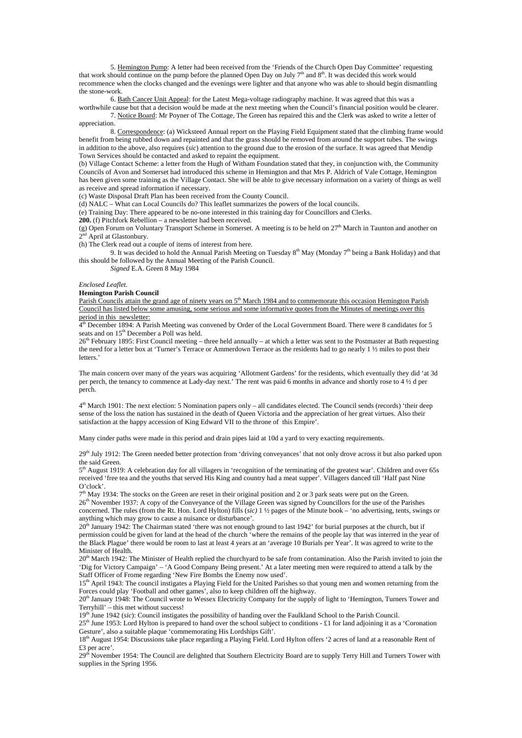5. Hemington Pump: A letter had been received from the 'Friends of the Church Open Day Committee' requesting that work should continue on the pump before the planned Open Day on July 7th and 8th. It was decided this work would recommence when the clocks changed and the evenings were lighter and that anyone who was able to should begin dismantling the stone-work.

6. Bath Cancer Unit Appeal: for the Latest Mega-voltage radiography machine. It was agreed that this was a worthwhile cause but that a decision would be made at the next meeting when the Council's financial position would be clearer.

7. Notice Board: Mr Poyner of The Cottage, The Green has repaired this and the Clerk was asked to write a letter of appreciation.

8. Correspondence: (a) Wicksteed Annual report on the Playing Field Equipment stated that the climbing frame would benefit from being rubbed down and repainted and that the grass should be removed from around the support tubes. The swings in addition to the above, also requires (*sic*) attention to the ground due to the erosion of the surface. It was agreed that Mendip Town Services should be contacted and asked to repaint the equipment.

(b) Village Contact Scheme: a letter from the Hugh of Witham Foundation stated that they, in conjunction with, the Community Councils of Avon and Somerset had introduced this scheme in Hemington and that Mrs P. Aldrich of Vale Cottage, Hemington has been given some training as the Village Contact. She will be able to give necessary information on a variety of things as well as receive and spread information if necessary.

(c) Waste Disposal Draft Plan has been received from the County Council.

(d) NALC – What can Local Councils do? This leaflet summarizes the powers of the local councils.

(e) Training Day: There appeared to be no-one interested in this training day for Councillors and Clerks.

**200.** (f) Pitchfork Rebellion – a newsletter had been received.

(g) Open Forum on Voluntary Transport Scheme in Somerset. A meeting is to be held on 27th March in Taunton and another on 2nd April at Glastonbury.

(h) The Clerk read out a couple of items of interest from here.

9. It was decided to hold the Annual Parish Meeting on Tuesday 8th May (Monday 7th being a Bank Holiday) and that this should be followed by the Annual Meeting of the Parish Council.

*Signed* E.A. Green 8 May 1984

*Enclosed Leaflet.*

**Hemington Parish Council**

Parish Councils attain the grand age of ninety years on 5th March 1984 and to commemorate this occasion Hemington Parish Council has listed below some amusing, some serious and some informative quotes from the Minutes of meetings over this period in this newsletter:

4th December 1894: A Parish Meeting was convened by Order of the Local Government Board. There were 8 candidates for 5 seats and on 15th December a Poll was held.

26th February 1895: First Council meeting – three held annually – at which a letter was sent to the Postmaster at Bath requesting the need for a letter box at 'Turner's Terrace or Ammerdown Terrace as the residents had to go nearly 1 ½ miles to post their letters.'

The main concern over many of the years was acquiring 'Allotment Gardens' for the residents, which eventually they did 'at 3d per perch, the tenancy to commence at Lady-day next.' The rent was paid 6 months in advance and shortly rose to 4 ½ d per perch.

4th March 1901: The next election: 5 Nomination papers only – all candidates elected. The Council sends (records) 'their deep sense of the loss the nation has sustained in the death of Queen Victoria and the appreciation of her great virtues. Also their satisfaction at the happy accession of King Edward VII to the throne of this Empire'.

Many cinder paths were made in this period and drain pipes laid at 10d a yard to very exacting requirements.

29th July 1912: The Green needed better protection from 'driving conveyances' that not only drove across it but also parked upon the said Green.

5th August 1919: A celebration day for all villagers in 'recognition of the terminating of the greatest war'. Children and over 65s received 'free tea and the youths that served His King and country had a meat supper'. Villagers danced till 'Half past Nine O'clock'.

7th May 1934: The stocks on the Green are reset in their original position and 2 or 3 park seats were put on the Green.

26th November 1937: A copy of the Conveyance of the Village Green was signed by Councillors for the use of the Parishes concerned. The rules (from the Rt. Hon. Lord Hylton) fills (*sic*) 1 ½ pages of the Minute book – 'no advertising, tents, swings or anything which may grow to cause a nuisance or disturbance'.

20th January 1942: The Chairman stated 'there was not enough ground to last 1942' for burial purposes at the church, but if permission could be given for land at the head of the church 'where the remains of the people lay that was interred in the year of the Black Plague' there would be room to last at least 4 years at an 'average 10 Burials per Year'. It was agreed to write to the Minister of Health.

20th March 1942: The Minister of Health replied the churchyard to be safe from contamination. Also the Parish invited to join the 'Dig for Victory Campaign' – 'A Good Company Being present.' At a later meeting men were required to attend a talk by the Staff Officer of Frome regarding 'New Fire Bombs the Enemy now used'.

15th April 1943: The council instigates a Playing Field for the United Parishes so that young men and women returning from the Forces could play 'Football and other games', also to keep children off the highway.

20th January 1948: The Council wrote to Wessex Electricity Company for the supply of light to 'Hemington, Turners Tower and Terryhill' – this met without success!

19th June 1942 (*sic*): Council instigates the possibility of handing over the Faulkland School to the Parish Council.

25th June 1953: Lord Hylton is prepared to hand over the school subject to conditions - £1 for land adjoining it as a 'Coronation Gesture', also a suitable plaque 'commemorating His Lordships Gift'.

18th August 1954: Discussions take place regarding a Playing Field. Lord Hylton offers '2 acres of land at a reasonable Rent of £3 per acre'.

29th November 1954: The Council are delighted that Southern Electricity Board are to supply Terry Hill and Turners Tower with supplies in the Spring 1956.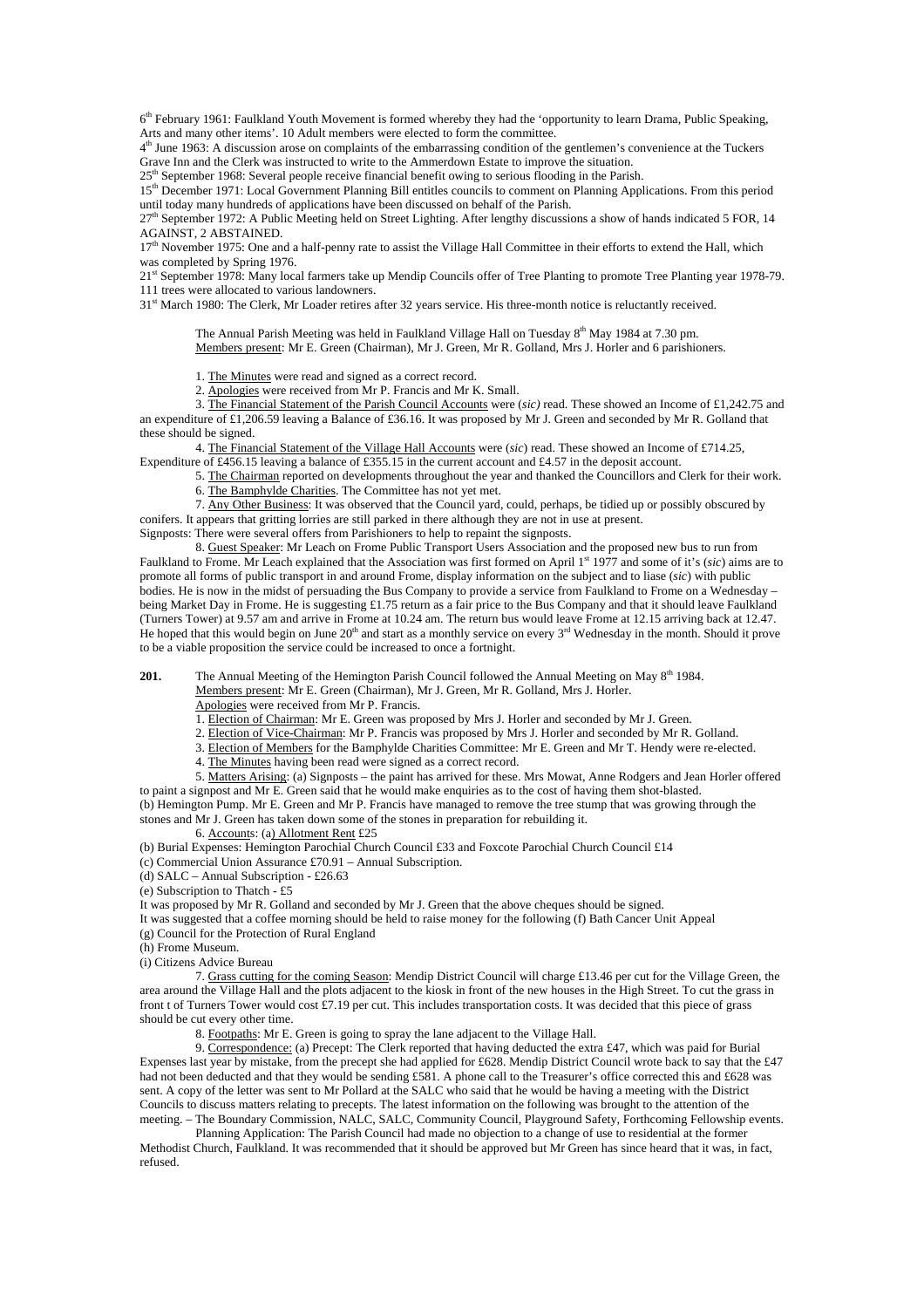6th February 1961: Faulkland Youth Movement is formed whereby they had the 'opportunity to learn Drama, Public Speaking, Arts and many other items'. 10 Adult members were elected to form the committee.

4th June 1963: A discussion arose on complaints of the embarrassing condition of the gentlemen's convenience at the Tuckers Grave Inn and the Clerk was instructed to write to the Ammerdown Estate to improve the situation.

25th September 1968: Several people receive financial benefit owing to serious flooding in the Parish.

15th December 1971: Local Government Planning Bill entitles councils to comment on Planning Applications. From this period until today many hundreds of applications have been discussed on behalf of the Parish.

27th September 1972: A Public Meeting held on Street Lighting. After lengthy discussions a show of hands indicated 5 FOR, 14 AGAINST, 2 ABSTAINED.

17th November 1975: One and a half-penny rate to assist the Village Hall Committee in their efforts to extend the Hall, which was completed by Spring 1976.

21st September 1978: Many local farmers take up Mendip Councils offer of Tree Planting to promote Tree Planting year 1978-79. 111 trees were allocated to various landowners.

31st March 1980: The Clerk, Mr Loader retires after 32 years service. His three-month notice is reluctantly received.

The Annual Parish Meeting was held in Faulkland Village Hall on Tuesday 8th May 1984 at 7.30 pm.
Members present: Mr E. Green (Chairman), Mr J. Green, Mr R. Golland, Mrs J. Horler and 6 parishioners.

1. The Minutes were read and signed as a correct record.

2. Apologies were received from Mr P. Francis and Mr K. Small.

3. The Financial Statement of the Parish Council Accounts were (*sic)* read. These showed an Income of £1,242.75 and an expenditure of £1,206.59 leaving a Balance of £36.16. It was proposed by Mr J. Green and seconded by Mr R. Golland that these should be signed.

4. The Financial Statement of the Village Hall Accounts were (*sic*) read. These showed an Income of £714.25, Expenditure of £456.15 leaving a balance of £355.15 in the current account and £4.57 in the deposit account.

5. The Chairman reported on developments throughout the year and thanked the Councillors and Clerk for their work.

6. The Bamphylde Charities. The Committee has not yet met.

7. Any Other Business: It was observed that the Council yard, could, perhaps, be tidied up or possibly obscured by conifers. It appears that gritting lorries are still parked in there although they are not in use at present.
Signposts: There were several offers from Parishioners to help to repaint the signposts.

8. Guest Speaker: Mr Leach on Frome Public Transport Users Association and the proposed new bus to run from Faulkland to Frome. Mr Leach explained that the Association was first formed on April 1st 1977 and some of it's (*sic*) aims are to promote all forms of public transport in and around Frome, display information on the subject and to liase (*sic*) with public bodies. He is now in the midst of persuading the Bus Company to provide a service from Faulkland to Frome on a Wednesday – being Market Day in Frome. He is suggesting £1.75 return as a fair price to the Bus Company and that it should leave Faulkland (Turners Tower) at 9.57 am and arrive in Frome at 10.24 am. The return bus would leave Frome at 12.15 arriving back at 12.47. He hoped that this would begin on June 20th and start as a monthly service on every 3rd Wednesday in the month. Should it prove to be a viable proposition the service could be increased to once a fortnight.

**201.** The Annual Meeting of the Hemington Parish Council followed the Annual Meeting on May 8th 1984.
Members present: Mr E. Green (Chairman), Mr J. Green, Mr R. Golland, Mrs J. Horler.
Apologies were received from Mr P. Francis.

1. Election of Chairman: Mr E. Green was proposed by Mrs J. Horler and seconded by Mr J. Green.

2. Election of Vice-Chairman: Mr P. Francis was proposed by Mrs J. Horler and seconded by Mr R. Golland.

3. Election of Members for the Bamphylde Charities Committee: Mr E. Green and Mr T. Hendy were re-elected.

4. The Minutes having been read were signed as a correct record.

5. Matters Arising: (a) Signposts – the paint has arrived for these. Mrs Mowat, Anne Rodgers and Jean Horler offered to paint a signpost and Mr E. Green said that he would make enquiries as to the cost of having them shot-blasted.
(b) Hemington Pump. Mr E. Green and Mr P. Francis have managed to remove the tree stump that was growing through the stones and Mr J. Green has taken down some of the stones in preparation for rebuilding it.

6. Accounts: (a) Allotment Rent £25
(b) Burial Expenses: Hemington Parochial Church Council £33 and Foxcote Parochial Church Council £14
(c) Commercial Union Assurance £70.91 – Annual Subscription.
(d) SALC – Annual Subscription - £26.63
(e) Subscription to Thatch - £5
It was proposed by Mr R. Golland and seconded by Mr J. Green that the above cheques should be signed.
It was suggested that a coffee morning should be held to raise money for the following (f) Bath Cancer Unit Appeal
(g) Council for the Protection of Rural England
(h) Frome Museum.
(i) Citizens Advice Bureau

7. Grass cutting for the coming Season: Mendip District Council will charge £13.46 per cut for the Village Green, the area around the Village Hall and the plots adjacent to the kiosk in front of the new houses in the High Street. To cut the grass in front t of Turners Tower would cost £7.19 per cut. This includes transportation costs. It was decided that this piece of grass should be cut every other time.

8. Footpaths: Mr E. Green is going to spray the lane adjacent to the Village Hall.

9. Correspondence: (a) Precept: The Clerk reported that having deducted the extra £47, which was paid for Burial Expenses last year by mistake, from the precept she had applied for £628. Mendip District Council wrote back to say that the £47 had not been deducted and that they would be sending £581. A phone call to the Treasurer's office corrected this and £628 was sent. A copy of the letter was sent to Mr Pollard at the SALC who said that he would be having a meeting with the District Councils to discuss matters relating to precepts. The latest information on the following was brought to the attention of the meeting. – The Boundary Commission, NALC, SALC, Community Council, Playground Safety, Forthcoming Fellowship events.

Planning Application: The Parish Council had made no objection to a change of use to residential at the former Methodist Church, Faulkland. It was recommended that it should be approved but Mr Green has since heard that it was, in fact, refused.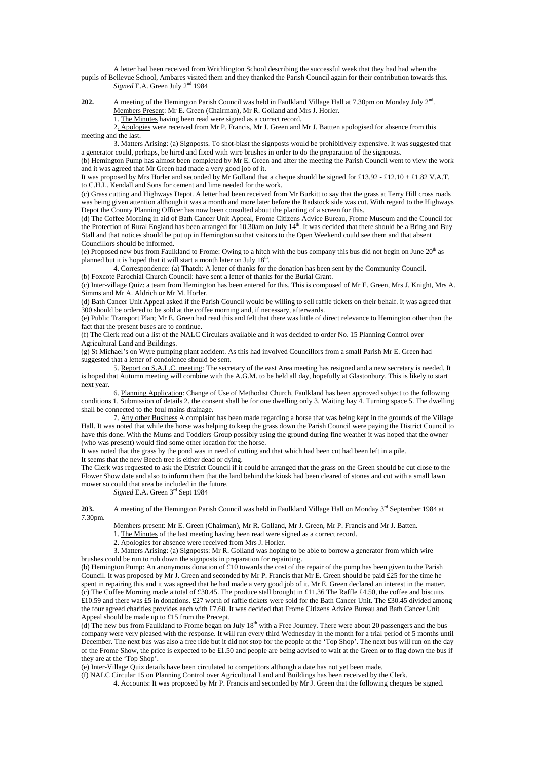A letter had been received from Writhlington School describing the successful week that they had had when the pupils of Bellevue School, Ambares visited them and they thanked the Parish Council again for their contribution towards this.

*Signed* E.A. Green July 2nd 1984

**202.** A meeting of the Hemington Parish Council was held in Faulkland Village Hall at 7.30pm on Monday July 2nd.

Members Present: Mr E. Green (Chairman), Mr R. Golland and Mrs J. Horler.

1. The Minutes having been read were signed as a correct record.

2. Apologies were received from Mr P. Francis, Mr J. Green and Mr J. Battten apologised for absence from this meeting and the last.

3. Matters Arising: (a) Signposts. To shot-blast the signposts would be prohibitively expensive. It was suggested that a generator could, perhaps, be hired and fixed with wire brushes in order to do the preparation of the signposts.

(b) Hemington Pump has almost been completed by Mr E. Green and after the meeting the Parish Council went to view the work and it was agreed that Mr Green had made a very good job of it.

It was proposed by Mrs Horler and seconded by Mr Golland that a cheque should be signed for £13.92 - £12.10 + £1.82 V.A.T. to C.H.L. Kendall and Sons for cement and lime needed for the work.

(c) Grass cutting and Highways Depot. A letter had been received from Mr Burkitt to say that the grass at Terry Hill cross roads was being given attention although it was a month and more later before the Radstock side was cut. With regard to the Highways Depot the County Planning Officer has now been consulted about the planting of a screen for this.

(d) The Coffee Morning in aid of Bath Cancer Unit Appeal, Frome Citizens Advice Bureau, Frome Museum and the Council for the Protection of Rural England has been arranged for 10.30am on July 14th. It was decided that there should be a Bring and Buy Stall and that notices should be put up in Hemington so that visitors to the Open Weekend could see them and that absent Councillors should be informed.

(e) Proposed new bus from Faulkland to Frome: Owing to a hitch with the bus company this bus did not begin on June 20th as planned but it is hoped that it will start a month later on July 18th.

4. Correspondence: (a) Thatch: A letter of thanks for the donation has been sent by the Community Council.

(b) Foxcote Parochial Church Council: have sent a letter of thanks for the Burial Grant.

(c) Inter-village Quiz: a team from Hemington has been entered for this. This is composed of Mr E. Green, Mrs J. Knight, Mrs A. Simms and Mr A. Aldrich or Mr M. Horler.

(d) Bath Cancer Unit Appeal asked if the Parish Council would be willing to sell raffle tickets on their behalf. It was agreed that 300 should be ordered to be sold at the coffee morning and, if necessary, afterwards.

(e) Public Transport Plan; Mr E. Green had read this and felt that there was little of direct relevance to Hemington other than the fact that the present buses are to continue.

(f) The Clerk read out a list of the NALC Circulars available and it was decided to order No. 15 Planning Control over Agricultural Land and Buildings.

(g) St Michael's on Wyre pumping plant accident. As this had involved Councillors from a small Parish Mr E. Green had suggested that a letter of condolence should be sent.

5. Report on S.A.L.C. meeting: The secretary of the east Area meeting has resigned and a new secretary is needed. It is hoped that Autumn meeting will combine with the A.G.M. to be held all day, hopefully at Glastonbury. This is likely to start next year.

6. Planning Application: Change of Use of Methodist Church, Faulkland has been approved subject to the following conditions 1. Submission of details 2. the consent shall be for one dwelling only 3. Waiting bay 4. Turning space 5. The dwelling shall be connected to the foul mains drainage.

7. Any other Business A complaint has been made regarding a horse that was being kept in the grounds of the Village Hall. It was noted that while the horse was helping to keep the grass down the Parish Council were paying the District Council to have this done. With the Mums and Toddlers Group possibly using the ground during fine weather it was hoped that the owner (who was present) would find some other location for the horse.

It was noted that the grass by the pond was in need of cutting and that which had been cut had been left in a pile.

It seems that the new Beech tree is either dead or dying.

The Clerk was requested to ask the District Council if it could be arranged that the grass on the Green should be cut close to the Flower Show date and also to inform them that the land behind the kiosk had been cleared of stones and cut with a small lawn mower so could that area be included in the future.

*Signed* E.A. Green 3rd Sept 1984

**203.** A meeting of the Hemington Parish Council was held in Faulkland Village Hall on Monday 3rd September 1984 at 7.30pm.

Members present: Mr E. Green (Chairman), Mr R. Golland, Mr J. Green, Mr P. Francis and Mr J. Batten.

1. The Minutes of the last meeting having been read were signed as a correct record.

2. Apologies for absence were received from Mrs J. Horler.

3. Matters Arising: (a) Signposts: Mr R. Golland was hoping to be able to borrow a generator from which wire brushes could be run to rub down the signposts in preparation for repainting.

(b) Hemington Pump: An anonymous donation of £10 towards the cost of the repair of the pump has been given to the Parish Council. It was proposed by Mr J. Green and seconded by Mr P. Francis that Mr E. Green should be paid £25 for the time he spent in repairing this and it was agreed that he had made a very good job of it. Mr E. Green declared an interest in the matter.

(c) The Coffee Morning made a total of £30.45. The produce stall brought in £11.36 The Raffle £4.50, the coffee and biscuits £10.59 and there was £5 in donations. £27 worth of raffle tickets were sold for the Bath Cancer Unit. The £30.45 divided among the four agreed charities provides each with £7.60. It was decided that Frome Citizens Advice Bureau and Bath Cancer Unit Appeal should be made up to £15 from the Precept.

(d) The new bus from Faulkland to Frome began on July 18th with a Free Journey. There were about 20 passengers and the bus company were very pleased with the response. It will run every third Wednesday in the month for a trial period of 5 months until December. The next bus was also a free ride but it did not stop for the people at the 'Top Shop'. The next bus will run on the day of the Frome Show, the price is expected to be £1.50 and people are being advised to wait at the Green or to flag down the bus if they are at the 'Top Shop'.

(e) Inter-Village Quiz details have been circulated to competitors although a date has not yet been made.

(f) NALC Circular 15 on Planning Control over Agricultural Land and Buildings has been received by the Clerk.

4. Accounts: It was proposed by Mr P. Francis and seconded by Mr J. Green that the following cheques be signed.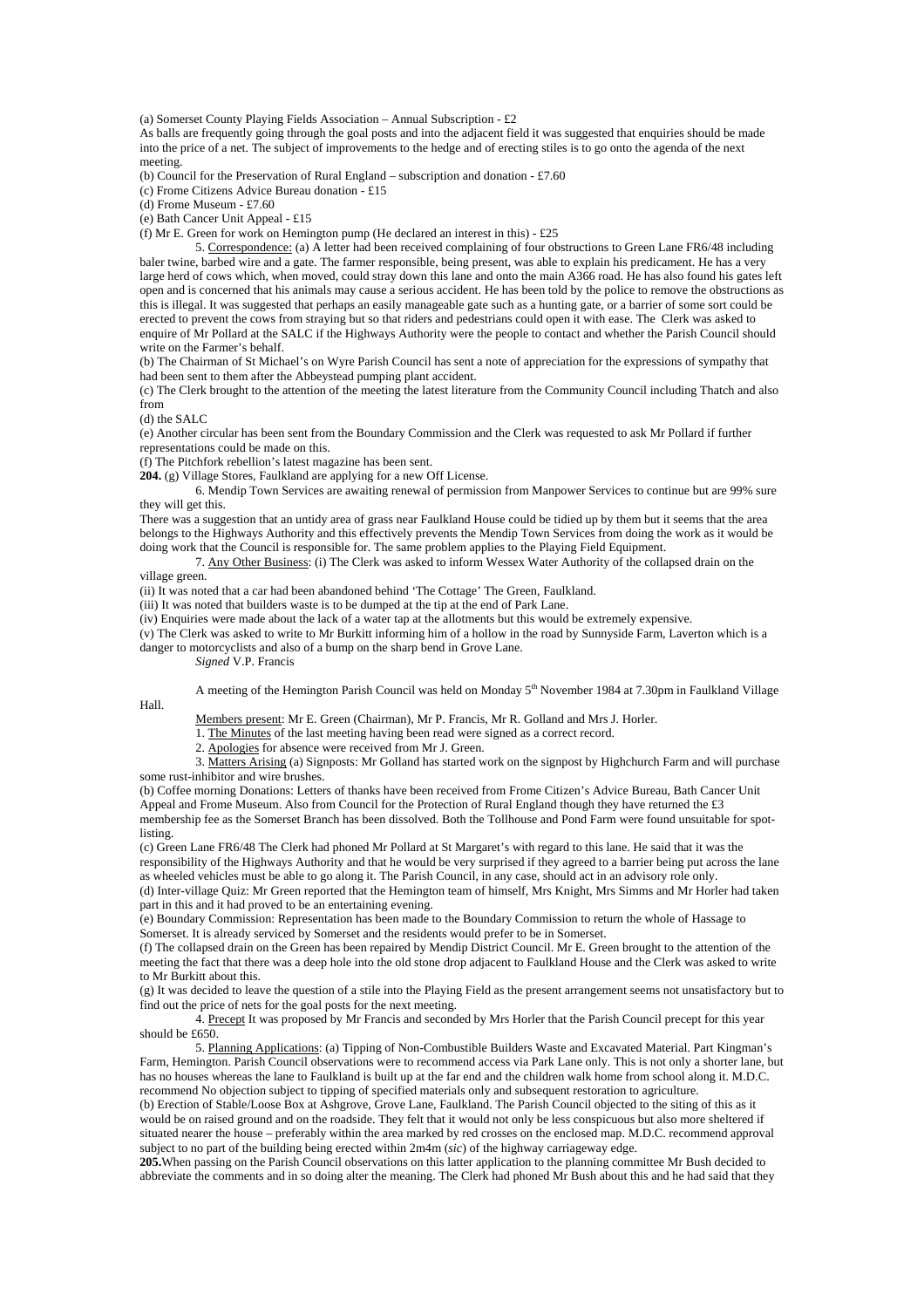(a) Somerset County Playing Fields Association – Annual Subscription - £2

As balls are frequently going through the goal posts and into the adjacent field it was suggested that enquiries should be made into the price of a net. The subject of improvements to the hedge and of erecting stiles is to go onto the agenda of the next meeting.

(b) Council for the Preservation of Rural England – subscription and donation - £7.60

(c) Frome Citizens Advice Bureau donation - £15

(d) Frome Museum - £7.60

(e) Bath Cancer Unit Appeal - £15

(f) Mr E. Green for work on Hemington pump (He declared an interest in this) - £25

5. Correspondence: (a) A letter had been received complaining of four obstructions to Green Lane FR6/48 including baler twine, barbed wire and a gate. The farmer responsible, being present, was able to explain his predicament. He has a very large herd of cows which, when moved, could stray down this lane and onto the main A366 road. He has also found his gates left open and is concerned that his animals may cause a serious accident. He has been told by the police to remove the obstructions as this is illegal. It was suggested that perhaps an easily manageable gate such as a hunting gate, or a barrier of some sort could be erected to prevent the cows from straying but so that riders and pedestrians could open it with ease. The Clerk was asked to enquire of Mr Pollard at the SALC if the Highways Authority were the people to contact and whether the Parish Council should write on the Farmer's behalf.

(b) The Chairman of St Michael's on Wyre Parish Council has sent a note of appreciation for the expressions of sympathy that had been sent to them after the Abbeystead pumping plant accident.

(c) The Clerk brought to the attention of the meeting the latest literature from the Community Council including Thatch and also from

(d) the SALC

(e) Another circular has been sent from the Boundary Commission and the Clerk was requested to ask Mr Pollard if further representations could be made on this.

(f) The Pitchfork rebellion's latest magazine has been sent.

**204.** (g) Village Stores, Faulkland are applying for a new Off License.

6. Mendip Town Services are awaiting renewal of permission from Manpower Services to continue but are 99% sure they will get this.

There was a suggestion that an untidy area of grass near Faulkland House could be tidied up by them but it seems that the area belongs to the Highways Authority and this effectively prevents the Mendip Town Services from doing the work as it would be doing work that the Council is responsible for. The same problem applies to the Playing Field Equipment.

7. Any Other Business: (i) The Clerk was asked to inform Wessex Water Authority of the collapsed drain on the village green.

(ii) It was noted that a car had been abandoned behind 'The Cottage' The Green, Faulkland.

(iii) It was noted that builders waste is to be dumped at the tip at the end of Park Lane.

(iv) Enquiries were made about the lack of a water tap at the allotments but this would be extremely expensive.

(v) The Clerk was asked to write to Mr Burkitt informing him of a hollow in the road by Sunnyside Farm, Laverton which is a danger to motorcyclists and also of a bump on the sharp bend in Grove Lane.

*Signed* V.P. Francis

A meeting of the Hemington Parish Council was held on Monday 5th November 1984 at 7.30pm in Faulkland Village Hall.

Members present: Mr E. Green (Chairman), Mr P. Francis, Mr R. Golland and Mrs J. Horler.

1. The Minutes of the last meeting having been read were signed as a correct record.

2. Apologies for absence were received from Mr J. Green.

3. Matters Arising (a) Signposts: Mr Golland has started work on the signpost by Highchurch Farm and will purchase some rust-inhibitor and wire brushes.

(b) Coffee morning Donations: Letters of thanks have been received from Frome Citizen's Advice Bureau, Bath Cancer Unit Appeal and Frome Museum. Also from Council for the Protection of Rural England though they have returned the £3 membership fee as the Somerset Branch has been dissolved. Both the Tollhouse and Pond Farm were found unsuitable for spot-listing.

(c) Green Lane FR6/48 The Clerk had phoned Mr Pollard at St Margaret's with regard to this lane. He said that it was the responsibility of the Highways Authority and that he would be very surprised if they agreed to a barrier being put across the lane as wheeled vehicles must be able to go along it. The Parish Council, in any case, should act in an advisory role only.

(d) Inter-village Quiz: Mr Green reported that the Hemington team of himself, Mrs Knight, Mrs Simms and Mr Horler had taken part in this and it had proved to be an entertaining evening.

(e) Boundary Commission: Representation has been made to the Boundary Commission to return the whole of Hassage to Somerset. It is already serviced by Somerset and the residents would prefer to be in Somerset.

(f) The collapsed drain on the Green has been repaired by Mendip District Council. Mr E. Green brought to the attention of the meeting the fact that there was a deep hole into the old stone drop adjacent to Faulkland House and the Clerk was asked to write to Mr Burkitt about this.

(g) It was decided to leave the question of a stile into the Playing Field as the present arrangement seems not unsatisfactory but to find out the price of nets for the goal posts for the next meeting.

4. Precept It was proposed by Mr Francis and seconded by Mrs Horler that the Parish Council precept for this year should be £650.

5. Planning Applications: (a) Tipping of Non-Combustible Builders Waste and Excavated Material. Part Kingman's Farm, Hemington. Parish Council observations were to recommend access via Park Lane only. This is not only a shorter lane, but has no houses whereas the lane to Faulkland is built up at the far end and the children walk home from school along it. M.D.C. recommend No objection subject to tipping of specified materials only and subsequent restoration to agriculture.

(b) Erection of Stable/Loose Box at Ashgrove, Grove Lane, Faulkland. The Parish Council objected to the siting of this as it would be on raised ground and on the roadside. They felt that it would not only be less conspicuous but also more sheltered if situated nearer the house – preferably within the area marked by red crosses on the enclosed map. M.D.C. recommend approval subject to no part of the building being erected within 2m4m (*sic*) of the highway carriageway edge.

**205.** When passing on the Parish Council observations on this latter application to the planning committee Mr Bush decided to abbreviate the comments and in so doing alter the meaning. The Clerk had phoned Mr Bush about this and he had said that they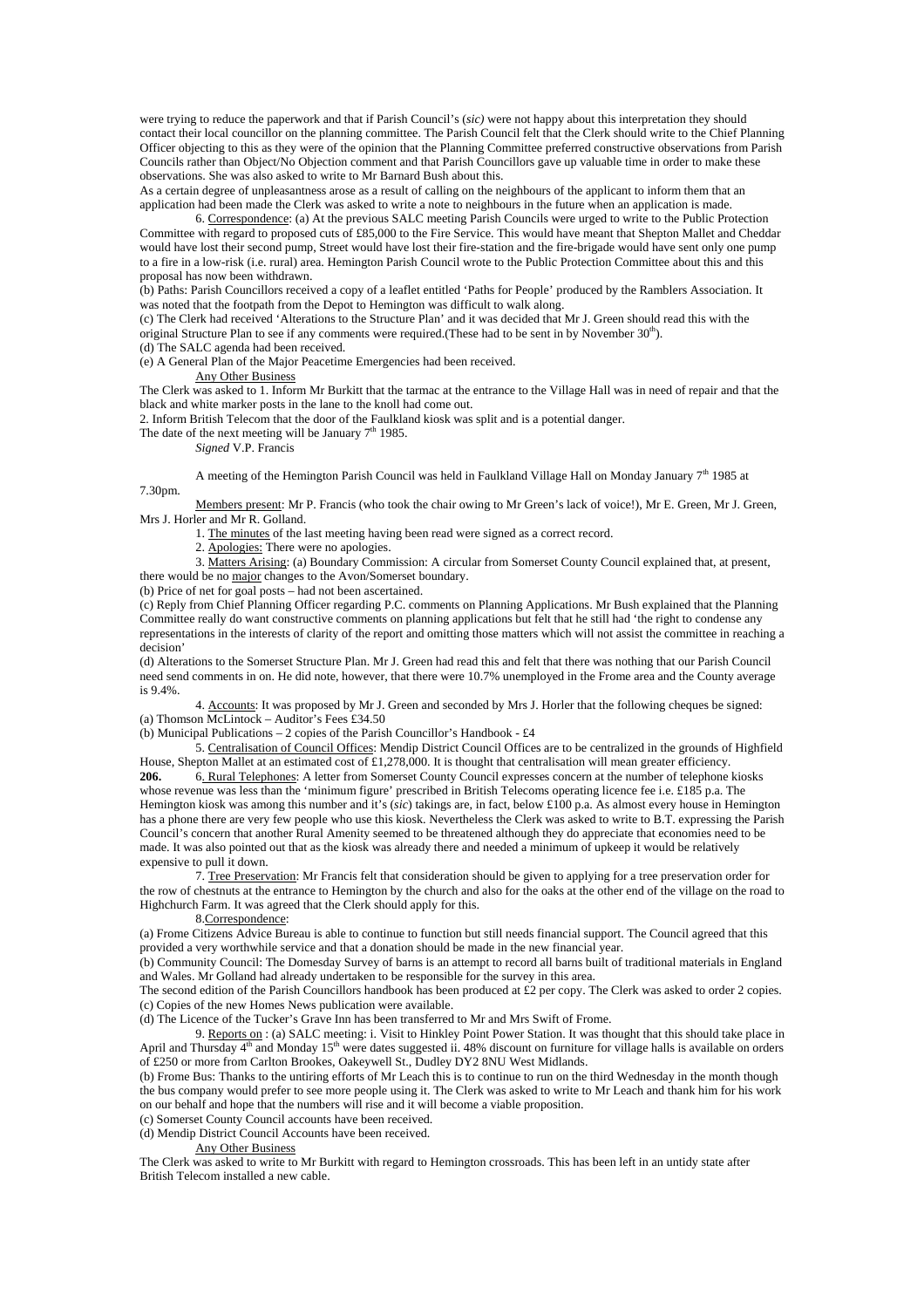were trying to reduce the paperwork and that if Parish Council's (*sic*) were not happy about this interpretation they should contact their local councillor on the planning committee. The Parish Council felt that the Clerk should write to the Chief Planning Officer objecting to this as they were of the opinion that the Planning Committee preferred constructive observations from Parish Councils rather than Object/No Objection comment and that Parish Councillors gave up valuable time in order to make these observations. She was also asked to write to Mr Barnard Bush about this.

As a certain degree of unpleasantness arose as a result of calling on the neighbours of the applicant to inform them that an application had been made the Clerk was asked to write a note to neighbours in the future when an application is made.

6. Correspondence: (a) At the previous SALC meeting Parish Councils were urged to write to the Public Protection Committee with regard to proposed cuts of £85,000 to the Fire Service. This would have meant that Shepton Mallet and Cheddar would have lost their second pump, Street would have lost their fire-station and the fire-brigade would have sent only one pump to a fire in a low-risk (i.e. rural) area. Hemington Parish Council wrote to the Public Protection Committee about this and this proposal has now been withdrawn.

(b) Paths: Parish Councillors received a copy of a leaflet entitled 'Paths for People' produced by the Ramblers Association. It was noted that the footpath from the Depot to Hemington was difficult to walk along.

(c) The Clerk had received 'Alterations to the Structure Plan' and it was decided that Mr J. Green should read this with the original Structure Plan to see if any comments were required.(These had to be sent in by November 30th).

(d) The SALC agenda had been received.

(e) A General Plan of the Major Peacetime Emergencies had been received.

Any Other Business

The Clerk was asked to 1. Inform Mr Burkitt that the tarmac at the entrance to the Village Hall was in need of repair and that the black and white marker posts in the lane to the knoll had come out.

2. Inform British Telecom that the door of the Faulkland kiosk was split and is a potential danger.

The date of the next meeting will be January 7th 1985.

*Signed* V.P. Francis

A meeting of the Hemington Parish Council was held in Faulkland Village Hall on Monday January 7th 1985 at 7.30pm.

Members present: Mr P. Francis (who took the chair owing to Mr Green's lack of voice!), Mr E. Green, Mr J. Green, Mrs J. Horler and Mr R. Golland.

1. The minutes of the last meeting having been read were signed as a correct record.

2. Apologies: There were no apologies.

3. Matters Arising: (a) Boundary Commission: A circular from Somerset County Council explained that, at present, there would be no major changes to the Avon/Somerset boundary.

(b) Price of net for goal posts – had not been ascertained.

(c) Reply from Chief Planning Officer regarding P.C. comments on Planning Applications. Mr Bush explained that the Planning Committee really do want constructive comments on planning applications but felt that he still had 'the right to condense any representations in the interests of clarity of the report and omitting those matters which will not assist the committee in reaching a decision'

(d) Alterations to the Somerset Structure Plan. Mr J. Green had read this and felt that there was nothing that our Parish Council need send comments in on. He did note, however, that there were 10.7% unemployed in the Frome area and the County average is 9.4%.

4. Accounts: It was proposed by Mr J. Green and seconded by Mrs J. Horler that the following cheques be signed:

(a) Thomson McLintock – Auditor's Fees £34.50

(b) Municipal Publications – 2 copies of the Parish Councillor's Handbook - £4

5. Centralisation of Council Offices: Mendip District Council Offices are to be centralized in the grounds of Highfield House, Shepton Mallet at an estimated cost of £1,278,000. It is thought that centralisation will mean greater efficiency.

**206.** 6. Rural Telephones: A letter from Somerset County Council expresses concern at the number of telephone kiosks whose revenue was less than the 'minimum figure' prescribed in British Telecoms operating licence fee i.e. £185 p.a. The Hemington kiosk was among this number and it's (*sic*) takings are, in fact, below £100 p.a. As almost every house in Hemington has a phone there are very few people who use this kiosk. Nevertheless the Clerk was asked to write to B.T. expressing the Parish Council's concern that another Rural Amenity seemed to be threatened although they do appreciate that economies need to be made. It was also pointed out that as the kiosk was already there and needed a minimum of upkeep it would be relatively expensive to pull it down.

7. Tree Preservation: Mr Francis felt that consideration should be given to applying for a tree preservation order for the row of chestnuts at the entrance to Hemington by the church and also for the oaks at the other end of the village on the road to Highchurch Farm. It was agreed that the Clerk should apply for this.

8. Correspondence:

(a) Frome Citizens Advice Bureau is able to continue to function but still needs financial support. The Council agreed that this provided a very worthwhile service and that a donation should be made in the new financial year.

(b) Community Council: The Domesday Survey of barns is an attempt to record all barns built of traditional materials in England and Wales. Mr Golland had already undertaken to be responsible for the survey in this area.

The second edition of the Parish Councillors handbook has been produced at £2 per copy. The Clerk was asked to order 2 copies.

(c) Copies of the new Homes News publication were available.

(d) The Licence of the Tucker's Grave Inn has been transferred to Mr and Mrs Swift of Frome.

9. Reports on : (a) SALC meeting: i. Visit to Hinkley Point Power Station. It was thought that this should take place in April and Thursday 4th and Monday 15th were dates suggested ii. 48% discount on furniture for village halls is available on orders of £250 or more from Carlton Brookes, Oakeywell St., Dudley DY2 8NU West Midlands.

(b) Frome Bus: Thanks to the untiring efforts of Mr Leach this is to continue to run on the third Wednesday in the month though the bus company would prefer to see more people using it. The Clerk was asked to write to Mr Leach and thank him for his work on our behalf and hope that the numbers will rise and it will become a viable proposition.

(c) Somerset County Council accounts have been received.

(d) Mendip District Council Accounts have been received.

Any Other Business

The Clerk was asked to write to Mr Burkitt with regard to Hemington crossroads. This has been left in an untidy state after British Telecom installed a new cable.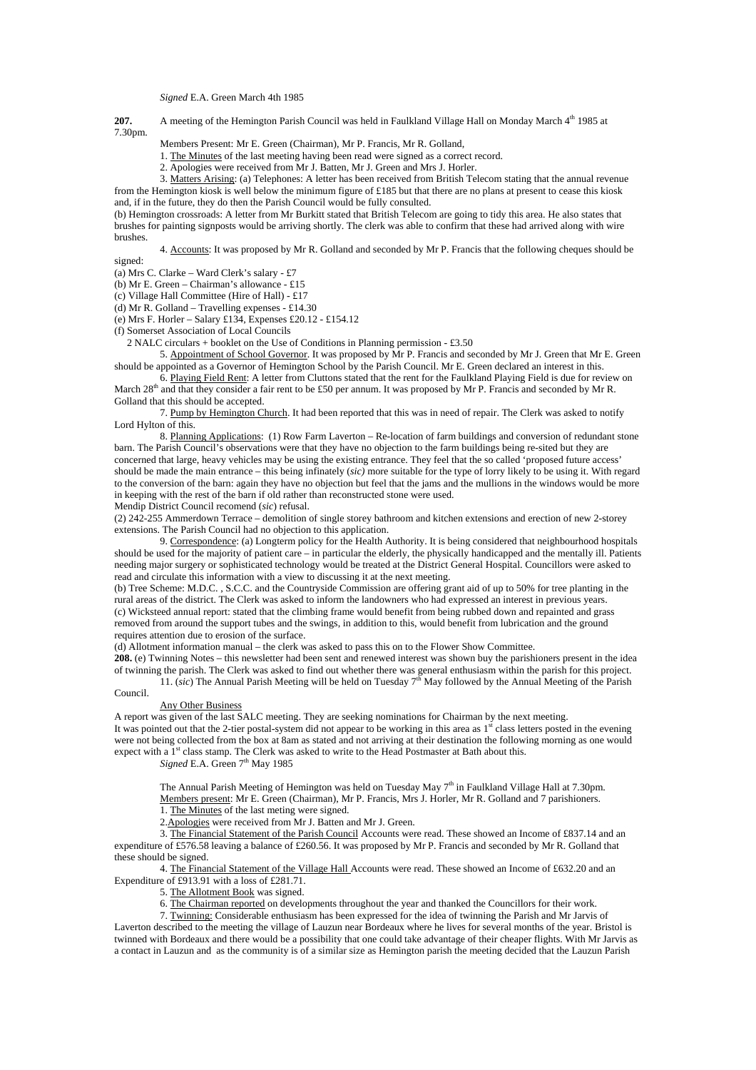*Signed* E.A. Green March 4th 1985

**207.** A meeting of the Hemington Parish Council was held in Faulkland Village Hall on Monday March 4th 1985 at 7.30pm.

Members Present: Mr E. Green (Chairman), Mr P. Francis, Mr R. Golland,

1. The Minutes of the last meeting having been read were signed as a correct record.

2. Apologies were received from Mr J. Batten, Mr J. Green and Mrs J. Horler.

3. Matters Arising: (a) Telephones: A letter has been received from British Telecom stating that the annual revenue from the Hemington kiosk is well below the minimum figure of £185 but that there are no plans at present to cease this kiosk and, if in the future, they do then the Parish Council would be fully consulted.

(b) Hemington crossroads: A letter from Mr Burkitt stated that British Telecom are going to tidy this area. He also states that brushes for painting signposts would be arriving shortly. The clerk was able to confirm that these had arrived along with wire brushes.

4. Accounts: It was proposed by Mr R. Golland and seconded by Mr P. Francis that the following cheques should be signed:

(a) Mrs C. Clarke – Ward Clerk's salary - £7

(b) Mr E. Green – Chairman's allowance - £15

(c) Village Hall Committee (Hire of Hall) - £17

(d) Mr R. Golland – Travelling expenses - £14.30

(e) Mrs F. Horler – Salary £134, Expenses £20.12 - £154.12

(f) Somerset Association of Local Councils

2 NALC circulars + booklet on the Use of Conditions in Planning permission - £3.50

5. Appointment of School Governor. It was proposed by Mr P. Francis and seconded by Mr J. Green that Mr E. Green should be appointed as a Governor of Hemington School by the Parish Council. Mr E. Green declared an interest in this.

6. Playing Field Rent: A letter from Cluttons stated that the rent for the Faulkland Playing Field is due for review on March 28th and that they consider a fair rent to be £50 per annum. It was proposed by Mr P. Francis and seconded by Mr R. Golland that this should be accepted.

7. Pump by Hemington Church. It had been reported that this was in need of repair. The Clerk was asked to notify Lord Hylton of this.

8. Planning Applications: (1) Row Farm Laverton – Re-location of farm buildings and conversion of redundant stone barn. The Parish Council's observations were that they have no objection to the farm buildings being re-sited but they are concerned that large, heavy vehicles may be using the existing entrance. They feel that the so called 'proposed future access' should be made the main entrance – this being infinately (*sic)* more suitable for the type of lorry likely to be using it. With regard to the conversion of the barn: again they have no objection but feel that the jams and the mullions in the windows would be more in keeping with the rest of the barn if old rather than reconstructed stone were used.

Mendip District Council recomend (*sic*) refusal.

(2) 242-255 Ammerdown Terrace – demolition of single storey bathroom and kitchen extensions and erection of new 2-storey extensions. The Parish Council had no objection to this application.

9. Correspondence: (a) Longterm policy for the Health Authority. It is being considered that neighbourhood hospitals should be used for the majority of patient care – in particular the elderly, the physically handicapped and the mentally ill. Patients needing major surgery or sophisticated technology would be treated at the District General Hospital. Councillors were asked to read and circulate this information with a view to discussing it at the next meeting.

(b) Tree Scheme: M.D.C. , S.C.C. and the Countryside Commission are offering grant aid of up to 50% for tree planting in the rural areas of the district. The Clerk was asked to inform the landowners who had expressed an interest in previous years.

(c) Wicksteed annual report: stated that the climbing frame would benefit from being rubbed down and repainted and grass removed from around the support tubes and the swings, in addition to this, would benefit from lubrication and the ground requires attention due to erosion of the surface.

(d) Allotment information manual – the clerk was asked to pass this on to the Flower Show Committee.

**208.** (e) Twinning Notes – this newsletter had been sent and renewed interest was shown buy the parishioners present in the idea of twinning the parish. The Clerk was asked to find out whether there was general enthusiasm within the parish for this project.

11. (*sic*) The Annual Parish Meeting will be held on Tuesday 7th May followed by the Annual Meeting of the Parish Council.

Any Other Business

A report was given of the last SALC meeting. They are seeking nominations for Chairman by the next meeting.

It was pointed out that the 2-tier postal-system did not appear to be working in this area as 1st class letters posted in the evening were not being collected from the box at 8am as stated and not arriving at their destination the following morning as one would expect with a 1st class stamp. The Clerk was asked to write to the Head Postmaster at Bath about this.

*Signed* E.A. Green 7th May 1985

The Annual Parish Meeting of Hemington was held on Tuesday May 7th in Faulkland Village Hall at 7.30pm.

Members present: Mr E. Green (Chairman), Mr P. Francis, Mrs J. Horler, Mr R. Golland and 7 parishioners.

1. The Minutes of the last meting were signed.

2. Apologies were received from Mr J. Batten and Mr J. Green.

3. The Financial Statement of the Parish Council Accounts were read. These showed an Income of £837.14 and an expenditure of £576.58 leaving a balance of £260.56. It was proposed by Mr P. Francis and seconded by Mr R. Golland that these should be signed.

4. The Financial Statement of the Village Hall Accounts were read. These showed an Income of £632.20 and an Expenditure of £913.91 with a loss of £281.71.

5. The Allotment Book was signed.

6. The Chairman reported on developments throughout the year and thanked the Councillors for their work.

7. Twinning: Considerable enthusiasm has been expressed for the idea of twinning the Parish and Mr Jarvis of Laverton described to the meeting the village of Lauzun near Bordeaux where he lives for several months of the year. Bristol is twinned with Bordeaux and there would be a possibility that one could take advantage of their cheaper flights. With Mr Jarvis as a contact in Lauzun and as the community is of a similar size as Hemington parish the meeting decided that the Lauzun Parish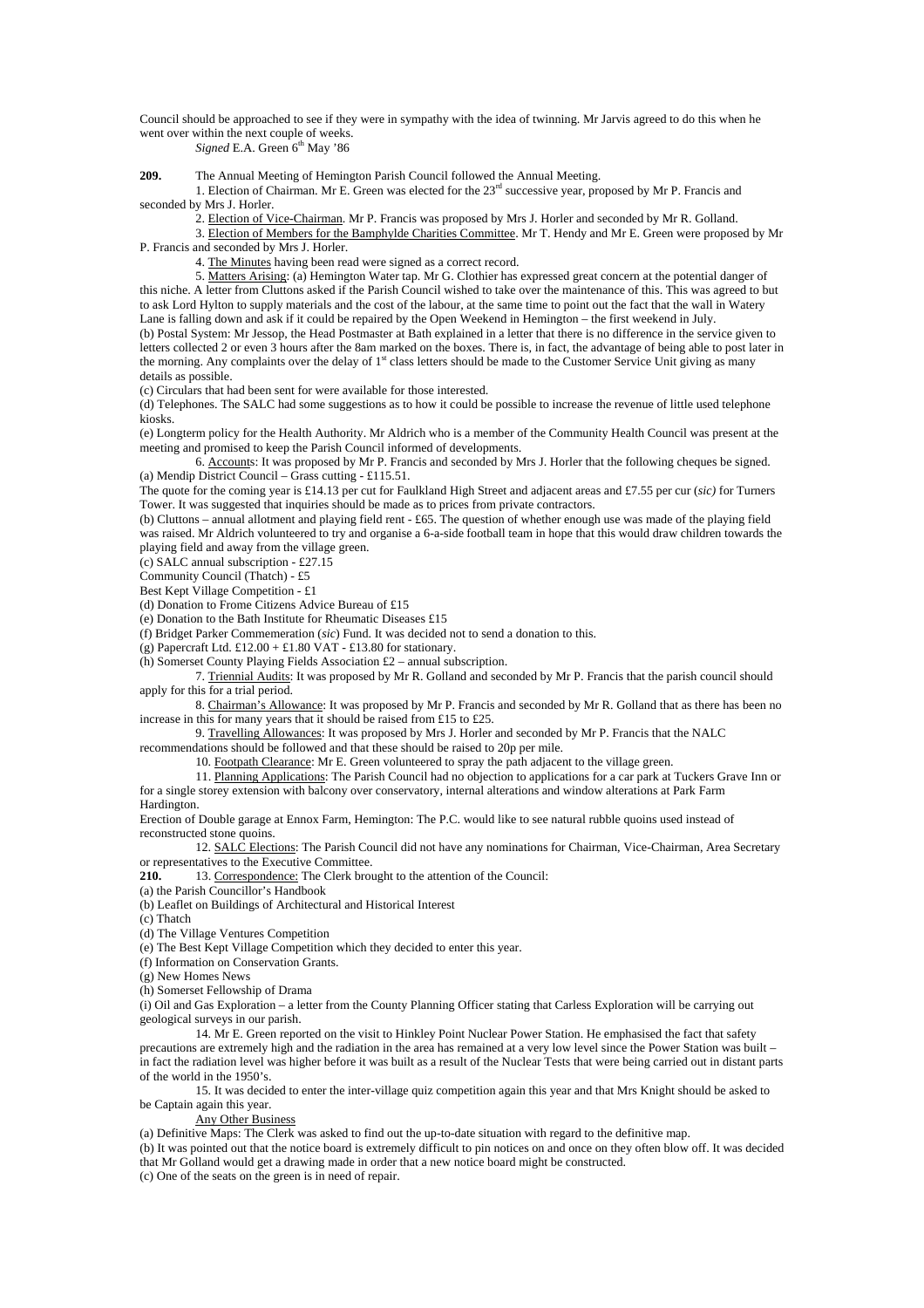Council should be approached to see if they were in sympathy with the idea of twinning. Mr Jarvis agreed to do this when he went over within the next couple of weeks.

*Signed* E.A. Green 6th May '86

**209.** The Annual Meeting of Hemington Parish Council followed the Annual Meeting.

1. Election of Chairman. Mr E. Green was elected for the 23rd successive year, proposed by Mr P. Francis and seconded by Mrs J. Horler.

2. Election of Vice-Chairman. Mr P. Francis was proposed by Mrs J. Horler and seconded by Mr R. Golland.

3. Election of Members for the Bamphylde Charities Committee. Mr T. Hendy and Mr E. Green were proposed by Mr P. Francis and seconded by Mrs J. Horler.

4. The Minutes having been read were signed as a correct record.

5. Matters Arising: (a) Hemington Water tap. Mr G. Clothier has expressed great concern at the potential danger of this niche. A letter from Cluttons asked if the Parish Council wished to take over the maintenance of this. This was agreed to but to ask Lord Hylton to supply materials and the cost of the labour, at the same time to point out the fact that the wall in Watery Lane is falling down and ask if it could be repaired by the Open Weekend in Hemington – the first weekend in July.

(b) Postal System: Mr Jessop, the Head Postmaster at Bath explained in a letter that there is no difference in the service given to letters collected 2 or even 3 hours after the 8am marked on the boxes. There is, in fact, the advantage of being able to post later in the morning. Any complaints over the delay of 1st class letters should be made to the Customer Service Unit giving as many details as possible.

(c) Circulars that had been sent for were available for those interested.

(d) Telephones. The SALC had some suggestions as to how it could be possible to increase the revenue of little used telephone kiosks.

(e) Longterm policy for the Health Authority. Mr Aldrich who is a member of the Community Health Council was present at the meeting and promised to keep the Parish Council informed of developments.

6. Accounts: It was proposed by Mr P. Francis and seconded by Mrs J. Horler that the following cheques be signed.

(a) Mendip District Council – Grass cutting - £115.51.

The quote for the coming year is £14.13 per cut for Faulkland High Street and adjacent areas and £7.55 per cur (*sic)* for Turners Tower. It was suggested that inquiries should be made as to prices from private contractors.

(b) Cluttons – annual allotment and playing field rent - £65. The question of whether enough use was made of the playing field was raised. Mr Aldrich volunteered to try and organise a 6-a-side football team in hope that this would draw children towards the playing field and away from the village green.

(c) SALC annual subscription - £27.15

Community Council (Thatch) - £5

Best Kept Village Competition - £1

(d) Donation to Frome Citizens Advice Bureau of £15

(e) Donation to the Bath Institute for Rheumatic Diseases £15

(f) Bridget Parker Commemeration (*sic*) Fund. It was decided not to send a donation to this.

(g) Papercraft Ltd. £12.00 + £1.80 VAT - £13.80 for stationary.

(h) Somerset County Playing Fields Association £2 – annual subscription.

7. Triennial Audits: It was proposed by Mr R. Golland and seconded by Mr P. Francis that the parish council should apply for this for a trial period.

8. Chairman's Allowance: It was proposed by Mr P. Francis and seconded by Mr R. Golland that as there has been no increase in this for many years that it should be raised from £15 to £25.

9. Travelling Allowances: It was proposed by Mrs J. Horler and seconded by Mr P. Francis that the NALC recommendations should be followed and that these should be raised to 20p per mile.

10. Footpath Clearance: Mr E. Green volunteered to spray the path adjacent to the village green.

11. Planning Applications: The Parish Council had no objection to applications for a car park at Tuckers Grave Inn or for a single storey extension with balcony over conservatory, internal alterations and window alterations at Park Farm Hardington.

Erection of Double garage at Ennox Farm, Hemington: The P.C. would like to see natural rubble quoins used instead of reconstructed stone quoins.

12. SALC Elections: The Parish Council did not have any nominations for Chairman, Vice-Chairman, Area Secretary or representatives to the Executive Committee.

**210.** 13. Correspondence: The Clerk brought to the attention of the Council:

(a) the Parish Councillor's Handbook

(b) Leaflet on Buildings of Architectural and Historical Interest

(c) Thatch

(d) The Village Ventures Competition

(e) The Best Kept Village Competition which they decided to enter this year.

(f) Information on Conservation Grants.

(g) New Homes News

(h) Somerset Fellowship of Drama

(i) Oil and Gas Exploration – a letter from the County Planning Officer stating that Carless Exploration will be carrying out geological surveys in our parish.

14. Mr E. Green reported on the visit to Hinkley Point Nuclear Power Station. He emphasised the fact that safety precautions are extremely high and the radiation in the area has remained at a very low level since the Power Station was built – in fact the radiation level was higher before it was built as a result of the Nuclear Tests that were being carried out in distant parts of the world in the 1950's.

15. It was decided to enter the inter-village quiz competition again this year and that Mrs Knight should be asked to be Captain again this year.

Any Other Business

(a) Definitive Maps: The Clerk was asked to find out the up-to-date situation with regard to the definitive map.

(b) It was pointed out that the notice board is extremely difficult to pin notices on and once on they often blow off. It was decided that Mr Golland would get a drawing made in order that a new notice board might be constructed.

(c) One of the seats on the green is in need of repair.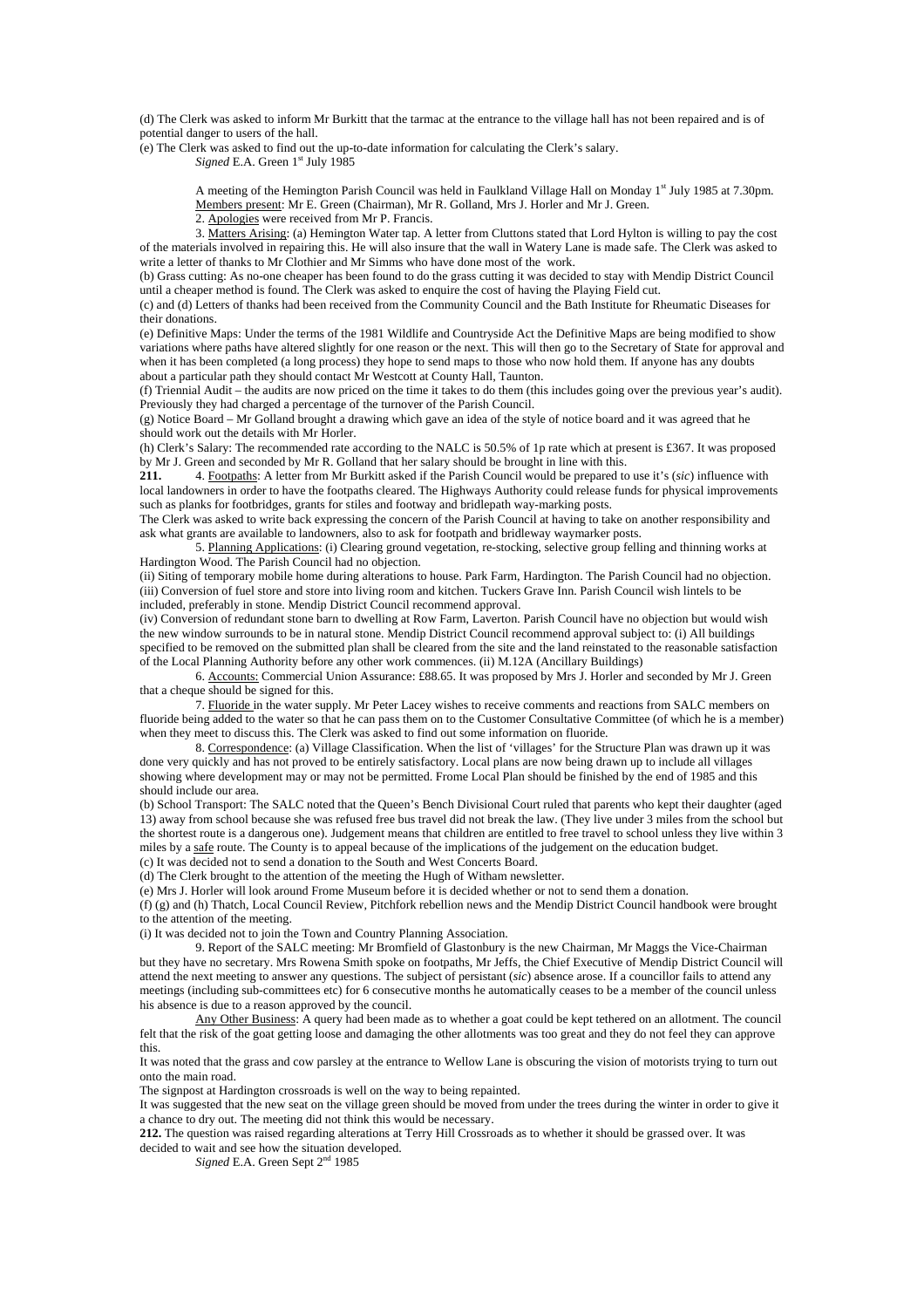(d) The Clerk was asked to inform Mr Burkitt that the tarmac at the entrance to the village hall has not been repaired and is of potential danger to users of the hall.

(e) The Clerk was asked to find out the up-to-date information for calculating the Clerk's salary.

*Signed* E.A. Green 1st July 1985

A meeting of the Hemington Parish Council was held in Faulkland Village Hall on Monday 1st July 1985 at 7.30pm. Members present: Mr E. Green (Chairman), Mr R. Golland, Mrs J. Horler and Mr J. Green.

2. Apologies were received from Mr P. Francis.

3. Matters Arising: (a) Hemington Water tap. A letter from Cluttons stated that Lord Hylton is willing to pay the cost of the materials involved in repairing this. He will also insure that the wall in Watery Lane is made safe. The Clerk was asked to write a letter of thanks to Mr Clothier and Mr Simms who have done most of the work.

(b) Grass cutting: As no-one cheaper has been found to do the grass cutting it was decided to stay with Mendip District Council until a cheaper method is found. The Clerk was asked to enquire the cost of having the Playing Field cut.

(c) and (d) Letters of thanks had been received from the Community Council and the Bath Institute for Rheumatic Diseases for their donations.

(e) Definitive Maps: Under the terms of the 1981 Wildlife and Countryside Act the Definitive Maps are being modified to show variations where paths have altered slightly for one reason or the next. This will then go to the Secretary of State for approval and when it has been completed (a long process) they hope to send maps to those who now hold them. If anyone has any doubts about a particular path they should contact Mr Westcott at County Hall, Taunton.

(f) Triennial Audit – the audits are now priced on the time it takes to do them (this includes going over the previous year's audit). Previously they had charged a percentage of the turnover of the Parish Council.

(g) Notice Board – Mr Golland brought a drawing which gave an idea of the style of notice board and it was agreed that he should work out the details with Mr Horler.

(h) Clerk's Salary: The recommended rate according to the NALC is 50.5% of 1p rate which at present is £367. It was proposed by Mr J. Green and seconded by Mr R. Golland that her salary should be brought in line with this.

**211.** 4. Footpaths: A letter from Mr Burkitt asked if the Parish Council would be prepared to use it's (*sic*) influence with local landowners in order to have the footpaths cleared. The Highways Authority could release funds for physical improvements such as planks for footbridges, grants for stiles and footway and bridlepath way-marking posts.

The Clerk was asked to write back expressing the concern of the Parish Council at having to take on another responsibility and ask what grants are available to landowners, also to ask for footpath and bridleway waymarker posts.

5. Planning Applications: (i) Clearing ground vegetation, re-stocking, selective group felling and thinning works at Hardington Wood. The Parish Council had no objection.

(ii) Siting of temporary mobile home during alterations to house. Park Farm, Hardington. The Parish Council had no objection.

(iii) Conversion of fuel store and store into living room and kitchen. Tuckers Grave Inn. Parish Council wish lintels to be included, preferably in stone. Mendip District Council recommend approval.

(iv) Conversion of redundant stone barn to dwelling at Row Farm, Laverton. Parish Council have no objection but would wish the new window surrounds to be in natural stone. Mendip District Council recommend approval subject to: (i) All buildings specified to be removed on the submitted plan shall be cleared from the site and the land reinstated to the reasonable satisfaction of the Local Planning Authority before any other work commences. (ii) M.12A (Ancillary Buildings)

6. Accounts: Commercial Union Assurance: £88.65. It was proposed by Mrs J. Horler and seconded by Mr J. Green that a cheque should be signed for this.

7. Fluoride in the water supply. Mr Peter Lacey wishes to receive comments and reactions from SALC members on fluoride being added to the water so that he can pass them on to the Customer Consultative Committee (of which he is a member) when they meet to discuss this. The Clerk was asked to find out some information on fluoride.

8. Correspondence: (a) Village Classification. When the list of 'villages' for the Structure Plan was drawn up it was done very quickly and has not proved to be entirely satisfactory. Local plans are now being drawn up to include all villages showing where development may or may not be permitted. Frome Local Plan should be finished by the end of 1985 and this should include our area.

(b) School Transport: The SALC noted that the Queen's Bench Divisional Court ruled that parents who kept their daughter (aged 13) away from school because she was refused free bus travel did not break the law. (They live under 3 miles from the school but the shortest route is a dangerous one). Judgement means that children are entitled to free travel to school unless they live within 3 miles by a safe route. The County is to appeal because of the implications of the judgement on the education budget.

(c) It was decided not to send a donation to the South and West Concerts Board.

(d) The Clerk brought to the attention of the meeting the Hugh of Witham newsletter.

(e) Mrs J. Horler will look around Frome Museum before it is decided whether or not to send them a donation.

(f) (g) and (h) Thatch, Local Council Review, Pitchfork rebellion news and the Mendip District Council handbook were brought to the attention of the meeting.

(i) It was decided not to join the Town and Country Planning Association.

9. Report of the SALC meeting: Mr Bromfield of Glastonbury is the new Chairman, Mr Maggs the Vice-Chairman but they have no secretary. Mrs Rowena Smith spoke on footpaths, Mr Jeffs, the Chief Executive of Mendip District Council will attend the next meeting to answer any questions. The subject of persistant (*sic*) absence arose. If a councillor fails to attend any meetings (including sub-committees etc) for 6 consecutive months he automatically ceases to be a member of the council unless his absence is due to a reason approved by the council.

Any Other Business: A query had been made as to whether a goat could be kept tethered on an allotment. The council felt that the risk of the goat getting loose and damaging the other allotments was too great and they do not feel they can approve this.

It was noted that the grass and cow parsley at the entrance to Wellow Lane is obscuring the vision of motorists trying to turn out onto the main road.

The signpost at Hardington crossroads is well on the way to being repainted.

It was suggested that the new seat on the village green should be moved from under the trees during the winter in order to give it a chance to dry out. The meeting did not think this would be necessary.

**212.** The question was raised regarding alterations at Terry Hill Crossroads as to whether it should be grassed over. It was decided to wait and see how the situation developed.

*Signed* E.A. Green Sept 2nd 1985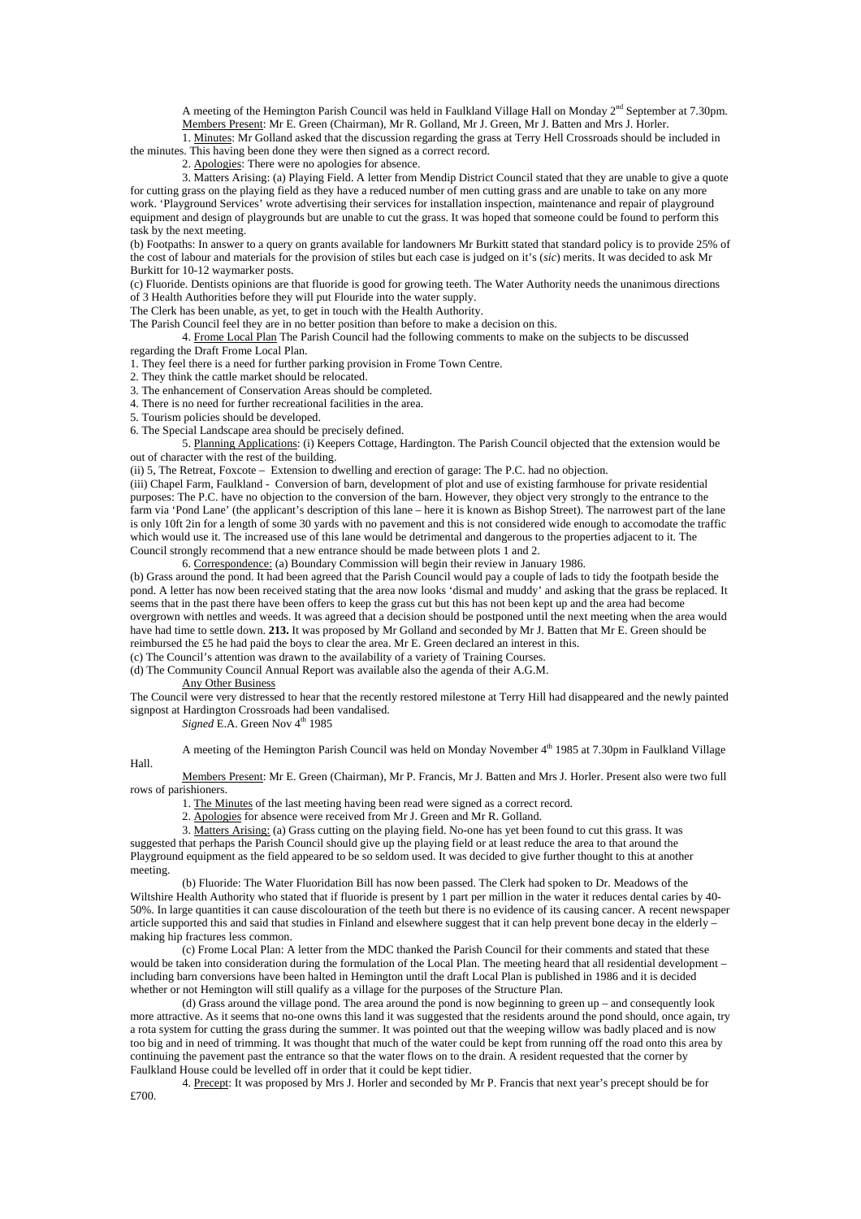A meeting of the Hemington Parish Council was held in Faulkland Village Hall on Monday 2nd September at 7.30pm.

Members Present: Mr E. Green (Chairman), Mr R. Golland, Mr J. Green, Mr J. Batten and Mrs J. Horler.

1. Minutes: Mr Golland asked that the discussion regarding the grass at Terry Hell Crossroads should be included in the minutes. This having been done they were then signed as a correct record.

2. Apologies: There were no apologies for absence.

3. Matters Arising: (a) Playing Field. A letter from Mendip District Council stated that they are unable to give a quote for cutting grass on the playing field as they have a reduced number of men cutting grass and are unable to take on any more work. 'Playground Services' wrote advertising their services for installation inspection, maintenance and repair of playground equipment and design of playgrounds but are unable to cut the grass. It was hoped that someone could be found to perform this task by the next meeting.

(b) Footpaths: In answer to a query on grants available for landowners Mr Burkitt stated that standard policy is to provide 25% of the cost of labour and materials for the provision of stiles but each case is judged on it's (*sic*) merits. It was decided to ask Mr Burkitt for 10-12 waymarker posts.

(c) Fluoride. Dentists opinions are that fluoride is good for growing teeth. The Water Authority needs the unanimous directions of 3 Health Authorities before they will put Flouride into the water supply.

The Clerk has been unable, as yet, to get in touch with the Health Authority.

The Parish Council feel they are in no better position than before to make a decision on this.

4. Frome Local Plan The Parish Council had the following comments to make on the subjects to be discussed regarding the Draft Frome Local Plan.

1. They feel there is a need for further parking provision in Frome Town Centre.
2. They think the cattle market should be relocated.
3. The enhancement of Conservation Areas should be completed.
4. There is no need for further recreational facilities in the area.
5. Tourism policies should be developed.
6. The Special Landscape area should be precisely defined.

5. Planning Applications: (i) Keepers Cottage, Hardington. The Parish Council objected that the extension would be out of character with the rest of the building.

(ii) 5, The Retreat, Foxcote – Extension to dwelling and erection of garage: The P.C. had no objection.

(iii) Chapel Farm, Faulkland - Conversion of barn, development of plot and use of existing farmhouse for private residential purposes: The P.C. have no objection to the conversion of the barn. However, they object very strongly to the entrance to the farm via 'Pond Lane' (the applicant's description of this lane – here it is known as Bishop Street). The narrowest part of the lane is only 10ft 2in for a length of some 30 yards with no pavement and this is not considered wide enough to accomodate the traffic which would use it. The increased use of this lane would be detrimental and dangerous to the properties adjacent to it. The Council strongly recommend that a new entrance should be made between plots 1 and 2.

6. Correspondence: (a) Boundary Commission will begin their review in January 1986.

(b) Grass around the pond. It had been agreed that the Parish Council would pay a couple of lads to tidy the footpath beside the pond. A letter has now been received stating that the area now looks 'dismal and muddy' and asking that the grass be replaced. It seems that in the past there have been offers to keep the grass cut but this has not been kept up and the area had become overgrown with nettles and weeds. It was agreed that a decision should be postponed until the next meeting when the area would have had time to settle down. **213.** It was proposed by Mr Golland and seconded by Mr J. Batten that Mr E. Green should be reimbursed the £5 he had paid the boys to clear the area. Mr E. Green declared an interest in this.

(c) The Council's attention was drawn to the availability of a variety of Training Courses.

(d) The Community Council Annual Report was available also the agenda of their A.G.M.

Any Other Business

The Council were very distressed to hear that the recently restored milestone at Terry Hill had disappeared and the newly painted signpost at Hardington Crossroads had been vandalised.

*Signed* E.A. Green Nov 4th 1985

A meeting of the Hemington Parish Council was held on Monday November 4th 1985 at 7.30pm in Faulkland Village Hall.

Members Present: Mr E. Green (Chairman), Mr P. Francis, Mr J. Batten and Mrs J. Horler. Present also were two full rows of parishioners.

1. The Minutes of the last meeting having been read were signed as a correct record.

2. Apologies for absence were received from Mr J. Green and Mr R. Golland.

3. Matters Arising: (a) Grass cutting on the playing field. No-one has yet been found to cut this grass. It was suggested that perhaps the Parish Council should give up the playing field or at least reduce the area to that around the Playground equipment as the field appeared to be so seldom used. It was decided to give further thought to this at another meeting.

(b) Fluoride: The Water Fluoridation Bill has now been passed. The Clerk had spoken to Dr. Meadows of the Wiltshire Health Authority who stated that if fluoride is present by 1 part per million in the water it reduces dental caries by 40-50%. In large quantities it can cause discolouration of the teeth but there is no evidence of its causing cancer. A recent newspaper article supported this and said that studies in Finland and elsewhere suggest that it can help prevent bone decay in the elderly – making hip fractures less common.

(c) Frome Local Plan: A letter from the MDC thanked the Parish Council for their comments and stated that these would be taken into consideration during the formulation of the Local Plan. The meeting heard that all residential development – including barn conversions have been halted in Hemington until the draft Local Plan is published in 1986 and it is decided whether or not Hemington will still qualify as a village for the purposes of the Structure Plan.

(d) Grass around the village pond. The area around the pond is now beginning to green up – and consequently look more attractive. As it seems that no-one owns this land it was suggested that the residents around the pond should, once again, try a rota system for cutting the grass during the summer. It was pointed out that the weeping willow was badly placed and is now too big and in need of trimming. It was thought that much of the water could be kept from running off the road onto this area by continuing the pavement past the entrance so that the water flows on to the drain. A resident requested that the corner by Faulkland House could be levelled off in order that it could be kept tidier.

4. Precept: It was proposed by Mrs J. Horler and seconded by Mr P. Francis that next year's precept should be for £700.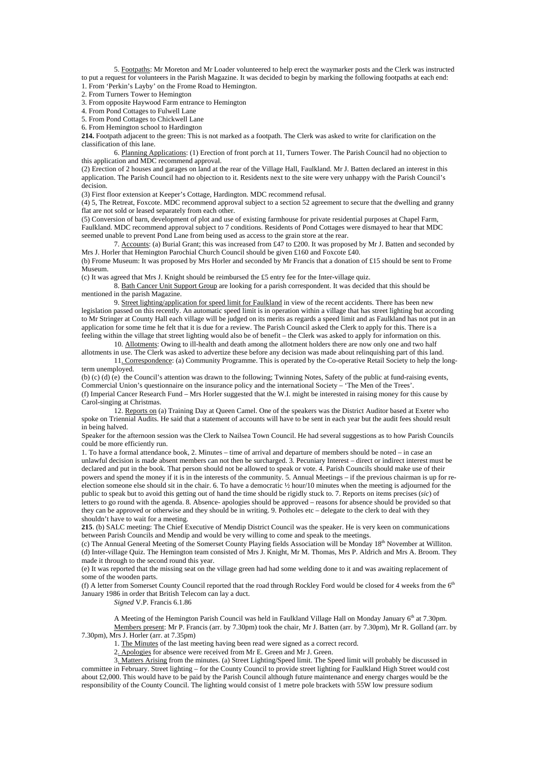5. Footpaths: Mr Moreton and Mr Loader volunteered to help erect the waymarker posts and the Clerk was instructed to put a request for volunteers in the Parish Magazine. It was decided to begin by marking the following footpaths at each end:

1. From 'Perkin's Layby' on the Frome Road to Hemington.
2. From Turners Tower to Hemington
3. From opposite Haywood Farm entrance to Hemington
4. From Pond Cottages to Fulwell Lane
5. From Pond Cottages to Chickwell Lane
6. From Hemington school to Hardington

**214.** Footpath adjacent to the green: This is not marked as a footpath. The Clerk was asked to write for clarification on the classification of this lane.

6. Planning Applications: (1) Erection of front porch at 11, Turners Tower. The Parish Council had no objection to this application and MDC recommend approval.

(2) Erection of 2 houses and garages on land at the rear of the Village Hall, Faulkland. Mr J. Batten declared an interest in this application. The Parish Council had no objection to it. Residents next to the site were very unhappy with the Parish Council's decision.

(3) First floor extension at Keeper's Cottage, Hardington. MDC recommend refusal.

(4) 5, The Retreat, Foxcote. MDC recommend approval subject to a section 52 agreement to secure that the dwelling and granny flat are not sold or leased separately from each other.

(5) Conversion of barn, development of plot and use of existing farmhouse for private residential purposes at Chapel Farm, Faulkland. MDC recommend approval subject to 7 conditions. Residents of Pond Cottages were dismayed to hear that MDC seemed unable to prevent Pond Lane from being used as access to the grain store at the rear.

7. Accounts: (a) Burial Grant; this was increased from £47 to £200. It was proposed by Mr J. Batten and seconded by Mrs J. Horler that Hemington Parochial Church Council should be given £160 and Foxcote £40.

(b) Frome Museum: It was proposed by Mrs Horler and seconded by Mr Francis that a donation of £15 should be sent to Frome Museum.

(c) It was agreed that Mrs J. Knight should be reimbursed the £5 entry fee for the Inter-village quiz.

8. Bath Cancer Unit Support Group are looking for a parish correspondent. It was decided that this should be mentioned in the parish Magazine.

9. Street lighting/application for speed limit for Faulkland in view of the recent accidents. There has been new legislation passed on this recently. An automatic speed limit is in operation within a village that has street lighting but according to Mr Stringer at County Hall each village will be judged on its merits as regards a speed limit and as Faulkland has not put in an application for some time he felt that it is due for a review. The Parish Council asked the Clerk to apply for this. There is a feeling within the village that street lighting would also be of benefit – the Clerk was asked to apply for information on this.

10. Allotments: Owing to ill-health and death among the allotment holders there are now only one and two half allotments in use. The Clerk was asked to advertize these before any decision was made about relinquishing part of this land.

11. Correspondence: (a) Community Programme. This is operated by the Co-operative Retail Society to help the long-term unemployed.

(b) (c) (d) (e) the Council's attention was drawn to the following; Twinning Notes, Safety of the public at fund-raising events, Commercial Union's questionnaire on the insurance policy and the international Society – 'The Men of the Trees'.

(f) Imperial Cancer Research Fund – Mrs Horler suggested that the W.I. might be interested in raising money for this cause by Carol-singing at Christmas.

12. Reports on (a) Training Day at Queen Camel. One of the speakers was the District Auditor based at Exeter who spoke on Triennial Audits. He said that a statement of accounts will have to be sent in each year but the audit fees should result in being halved.

Speaker for the afternoon session was the Clerk to Nailsea Town Council. He had several suggestions as to how Parish Councils could be more efficiently run.

1. To have a formal attendance book, 2. Minutes – time of arrival and departure of members should be noted – in case an unlawful decision is made absent members can not then be surcharged. 3. Pecuniary Interest – direct or indirect interest must be declared and put in the book. That person should not be allowed to speak or vote. 4. Parish Councils should make use of their powers and spend the money if it is in the interests of the community. 5. Annual Meetings – if the previous chairman is up for re-election someone else should sit in the chair. 6. To have a democratic ½ hour/10 minutes when the meeting is adjourned for the public to speak but to avoid this getting out of hand the time should be rigidly stuck to. 7. Reports on items precises (*sic*) of letters to go round with the agenda. 8. Absence- apologies should be approved – reasons for absence should be provided so that they can be approved or otherwise and they should be in writing. 9. Potholes etc – delegate to the clerk to deal with they shouldn't have to wait for a meeting.

**215**. (b) SALC meeting: The Chief Executive of Mendip District Council was the speaker. He is very keen on communications between Parish Councils and Mendip and would be very willing to come and speak to the meetings.

(c) The Annual General Meeting of the Somerset County Playing fields Association will be Monday 18th November at Williton.

(d) Inter-village Quiz. The Hemington team consisted of Mrs J. Knight, Mr M. Thomas, Mrs P. Aldrich and Mrs A. Broom. They made it through to the second round this year.

(e) It was reported that the missing seat on the village green had had some welding done to it and was awaiting replacement of some of the wooden parts.

(f) A letter from Somerset County Council reported that the road through Rockley Ford would be closed for 4 weeks from the 6th January 1986 in order that British Telecom can lay a duct.

*Signed* V.P. Francis 6.1.86

A Meeting of the Hemington Parish Council was held in Faulkland Village Hall on Monday January 6th at 7.30pm.

Members present: Mr P. Francis (arr. by 7.30pm) took the chair, Mr J. Batten (arr. by 7.30pm), Mr R. Golland (arr. by 7.30pm), Mrs J. Horler (arr. at 7.35pm)

1. The Minutes of the last meeting having been read were signed as a correct record.

2. Apologies for absence were received from Mr E. Green and Mr J. Green.

3. Matters Arising from the minutes. (a) Street Lighting/Speed limit. The Speed limit will probably be discussed in committee in February. Street lighting – for the County Council to provide street lighting for Faulkland High Street would cost about £2,000. This would have to be paid by the Parish Council although future maintenance and energy charges would be the responsibility of the County Council. The lighting would consist of 1 metre pole brackets with 55W low pressure sodium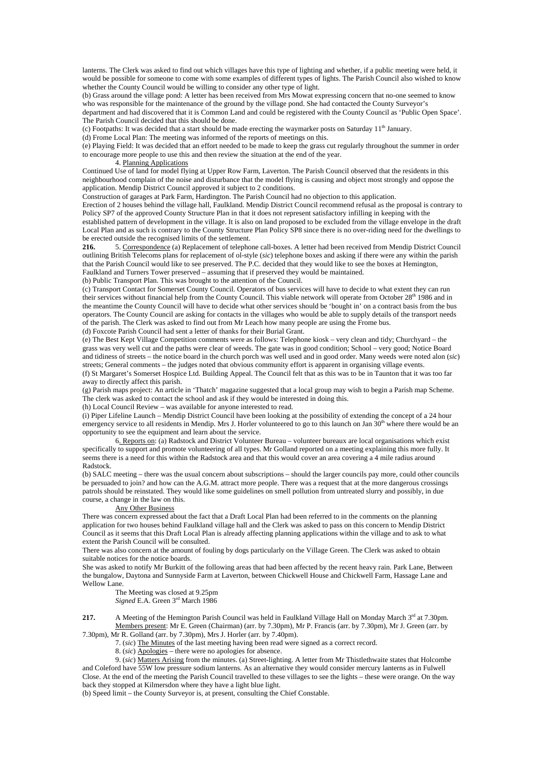lanterns. The Clerk was asked to find out which villages have this type of lighting and whether, if a public meeting were held, it would be possible for someone to come with some examples of different types of lights. The Parish Council also wished to know whether the County Council would be willing to consider any other type of light.

(b) Grass around the village pond: A letter has been received from Mrs Mowat expressing concern that no-one seemed to know who was responsible for the maintenance of the ground by the village pond. She had contacted the County Surveyor's department and had discovered that it is Common Land and could be registered with the County Council as 'Public Open Space'. The Parish Council decided that this should be done.

(c) Footpaths: It was decided that a start should be made erecting the waymarker posts on Saturday 11th January.

(d) Frome Local Plan: The meeting was informed of the reports of meetings on this.

(e) Playing Field: It was decided that an effort needed to be made to keep the grass cut regularly throughout the summer in order to encourage more people to use this and then review the situation at the end of the year.

4. Planning Applications

Continued Use of land for model flying at Upper Row Farm, Laverton. The Parish Council observed that the residents in this neighbourhood complain of the noise and disturbance that the model flying is causing and object most strongly and oppose the application. Mendip District Council approved it subject to 2 conditions.

Construction of garages at Park Farm, Hardington. The Parish Council had no objection to this application.

Erection of 2 houses behind the village hall, Faulkland. Mendip District Council recommend refusal as the proposal is contrary to Policy SP7 of the approved County Structure Plan in that it does not represent satisfactory infilling in keeping with the established pattern of development in the village. It is also on land proposed to be excluded from the village envelope in the draft Local Plan and as such is contrary to the County Structure Plan Policy SP8 since there is no over-riding need for the dwellings to be erected outside the recognised limits of the settlement.

**216.** 5. Correspondence (a) Replacement of telephone call-boxes. A letter had been received from Mendip District Council outlining British Telecoms plans for replacement of ol-style (*sic*) telephone boxes and asking if there were any within the parish that the Parish Council would like to see preserved. The P.C. decided that they would like to see the boxes at Hemington, Faulkland and Turners Tower preserved – assuming that if preserved they would be maintained.

(b) Public Transport Plan. This was brought to the attention of the Council.

(c) Transport Contact for Somerset County Council. Operators of bus services will have to decide to what extent they can run their services without financial help from the County Council. This viable network will operate from October 28th 1986 and in the meantime the County Council will have to decide what other services should be 'bought in' on a contract basis from the bus operators. The County Council are asking for contacts in the villages who would be able to supply details of the transport needs of the parish. The Clerk was asked to find out from Mr Leach how many people are using the Frome bus.

(d) Foxcote Parish Council had sent a letter of thanks for their Burial Grant.

(e) The Best Kept Village Competition comments were as follows: Telephone kiosk – very clean and tidy; Churchyard – the grass was very well cut and the paths were clear of weeds. The gate was in good condition; School – very good; Notice Board and tidiness of streets – the notice board in the church porch was well used and in good order. Many weeds were noted alon (*sic*) streets; General comments – the judges noted that obvious community effort is apparent in organising village events.

(f) St Margaret's Somerset Hospice Ltd. Building Appeal. The Council felt that as this was to be in Taunton that it was too far away to directly affect this parish.

(g) Parish maps project: An article in 'Thatch' magazine suggested that a local group may wish to begin a Parish map Scheme. The clerk was asked to contact the school and ask if they would be interested in doing this.

(h) Local Council Review – was available for anyone interested to read.

(i) Piper Lifeline Launch – Mendip District Council have been looking at the possibility of extending the concept of a 24 hour emergency service to all residents in Mendip. Mrs J. Horler volunteered to go to this launch on Jan 30th where there would be an opportunity to see the equipment and learn about the service.

6. Reports on: (a) Radstock and District Volunteer Bureau – volunteer bureaux are local organisations which exist specifically to support and promote volunteering of all types. Mr Golland reported on a meeting explaining this more fully. It seems there is a need for this within the Radstock area and that this would cover an area covering a 4 mile radius around Radstock.

(b) SALC meeting – there was the usual concern about subscriptions – should the larger councils pay more, could other councils be persuaded to join? and how can the A.G.M. attract more people. There was a request that at the more dangerous crossings patrols should be reinstated. They would like some guidelines on smell pollution from untreated slurry and possibly, in due course, a change in the law on this.

Any Other Business

There was concern expressed about the fact that a Draft Local Plan had been referred to in the comments on the planning application for two houses behind Faulkland village hall and the Clerk was asked to pass on this concern to Mendip District Council as it seems that this Draft Local Plan is already affecting planning applications within the village and to ask to what extent the Parish Council will be consulted.

There was also concern at the amount of fouling by dogs particularly on the Village Green. The Clerk was asked to obtain suitable notices for the notice boards.

She was asked to notify Mr Burkitt of the following areas that had been affected by the recent heavy rain. Park Lane, Between the bungalow, Daytona and Sunnyside Farm at Laverton, between Chickwell House and Chickwell Farm, Hassage Lane and Wellow Lane.

The Meeting was closed at 9.25pm
*Signed* E.A. Green 3rd March 1986

**217.** A Meeting of the Hemington Parish Council was held in Faulkland Village Hall on Monday March 3rd at 7.30pm.
Members present: Mr E. Green (Chairman) (arr. by 7.30pm), Mr P. Francis (arr. by 7.30pm), Mr J. Green (arr. by 7.30pm), Mr R. Golland (arr. by 7.30pm), Mrs J. Horler (arr. by 7.40pm).

7. (*sic*) The Minutes of the last meeting having been read were signed as a correct record.

8. (*sic*) Apologies – there were no apologies for absence.

9. (*sic*) Matters Arising from the minutes. (a) Street-lighting. A letter from Mr Thistlethwaite states that Holcombe and Coleford have 55W low pressure sodium lanterns. As an alternative they would consider mercury lanterns as in Fulwell Close. At the end of the meeting the Parish Council travelled to these villages to see the lights – these were orange. On the way back they stopped at Kilmersdon where they have a light blue light.

(b) Speed limit – the County Surveyor is, at present, consulting the Chief Constable.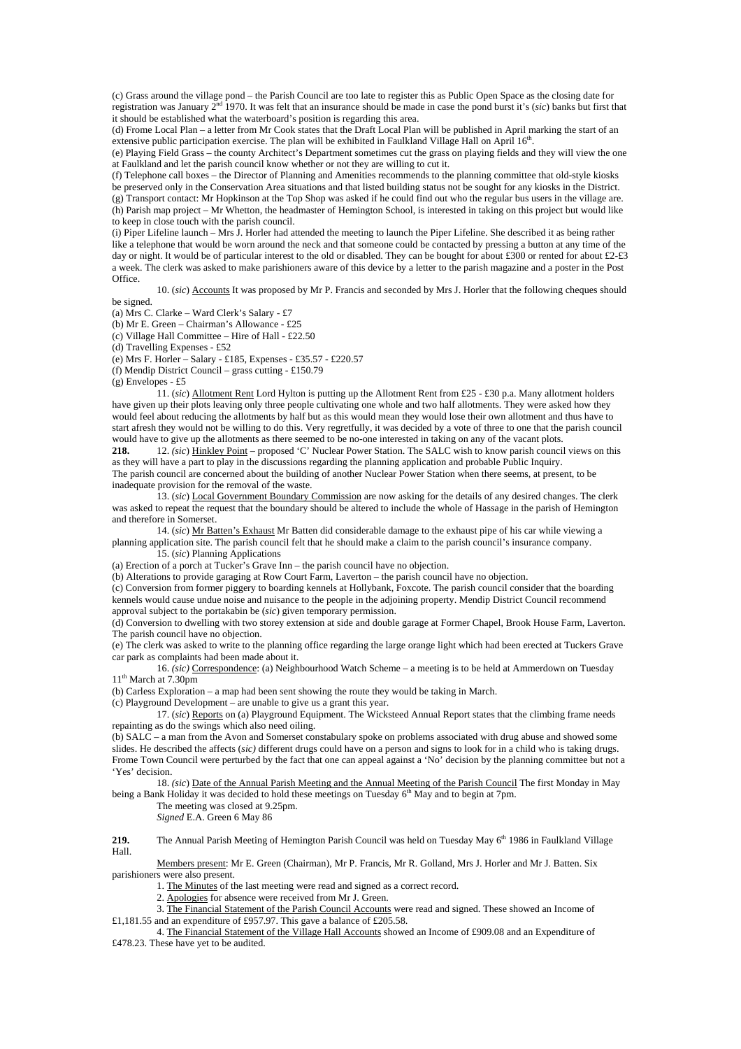(c) Grass around the village pond – the Parish Council are too late to register this as Public Open Space as the closing date for registration was January 2nd 1970. It was felt that an insurance should be made in case the pond burst it's (*sic*) banks but first that it should be established what the waterboard's position is regarding this area.

(d) Frome Local Plan – a letter from Mr Cook states that the Draft Local Plan will be published in April marking the start of an extensive public participation exercise. The plan will be exhibited in Faulkland Village Hall on April 16th.

(e) Playing Field Grass – the county Architect's Department sometimes cut the grass on playing fields and they will view the one at Faulkland and let the parish council know whether or not they are willing to cut it.

(f) Telephone call boxes – the Director of Planning and Amenities recommends to the planning committee that old-style kiosks be preserved only in the Conservation Area situations and that listed building status not be sought for any kiosks in the District.

(g) Transport contact: Mr Hopkinson at the Top Shop was asked if he could find out who the regular bus users in the village are.

(h) Parish map project – Mr Whetton, the headmaster of Hemington School, is interested in taking on this project but would like to keep in close touch with the parish council.

(i) Piper Lifeline launch – Mrs J. Horler had attended the meeting to launch the Piper Lifeline. She described it as being rather like a telephone that would be worn around the neck and that someone could be contacted by pressing a button at any time of the day or night. It would be of particular interest to the old or disabled. They can be bought for about £300 or rented for about £2-£3 a week. The clerk was asked to make parishioners aware of this device by a letter to the parish magazine and a poster in the Post Office.

10. (*sic*) Accounts It was proposed by Mr P. Francis and seconded by Mrs J. Horler that the following cheques should be signed.

(a) Mrs C. Clarke – Ward Clerk's Salary - £7

(b) Mr E. Green – Chairman's Allowance - £25

(c) Village Hall Committee – Hire of Hall - £22.50

(d) Travelling Expenses - £52

(e) Mrs F. Horler – Salary - £185, Expenses - £35.57 - £220.57

(f) Mendip District Council – grass cutting - £150.79

(g) Envelopes - £5

11. (*sic*) Allotment Rent Lord Hylton is putting up the Allotment Rent from £25 - £30 p.a. Many allotment holders have given up their plots leaving only three people cultivating one whole and two half allotments. They were asked how they would feel about reducing the allotments by half but as this would mean they would lose their own allotment and thus have to start afresh they would not be willing to do this. Very regretfully, it was decided by a vote of three to one that the parish council would have to give up the allotments as there seemed to be no-one interested in taking on any of the vacant plots.

**218.** 12. (*sic*) Hinkley Point – proposed 'C' Nuclear Power Station. The SALC wish to know parish council views on this as they will have a part to play in the discussions regarding the planning application and probable Public Inquiry.

The parish council are concerned about the building of another Nuclear Power Station when there seems, at present, to be inadequate provision for the removal of the waste.

13. (*sic*) Local Government Boundary Commission are now asking for the details of any desired changes. The clerk was asked to repeat the request that the boundary should be altered to include the whole of Hassage in the parish of Hemington and therefore in Somerset.

14. (*sic*) Mr Batten's Exhaust Mr Batten did considerable damage to the exhaust pipe of his car while viewing a planning application site. The parish council felt that he should make a claim to the parish council's insurance company.

15. (*sic*) Planning Applications

(a) Erection of a porch at Tucker's Grave Inn – the parish council have no objection.

(b) Alterations to provide garaging at Row Court Farm, Laverton – the parish council have no objection.

(c) Conversion from former piggery to boarding kennels at Hollybank, Foxcote. The parish council consider that the boarding kennels would cause undue noise and nuisance to the people in the adjoining property. Mendip District Council recommend approval subject to the portakabin be (*sic*) given temporary permission.

(d) Conversion to dwelling with two storey extension at side and double garage at Former Chapel, Brook House Farm, Laverton. The parish council have no objection.

(e) The clerk was asked to write to the planning office regarding the large orange light which had been erected at Tuckers Grave car park as complaints had been made about it.

16. (*sic*) Correspondence: (a) Neighbourhood Watch Scheme – a meeting is to be held at Ammerdown on Tuesday 11th March at 7.30pm

(b) Carless Exploration – a map had been sent showing the route they would be taking in March.

(c) Playground Development – are unable to give us a grant this year.

17. (*sic*) Reports on (a) Playground Equipment. The Wicksteed Annual Report states that the climbing frame needs repainting as do the swings which also need oiling.

(b) SALC – a man from the Avon and Somerset constabulary spoke on problems associated with drug abuse and showed some slides. He described the affects (*sic*) different drugs could have on a person and signs to look for in a child who is taking drugs. Frome Town Council were perturbed by the fact that one can appeal against a 'No' decision by the planning committee but not a 'Yes' decision.

18. (*sic*) Date of the Annual Parish Meeting and the Annual Meeting of the Parish Council The first Monday in May being a Bank Holiday it was decided to hold these meetings on Tuesday 6th May and to begin at 7pm.

The meeting was closed at 9.25pm.

*Signed* E.A. Green 6 May 86

**219.** The Annual Parish Meeting of Hemington Parish Council was held on Tuesday May 6th 1986 in Faulkland Village Hall.

Members present: Mr E. Green (Chairman), Mr P. Francis, Mr R. Golland, Mrs J. Horler and Mr J. Batten. Six parishioners were also present.

1. The Minutes of the last meeting were read and signed as a correct record.

2. Apologies for absence were received from Mr J. Green.

3. The Financial Statement of the Parish Council Accounts were read and signed. These showed an Income of £1,181.55 and an expenditure of £957.97. This gave a balance of £205.58.

4. The Financial Statement of the Village Hall Accounts showed an Income of £909.08 and an Expenditure of £478.23. These have yet to be audited.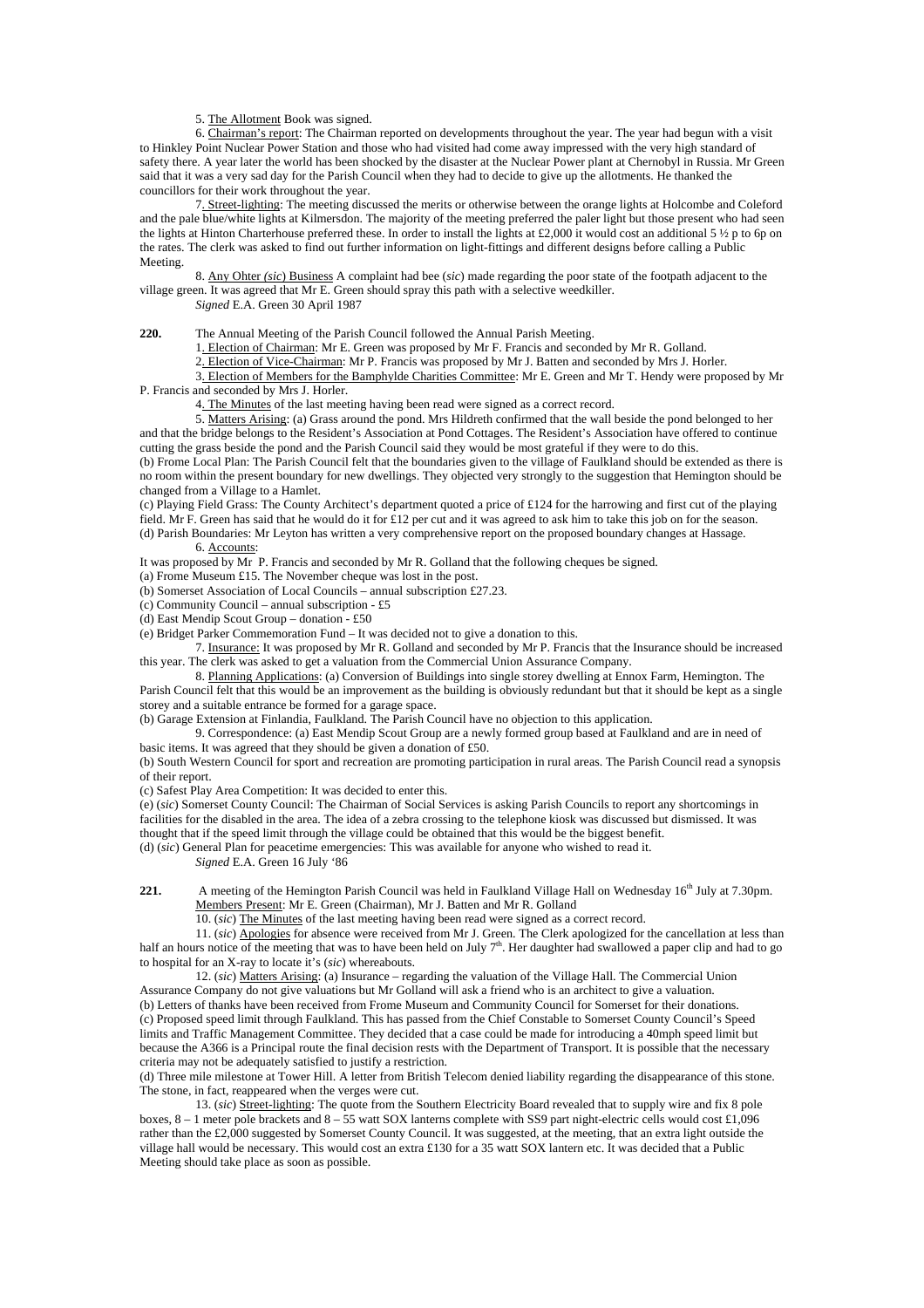5. <u>The Allotment</u> Book was signed.

6. <u>Chairman's report</u>: The Chairman reported on developments throughout the year. The year had begun with a visit to Hinkley Point Nuclear Power Station and those who had visited had come away impressed with the very high standard of safety there. A year later the world has been shocked by the disaster at the Nuclear Power plant at Chernobyl in Russia. Mr Green said that it was a very sad day for the Parish Council when they had to decide to give up the allotments. He thanked the councillors for their work throughout the year.

7. <u>Street-lighting</u>: The meeting discussed the merits or otherwise between the orange lights at Holcombe and Coleford and the pale blue/white lights at Kilmersdon. The majority of the meeting preferred the paler light but those present who had seen the lights at Hinton Charterhouse preferred these. In order to install the lights at £2,000 it would cost an additional 5 ½ p to 6p on the rates. The clerk was asked to find out further information on light-fittings and different designs before calling a Public Meeting.

8. <u>Any Ohter (*sic*) Business</u> A complaint had bee (*sic*) made regarding the poor state of the footpath adjacent to the village green. It was agreed that Mr E. Green should spray this path with a selective weedkiller.

*Signed* E.A. Green 30 April 1987

**220.** The Annual Meeting of the Parish Council followed the Annual Parish Meeting.

1. <u>Election of Chairman</u>: Mr E. Green was proposed by Mr F. Francis and seconded by Mr R. Golland.

2. <u>Election of Vice-Chairman</u>: Mr P. Francis was proposed by Mr J. Batten and seconded by Mrs J. Horler.

3. <u>Election of Members for the Bamphylde Charities Committee</u>: Mr E. Green and Mr T. Hendy were proposed by Mr P. Francis and seconded by Mrs J. Horler.

4. <u>The Minutes</u> of the last meeting having been read were signed as a correct record.

5. <u>Matters Arising</u>: (a) Grass around the pond. Mrs Hildreth confirmed that the wall beside the pond belonged to her and that the bridge belongs to the Resident's Association at Pond Cottages. The Resident's Association have offered to continue cutting the grass beside the pond and the Parish Council said they would be most grateful if they were to do this.

(b) Frome Local Plan: The Parish Council felt that the boundaries given to the village of Faulkland should be extended as there is no room within the present boundary for new dwellings. They objected very strongly to the suggestion that Hemington should be changed from a Village to a Hamlet.

(c) Playing Field Grass: The County Architect's department quoted a price of £124 for the harrowing and first cut of the playing field. Mr F. Green has said that he would do it for £12 per cut and it was agreed to ask him to take this job on for the season.

(d) Parish Boundaries: Mr Leyton has written a very comprehensive report on the proposed boundary changes at Hassage.

6. <u>Accounts</u>:

It was proposed by Mr P. Francis and seconded by Mr R. Golland that the following cheques be signed.

(a) Frome Museum £15. The November cheque was lost in the post.

(b) Somerset Association of Local Councils – annual subscription £27.23.

(c) Community Council – annual subscription - £5

(d) East Mendip Scout Group – donation - £50

(e) Bridget Parker Commemoration Fund – It was decided not to give a donation to this.

7. <u>Insurance:</u> It was proposed by Mr R. Golland and seconded by Mr P. Francis that the Insurance should be increased this year. The clerk was asked to get a valuation from the Commercial Union Assurance Company.

8. <u>Planning Applications</u>: (a) Conversion of Buildings into single storey dwelling at Ennox Farm, Hemington. The Parish Council felt that this would be an improvement as the building is obviously redundant but that it should be kept as a single storey and a suitable entrance be formed for a garage space.

(b) Garage Extension at Finlandia, Faulkland. The Parish Council have no objection to this application.

9. Correspondence: (a) East Mendip Scout Group are a newly formed group based at Faulkland and are in need of basic items. It was agreed that they should be given a donation of £50.

(b) South Western Council for sport and recreation are promoting participation in rural areas. The Parish Council read a synopsis of their report.

(c) Safest Play Area Competition: It was decided to enter this.

(e) (*sic*) Somerset County Council: The Chairman of Social Services is asking Parish Councils to report any shortcomings in facilities for the disabled in the area. The idea of a zebra crossing to the telephone kiosk was discussed but dismissed. It was thought that if the speed limit through the village could be obtained that this would be the biggest benefit.

(d) (*sic*) General Plan for peacetime emergencies: This was available for anyone who wished to read it.

*Signed* E.A. Green 16 July '86

**221.** A meeting of the Hemington Parish Council was held in Faulkland Village Hall on Wednesday 16th July at 7.30pm.

<u>Members Present</u>: Mr E. Green (Chairman), Mr J. Batten and Mr R. Golland

10. (*sic*) <u>The Minutes</u> of the last meeting having been read were signed as a correct record.

11. (*sic*) <u>Apologies</u> for absence were received from Mr J. Green. The Clerk apologized for the cancellation at less than half an hours notice of the meeting that was to have been held on July 7th. Her daughter had swallowed a paper clip and had to go to hospital for an X-ray to locate it's (*sic*) whereabouts.

12. (*sic*) <u>Matters Arising</u>: (a) Insurance – regarding the valuation of the Village Hall. The Commercial Union Assurance Company do not give valuations but Mr Golland will ask a friend who is an architect to give a valuation.

(b) Letters of thanks have been received from Frome Museum and Community Council for Somerset for their donations.

(c) Proposed speed limit through Faulkland. This has passed from the Chief Constable to Somerset County Council's Speed limits and Traffic Management Committee. They decided that a case could be made for introducing a 40mph speed limit but because the A366 is a Principal route the final decision rests with the Department of Transport. It is possible that the necessary criteria may not be adequately satisfied to justify a restriction.

(d) Three mile milestone at Tower Hill. A letter from British Telecom denied liability regarding the disappearance of this stone. The stone, in fact, reappeared when the verges were cut.

13. (*sic*) <u>Street-lighting</u>: The quote from the Southern Electricity Board revealed that to supply wire and fix 8 pole boxes, 8 – 1 meter pole brackets and 8 – 55 watt SOX lanterns complete with SS9 part night-electric cells would cost £1,096 rather than the £2,000 suggested by Somerset County Council. It was suggested, at the meeting, that an extra light outside the village hall would be necessary. This would cost an extra £130 for a 35 watt SOX lantern etc. It was decided that a Public Meeting should take place as soon as possible.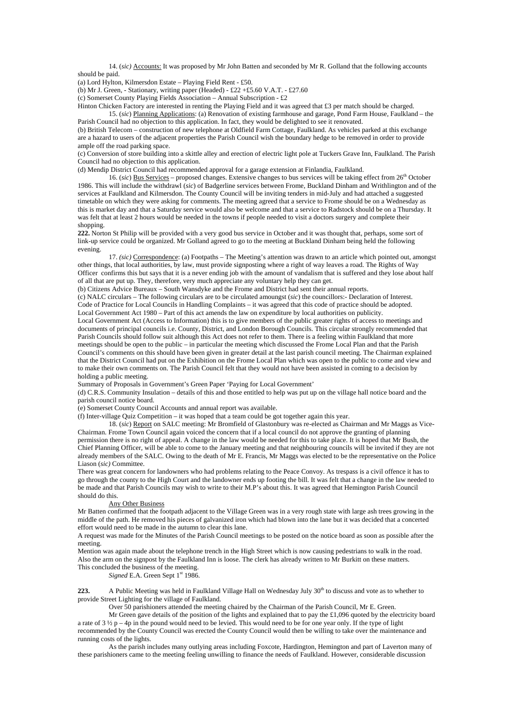14. *(sic)* Accounts: It was proposed by Mr John Batten and seconded by Mr R. Golland that the following accounts should be paid.

(a) Lord Hylton, Kilmersdon Estate – Playing Field Rent - £50.

(b) Mr J. Green, - Stationary, writing paper (Headed) - £22 +£5.60 V.A.T. - £27.60

(c) Somerset County Playing Fields Association – Annual Subscription - £2

Hinton Chicken Factory are interested in renting the Playing Field and it was agreed that £3 per match should be charged.

15. (*sic*) Planning Applications: (a) Renovation of existing farmhouse and garage, Pond Farm House, Faulkland – the Parish Council had no objection to this application. In fact, they would be delighted to see it renovated.

(b) British Telecom – construction of new telephone at Oldfield Farm Cottage, Faulkland. As vehicles parked at this exchange are a hazard to users of the adjacent properties the Parish Council wish the boundary hedge to be removed in order to provide ample off the road parking space.

(c) Conversion of store building into a skittle alley and erection of electric light pole at Tuckers Grave Inn, Faulkland. The Parish Council had no objection to this application.

(d) Mendip District Council had recommended approval for a garage extension at Finlandia, Faulkland.

16. (*sic*) Bus Services – proposed changes. Extensive changes to bus services will be taking effect from 26th October 1986. This will include the withdrawl (*sic*) of Badgerline services between Frome, Buckland Dinham and Writhlington and of the services at Faulkland and Kilmersdon. The County Council will be inviting tenders in mid-July and had attached a suggested timetable on which they were asking for comments. The meeting agreed that a service to Frome should be on a Wednesday as this is market day and that a Saturday service would also be welcome and that a service to Radstock should be on a Thursday. It was felt that at least 2 hours would be needed in the towns if people needed to visit a doctors surgery and complete their shopping.

**222.** Norton St Philip will be provided with a very good bus service in October and it was thought that, perhaps, some sort of link-up service could be organized. Mr Golland agreed to go to the meeting at Buckland Dinham being held the following evening.

17. *(sic)* Correspondence: (a) Footpaths – The Meeting's attention was drawn to an article which pointed out, amongst other things, that local authorities, by law, must provide signposting where a right of way leaves a road. The Rights of Way Officer confirms this but says that it is a never ending job with the amount of vandalism that is suffered and they lose about half of all that are put up. They, therefore, very much appreciate any voluntary help they can get.

(b) Citizens Advice Bureaux – South Wansdyke and the Frome and District had sent their annual reports.

(c) NALC circulars – The following circulars are to be circulated amoungst (*sic*) the councillors:- Declaration of Interest.

Code of Practice for Local Councils in Handling Complaints – it was agreed that this code of practice should be adopted.

Local Government Act 1980 – Part of this act amends the law on expenditure by local authorities on publicity.

Local Government Act (Access to Information) this is to give members of the public greater rights of access to meetings and documents of principal councils i.e. County, District, and London Borough Councils. This circular strongly recommended that Parish Councils should follow suit although this Act does not refer to them. There is a feeling within Faulkland that more meetings should be open to the public – in particular the meeting which discussed the Frome Local Plan and that the Parish Council's comments on this should have been given in greater detail at the last parish council meeting. The Chairman explained that the District Council had put on the Exhibition on the Frome Local Plan which was open to the public to come and view and to make their own comments on. The Parish Council felt that they would not have been assisted in coming to a decision by holding a public meeting.

Summary of Proposals in Government's Green Paper 'Paying for Local Government'

(d) C.R.S. Community Insulation – details of this and those entitled to help was put up on the village hall notice board and the parish council notice board.

(e) Somerset County Council Accounts and annual report was available.

(f) Inter-village Quiz Competition – it was hoped that a team could be got together again this year.

18. (*sic*) Report on SALC meeting: Mr Bromfield of Glastonbury was re-elected as Chairman and Mr Maggs as Vice-Chairman. Frome Town Council again voiced the concern that if a local council do not approve the granting of planning permission there is no right of appeal. A change in the law would be needed for this to take place. It is hoped that Mr Bush, the Chief Planning Officer, will be able to come to the January meeting and that neighbouring councils will be invited if they are not already members of the SALC. Owing to the death of Mr E. Francis, Mr Maggs was elected to be the representative on the Police Liason *(sic)* Committee.

There was great concern for landowners who had problems relating to the Peace Convoy. As trespass is a civil offence it has to go through the county to the High Court and the landowner ends up footing the bill. It was felt that a change in the law needed to be made and that Parish Councils may wish to write to their M.P's about this. It was agreed that Hemington Parish Council should do this.

Any Other Business

Mr Batten confirmed that the footpath adjacent to the Village Green was in a very rough state with large ash trees growing in the middle of the path. He removed his pieces of galvanized iron which had blown into the lane but it was decided that a concerted effort would need to be made in the autumn to clear this lane.

A request was made for the Minutes of the Parish Council meetings to be posted on the notice board as soon as possible after the meeting.

Mention was again made about the telephone trench in the High Street which is now causing pedestrians to walk in the road. Also the arm on the signpost by the Faulkland Inn is loose. The clerk has already written to Mr Burkitt on these matters.

This concluded the business of the meeting.

*Signed* E.A. Green Sept 1st 1986.

**223.** A Public Meeting was held in Faulkland Village Hall on Wednesday July 30th to discuss and vote as to whether to provide Street Lighting for the village of Faulkland.

Over 50 parishioners attended the meeting chaired by the Chairman of the Parish Council, Mr E. Green.

Mr Green gave details of the position of the lights and explained that to pay the £1,096 quoted by the electricity board a rate of 3 ½ p – 4p in the pound would need to be levied. This would need to be for one year only. If the type of light recommended by the County Council was erected the County Council would then be willing to take over the maintenance and running costs of the lights.

As the parish includes many outlying areas including Foxcote, Hardington, Hemington and part of Laverton many of these parishioners came to the meeting feeling unwilling to finance the needs of Faulkland. However, considerable discussion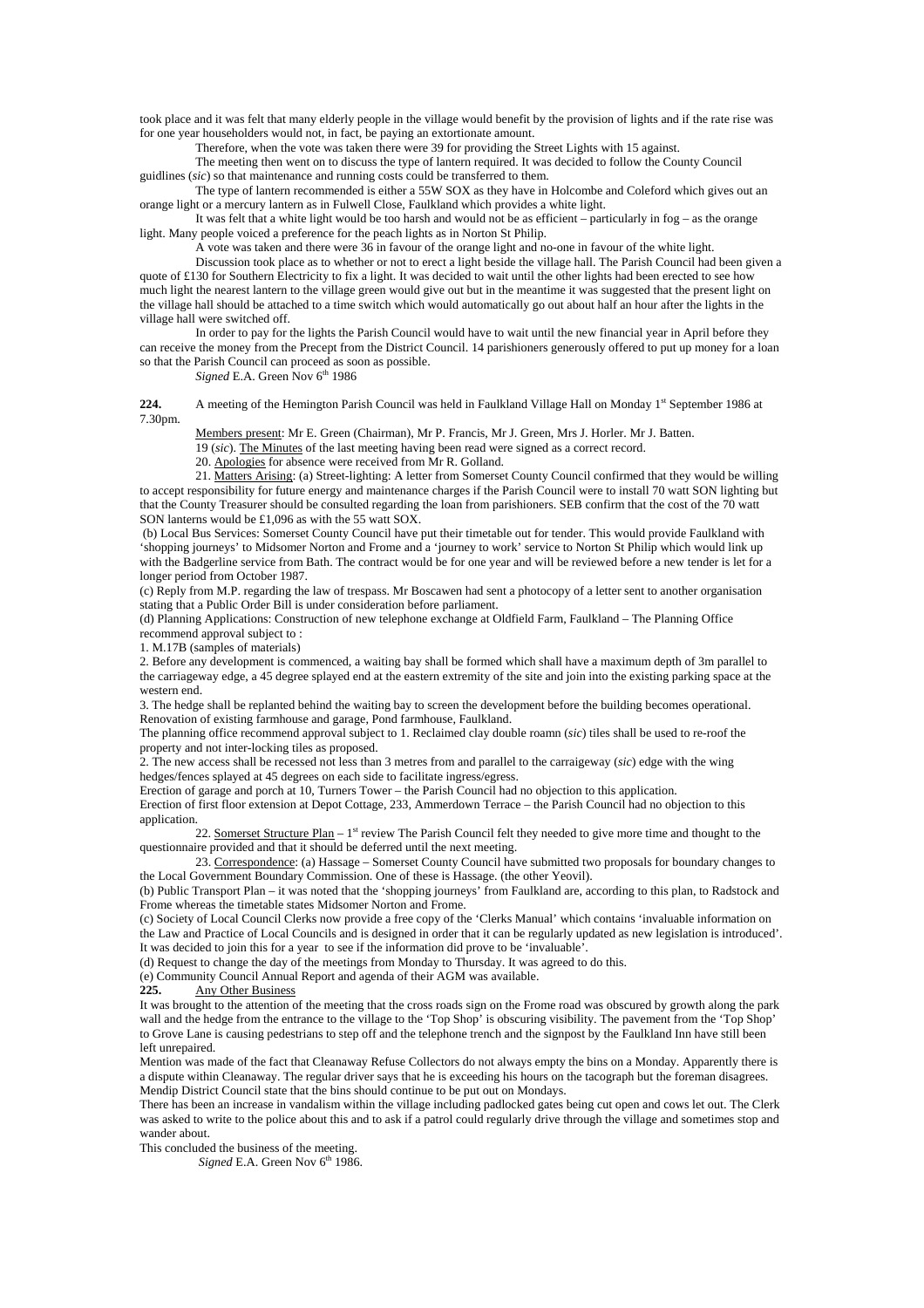took place and it was felt that many elderly people in the village would benefit by the provision of lights and if the rate rise was for one year householders would not, in fact, be paying an extortionate amount.

Therefore, when the vote was taken there were 39 for providing the Street Lights with 15 against.

The meeting then went on to discuss the type of lantern required. It was decided to follow the County Council guidlines (*sic*) so that maintenance and running costs could be transferred to them.

The type of lantern recommended is either a 55W SOX as they have in Holcombe and Coleford which gives out an orange light or a mercury lantern as in Fulwell Close, Faulkland which provides a white light.

It was felt that a white light would be too harsh and would not be as efficient – particularly in fog – as the orange light. Many people voiced a preference for the peach lights as in Norton St Philip.

A vote was taken and there were 36 in favour of the orange light and no-one in favour of the white light.

Discussion took place as to whether or not to erect a light beside the village hall. The Parish Council had been given a quote of £130 for Southern Electricity to fix a light. It was decided to wait until the other lights had been erected to see how much light the nearest lantern to the village green would give out but in the meantime it was suggested that the present light on the village hall should be attached to a time switch which would automatically go out about half an hour after the lights in the village hall were switched off.

In order to pay for the lights the Parish Council would have to wait until the new financial year in April before they can receive the money from the Precept from the District Council. 14 parishioners generously offered to put up money for a loan so that the Parish Council can proceed as soon as possible.

*Signed* E.A. Green Nov 6th 1986

**224.** A meeting of the Hemington Parish Council was held in Faulkland Village Hall on Monday 1st September 1986 at 7.30pm.

Members present: Mr E. Green (Chairman), Mr P. Francis, Mr J. Green, Mrs J. Horler. Mr J. Batten.

19 (*sic*). The Minutes of the last meeting having been read were signed as a correct record.

20. Apologies for absence were received from Mr R. Golland.

21. Matters Arising: (a) Street-lighting: A letter from Somerset County Council confirmed that they would be willing to accept responsibility for future energy and maintenance charges if the Parish Council were to install 70 watt SON lighting but that the County Treasurer should be consulted regarding the loan from parishioners. SEB confirm that the cost of the 70 watt SON lanterns would be £1,096 as with the 55 watt SOX.

(b) Local Bus Services: Somerset County Council have put their timetable out for tender. This would provide Faulkland with 'shopping journeys' to Midsomer Norton and Frome and a 'journey to work' service to Norton St Philip which would link up with the Badgerline service from Bath. The contract would be for one year and will be reviewed before a new tender is let for a longer period from October 1987.

(c) Reply from M.P. regarding the law of trespass. Mr Boscawen had sent a photocopy of a letter sent to another organisation stating that a Public Order Bill is under consideration before parliament.

(d) Planning Applications: Construction of new telephone exchange at Oldfield Farm, Faulkland – The Planning Office recommend approval subject to :

1. M.17B (samples of materials)

2. Before any development is commenced, a waiting bay shall be formed which shall have a maximum depth of 3m parallel to the carriageway edge, a 45 degree splayed end at the eastern extremity of the site and join into the existing parking space at the western end.

3. The hedge shall be replanted behind the waiting bay to screen the development before the building becomes operational.

Renovation of existing farmhouse and garage, Pond farmhouse, Faulkland.

The planning office recommend approval subject to 1. Reclaimed clay double roamn (*sic*) tiles shall be used to re-roof the property and not inter-locking tiles as proposed.

2. The new access shall be recessed not less than 3 metres from and parallel to the carraigeway (*sic*) edge with the wing hedges/fences splayed at 45 degrees on each side to facilitate ingress/egress.

Erection of garage and porch at 10, Turners Tower – the Parish Council had no objection to this application.

Erection of first floor extension at Depot Cottage, 233, Ammerdown Terrace – the Parish Council had no objection to this application.

22. Somerset Structure Plan – 1st review The Parish Council felt they needed to give more time and thought to the questionnaire provided and that it should be deferred until the next meeting.

23. Correspondence: (a) Hassage – Somerset County Council have submitted two proposals for boundary changes to the Local Government Boundary Commission. One of these is Hassage. (the other Yeovil).

(b) Public Transport Plan – it was noted that the 'shopping journeys' from Faulkland are, according to this plan, to Radstock and Frome whereas the timetable states Midsomer Norton and Frome.

(c) Society of Local Council Clerks now provide a free copy of the 'Clerks Manual' which contains 'invaluable information on the Law and Practice of Local Councils and is designed in order that it can be regularly updated as new legislation is introduced'. It was decided to join this for a year to see if the information did prove to be 'invaluable'.

(d) Request to change the day of the meetings from Monday to Thursday. It was agreed to do this.

(e) Community Council Annual Report and agenda of their AGM was available.

**225.** Any Other Business

It was brought to the attention of the meeting that the cross roads sign on the Frome road was obscured by growth along the park wall and the hedge from the entrance to the village to the 'Top Shop' is obscuring visibility. The pavement from the 'Top Shop' to Grove Lane is causing pedestrians to step off and the telephone trench and the signpost by the Faulkland Inn have still been left unrepaired.

Mention was made of the fact that Cleanaway Refuse Collectors do not always empty the bins on a Monday. Apparently there is a dispute within Cleanaway. The regular driver says that he is exceeding his hours on the tacograph but the foreman disagrees. Mendip District Council state that the bins should continue to be put out on Mondays.

There has been an increase in vandalism within the village including padlocked gates being cut open and cows let out. The Clerk was asked to write to the police about this and to ask if a patrol could regularly drive through the village and sometimes stop and wander about.

This concluded the business of the meeting.

*Signed* E.A. Green Nov 6th 1986.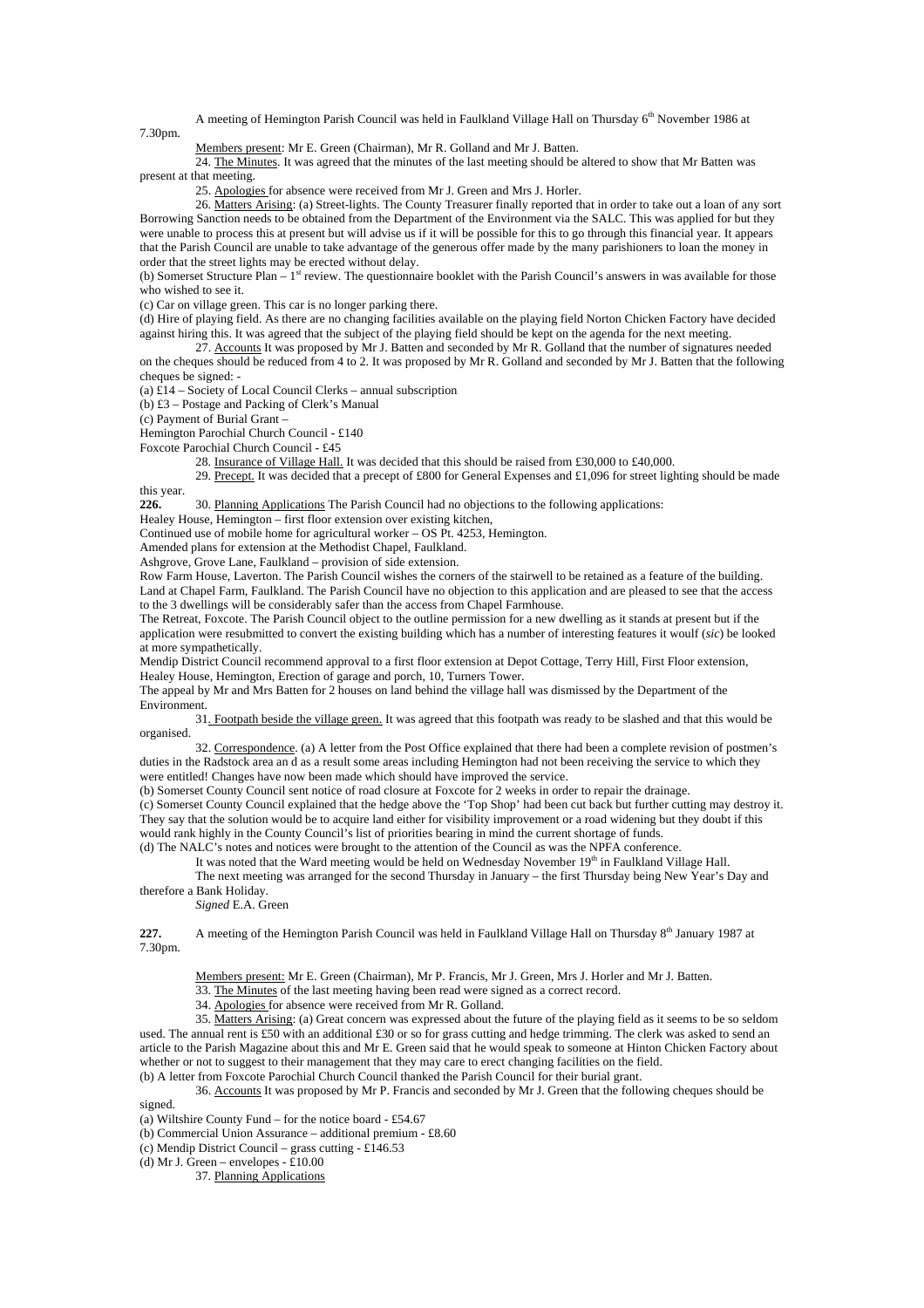A meeting of Hemington Parish Council was held in Faulkland Village Hall on Thursday 6th November 1986 at 7.30pm.

Members present: Mr E. Green (Chairman), Mr R. Golland and Mr J. Batten.

24. The Minutes. It was agreed that the minutes of the last meeting should be altered to show that Mr Batten was present at that meeting.

25. Apologies for absence were received from Mr J. Green and Mrs J. Horler.

26. Matters Arising: (a) Street-lights. The County Treasurer finally reported that in order to take out a loan of any sort Borrowing Sanction needs to be obtained from the Department of the Environment via the SALC. This was applied for but they were unable to process this at present but will advise us if it will be possible for this to go through this financial year. It appears that the Parish Council are unable to take advantage of the generous offer made by the many parishioners to loan the money in order that the street lights may be erected without delay.

(b) Somerset Structure Plan – 1st review. The questionnaire booklet with the Parish Council's answers in was available for those who wished to see it.

(c) Car on village green. This car is no longer parking there.

(d) Hire of playing field. As there are no changing facilities available on the playing field Norton Chicken Factory have decided against hiring this. It was agreed that the subject of the playing field should be kept on the agenda for the next meeting.

27. Accounts It was proposed by Mr J. Batten and seconded by Mr R. Golland that the number of signatures needed on the cheques should be reduced from 4 to 2. It was proposed by Mr R. Golland and seconded by Mr J. Batten that the following cheques be signed: -

(a) £14 – Society of Local Council Clerks – annual subscription

(b) £3 – Postage and Packing of Clerk's Manual

(c) Payment of Burial Grant –

Hemington Parochial Church Council - £140

Foxcote Parochial Church Council - £45

28. Insurance of Village Hall. It was decided that this should be raised from £30,000 to £40,000.

29. Precept. It was decided that a precept of £800 for General Expenses and £1,096 for street lighting should be made this year.

**226.** 30. Planning Applications The Parish Council had no objections to the following applications:

Healey House, Hemington – first floor extension over existing kitchen,

Continued use of mobile home for agricultural worker – OS Pt. 4253, Hemington.

Amended plans for extension at the Methodist Chapel, Faulkland.

Ashgrove, Grove Lane, Faulkland – provision of side extension.

Row Farm House, Laverton. The Parish Council wishes the corners of the stairwell to be retained as a feature of the building.

Land at Chapel Farm, Faulkland. The Parish Council have no objection to this application and are pleased to see that the access to the 3 dwellings will be considerably safer than the access from Chapel Farmhouse.

The Retreat, Foxcote. The Parish Council object to the outline permission for a new dwelling as it stands at present but if the application were resubmitted to convert the existing building which has a number of interesting features it woulf (*sic*) be looked at more sympathetically.

Mendip District Council recommend approval to a first floor extension at Depot Cottage, Terry Hill, First Floor extension, Healey House, Hemington, Erection of garage and porch, 10, Turners Tower.

The appeal by Mr and Mrs Batten for 2 houses on land behind the village hall was dismissed by the Department of the Environment.

31. Footpath beside the village green. It was agreed that this footpath was ready to be slashed and that this would be organised.

32. Correspondence. (a) A letter from the Post Office explained that there had been a complete revision of postmen's duties in the Radstock area an d as a result some areas including Hemington had not been receiving the service to which they were entitled! Changes have now been made which should have improved the service.

(b) Somerset County Council sent notice of road closure at Foxcote for 2 weeks in order to repair the drainage.

(c) Somerset County Council explained that the hedge above the 'Top Shop' had been cut back but further cutting may destroy it. They say that the solution would be to acquire land either for visibility improvement or a road widening but they doubt if this would rank highly in the County Council's list of priorities bearing in mind the current shortage of funds.

(d) The NALC's notes and notices were brought to the attention of the Council as was the NPFA conference.

It was noted that the Ward meeting would be held on Wednesday November 19th in Faulkland Village Hall.

The next meeting was arranged for the second Thursday in January – the first Thursday being New Year's Day and therefore a Bank Holiday.

*Signed* E.A. Green

**227.** A meeting of the Hemington Parish Council was held in Faulkland Village Hall on Thursday 8th January 1987 at 7.30pm.

Members present: Mr E. Green (Chairman), Mr P. Francis, Mr J. Green, Mrs J. Horler and Mr J. Batten.

33. The Minutes of the last meeting having been read were signed as a correct record.

34. Apologies for absence were received from Mr R. Golland.

35. Matters Arising: (a) Great concern was expressed about the future of the playing field as it seems to be so seldom used. The annual rent is £50 with an additional £30 or so for grass cutting and hedge trimming. The clerk was asked to send an article to the Parish Magazine about this and Mr E. Green said that he would speak to someone at Hinton Chicken Factory about whether or not to suggest to their management that they may care to erect changing facilities on the field.

(b) A letter from Foxcote Parochial Church Council thanked the Parish Council for their burial grant.

36. Accounts It was proposed by Mr P. Francis and seconded by Mr J. Green that the following cheques should be signed.

(a) Wiltshire County Fund – for the notice board - £54.67

(b) Commercial Union Assurance – additional premium - £8.60

(c) Mendip District Council – grass cutting - £146.53

(d) Mr J. Green – envelopes - £10.00

37. Planning Applications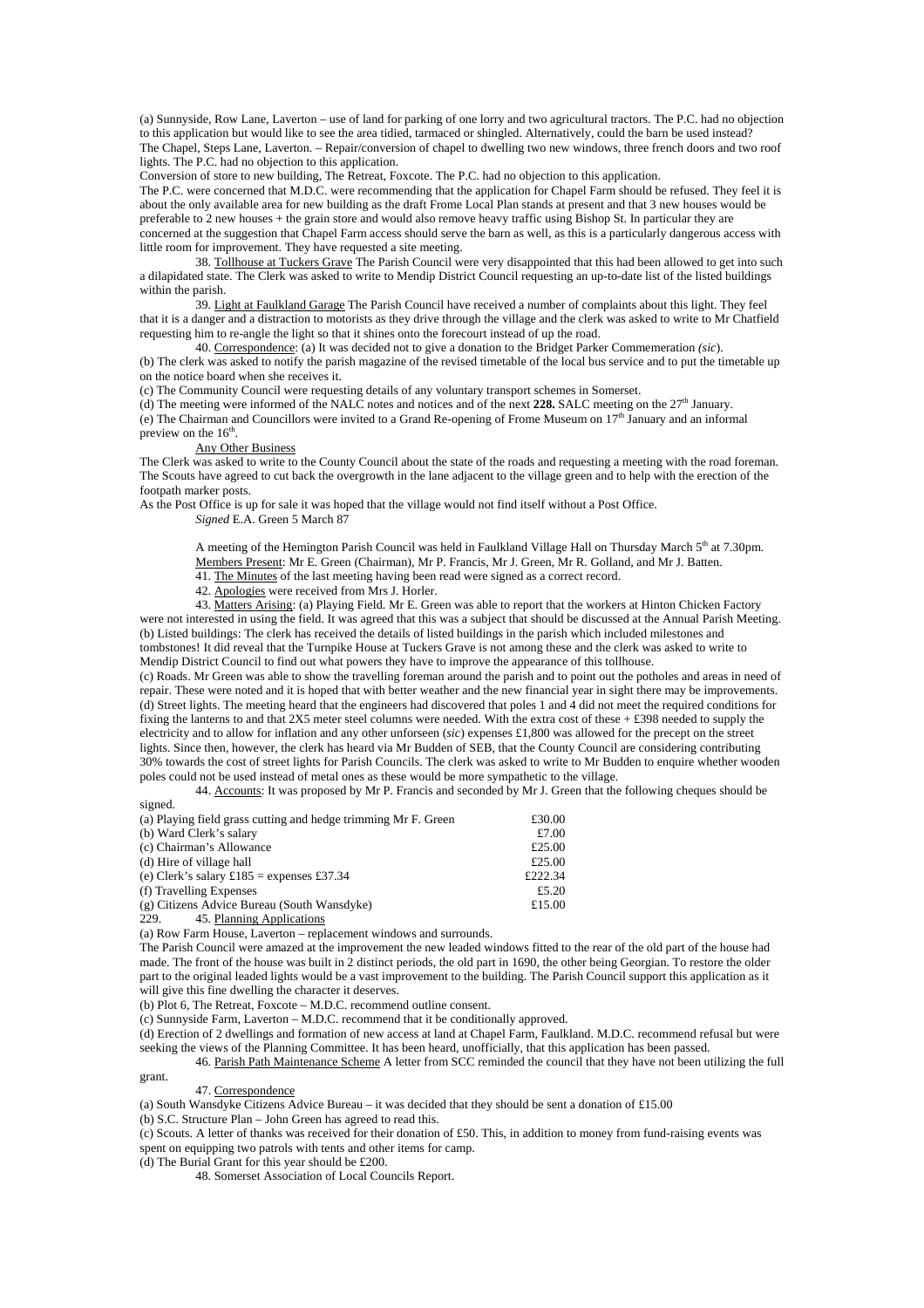(a) Sunnyside, Row Lane, Laverton – use of land for parking of one lorry and two agricultural tractors. The P.C. had no objection to this application but would like to see the area tidied, tarmaced or shingled. Alternatively, could the barn be used instead?
The Chapel, Steps Lane, Laverton. – Repair/conversion of chapel to dwelling two new windows, three french doors and two roof lights. The P.C. had no objection to this application.
Conversion of store to new building, The Retreat, Foxcote. The P.C. had no objection to this application.
The P.C. were concerned that M.D.C. were recommending that the application for Chapel Farm should be refused. They feel it is about the only available area for new building as the draft Frome Local Plan stands at present and that 3 new houses would be preferable to 2 new houses + the grain store and would also remove heavy traffic using Bishop St. In particular they are concerned at the suggestion that Chapel Farm access should serve the barn as well, as this is a particularly dangerous access with little room for improvement. They have requested a site meeting.

38. Tollhouse at Tuckers Grave The Parish Council were very disappointed that this had been allowed to get into such a dilapidated state. The Clerk was asked to write to Mendip District Council requesting an up-to-date list of the listed buildings within the parish.

39. Light at Faulkland Garage The Parish Council have received a number of complaints about this light. They feel that it is a danger and a distraction to motorists as they drive through the village and the clerk was asked to write to Mr Chatfield requesting him to re-angle the light so that it shines onto the forecourt instead of up the road.

40. Correspondence: (a) It was decided not to give a donation to the Bridget Parker Commemeration *(sic)*.
(b) The clerk was asked to notify the parish magazine of the revised timetable of the local bus service and to put the timetable up on the notice board when she receives it.
(c) The Community Council were requesting details of any voluntary transport schemes in Somerset.
(d) The meeting were informed of the NALC notes and notices and of the next **228.** SALC meeting on the 27th January.
(e) The Chairman and Councillors were invited to a Grand Re-opening of Frome Museum on 17th January and an informal preview on the 16th.

Any Other Business
The Clerk was asked to write to the County Council about the state of the roads and requesting a meeting with the road foreman.
The Scouts have agreed to cut back the overgrowth in the lane adjacent to the village green and to help with the erection of the footpath marker posts.
As the Post Office is up for sale it was hoped that the village would not find itself without a Post Office.
*Signed* E.A. Green 5 March 87

A meeting of the Hemington Parish Council was held in Faulkland Village Hall on Thursday March 5th at 7.30pm.
Members Present: Mr E. Green (Chairman), Mr P. Francis, Mr J. Green, Mr R. Golland, and Mr J. Batten.
41. The Minutes of the last meeting having been read were signed as a correct record.
42. Apologies were received from Mrs J. Horler.
43. Matters Arising: (a) Playing Field. Mr E. Green was able to report that the workers at Hinton Chicken Factory were not interested in using the field. It was agreed that this was a subject that should be discussed at the Annual Parish Meeting.
(b) Listed buildings: The clerk has received the details of listed buildings in the parish which included milestones and tombstones! It did reveal that the Turnpike House at Tuckers Grave is not among these and the clerk was asked to write to Mendip District Council to find out what powers they have to improve the appearance of this tollhouse.
(c) Roads. Mr Green was able to show the travelling foreman around the parish and to point out the potholes and areas in need of repair. These were noted and it is hoped that with better weather and the new financial year in sight there may be improvements.
(d) Street lights. The meeting heard that the engineers had discovered that poles 1 and 4 did not meet the required conditions for fixing the lanterns to and that 2X5 meter steel columns were needed. With the extra cost of these + £398 needed to supply the electricity and to allow for inflation and any other unforseen (*sic*) expenses £1,800 was allowed for the precept on the street lights. Since then, however, the clerk has heard via Mr Budden of SEB, that the County Council are considering contributing 30% towards the cost of street lights for Parish Councils. The clerk was asked to write to Mr Budden to enquire whether wooden poles could not be used instead of metal ones as these would be more sympathetic to the village.

44. Accounts: It was proposed by Mr P. Francis and seconded by Mr J. Green that the following cheques should be signed.

| | |
|---|---|
| (a) Playing field grass cutting and hedge trimming Mr F. Green | £30.00 |
| (b) Ward Clerk's salary | £7.00 |
| (c) Chairman's Allowance | £25.00 |
| (d) Hire of village hall | £25.00 |
| (e) Clerk's salary £185 = expenses £37.34 | £222.34 |
| (f) Travelling Expenses | £5.20 |
| (g) Citizens Advice Bureau (South Wansdyke) | £15.00 |

229. 45. Planning Applications
(a) Row Farm House, Laverton – replacement windows and surrounds.
The Parish Council were amazed at the improvement the new leaded windows fitted to the rear of the old part of the house had made. The front of the house was built in 2 distinct periods, the old part in 1690, the other being Georgian. To restore the older part to the original leaded lights would be a vast improvement to the building. The Parish Council support this application as it will give this fine dwelling the character it deserves.
(b) Plot 6, The Retreat, Foxcote – M.D.C. recommend outline consent.
(c) Sunnyside Farm, Laverton – M.D.C. recommend that it be conditionally approved.
(d) Erection of 2 dwellings and formation of new access at land at Chapel Farm, Faulkland. M.D.C. recommend refusal but were seeking the views of the Planning Committee. It has been heard, unofficially, that this application has been passed.

46. Parish Path Maintenance Scheme A letter from SCC reminded the council that they have not been utilizing the full grant.

47. Correspondence
(a) South Wansdyke Citizens Advice Bureau – it was decided that they should be sent a donation of £15.00
(b) S.C. Structure Plan – John Green has agreed to read this.
(c) Scouts. A letter of thanks was received for their donation of £50. This, in addition to money from fund-raising events was spent on equipping two patrols with tents and other items for camp.
(d) The Burial Grant for this year should be £200.

48. Somerset Association of Local Councils Report.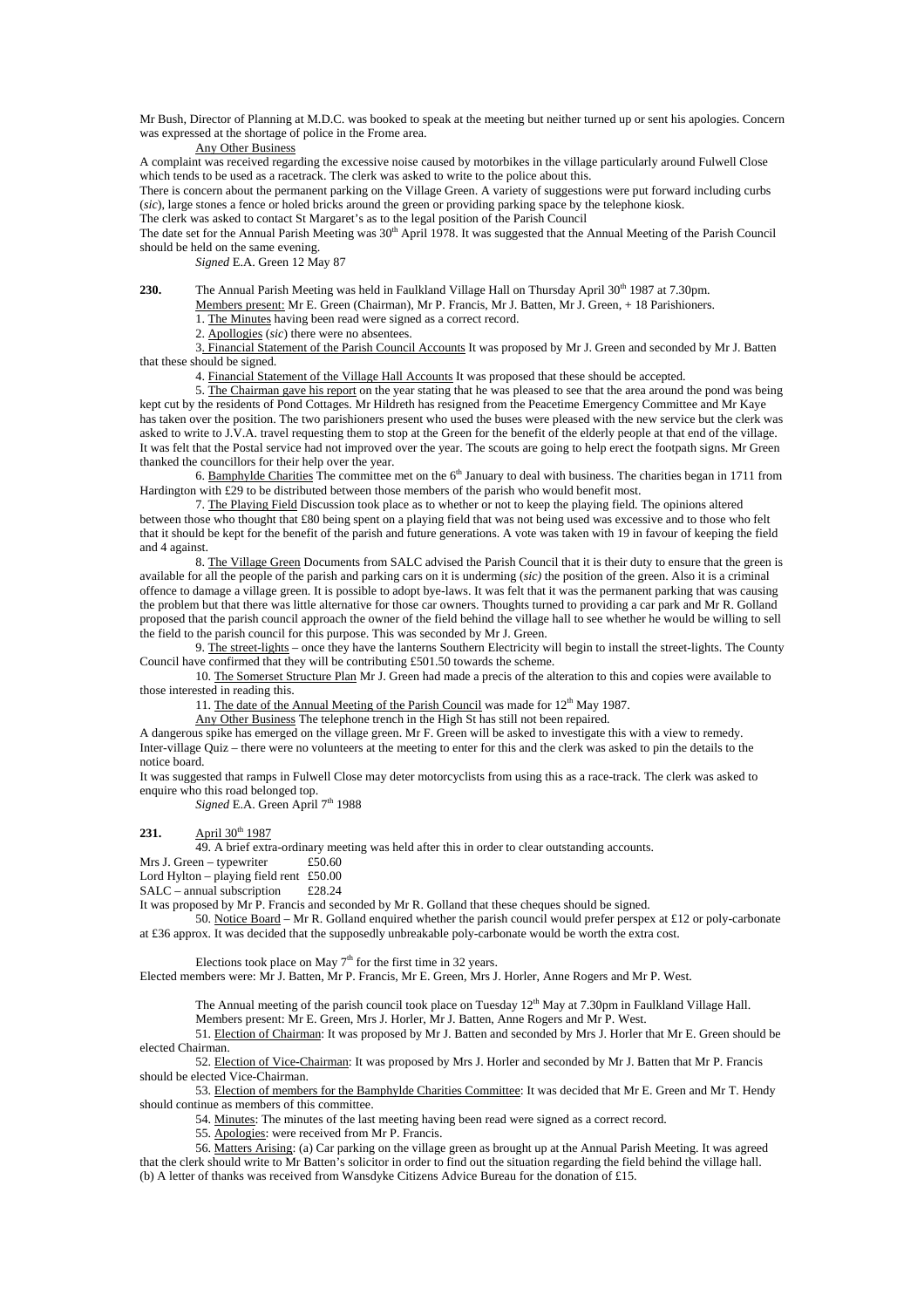Mr Bush, Director of Planning at M.D.C. was booked to speak at the meeting but neither turned up or sent his apologies. Concern was expressed at the shortage of police in the Frome area.

Any Other Business

A complaint was received regarding the excessive noise caused by motorbikes in the village particularly around Fulwell Close which tends to be used as a racetrack. The clerk was asked to write to the police about this.

There is concern about the permanent parking on the Village Green. A variety of suggestions were put forward including curbs (*sic*), large stones a fence or holed bricks around the green or providing parking space by the telephone kiosk.

The clerk was asked to contact St Margaret's as to the legal position of the Parish Council

The date set for the Annual Parish Meeting was 30th April 1978. It was suggested that the Annual Meeting of the Parish Council should be held on the same evening.

*Signed* E.A. Green 12 May 87

**230.** The Annual Parish Meeting was held in Faulkland Village Hall on Thursday April 30th 1987 at 7.30pm.

Members present: Mr E. Green (Chairman), Mr P. Francis, Mr J. Batten, Mr J. Green, + 18 Parishioners.

1. The Minutes having been read were signed as a correct record.

2. Apollogies (*sic*) there were no absentees.

3. Financial Statement of the Parish Council Accounts It was proposed by Mr J. Green and seconded by Mr J. Batten that these should be signed.

4. Financial Statement of the Village Hall Accounts It was proposed that these should be accepted.

5. The Chairman gave his report on the year stating that he was pleased to see that the area around the pond was being kept cut by the residents of Pond Cottages. Mr Hildreth has resigned from the Peacetime Emergency Committee and Mr Kaye has taken over the position. The two parishioners present who used the buses were pleased with the new service but the clerk was asked to write to J.V.A. travel requesting them to stop at the Green for the benefit of the elderly people at that end of the village. It was felt that the Postal service had not improved over the year. The scouts are going to help erect the footpath signs. Mr Green thanked the councillors for their help over the year.

6. Bamphylde Charities The committee met on the 6th January to deal with business. The charities began in 1711 from Hardington with £29 to be distributed between those members of the parish who would benefit most.

7. The Playing Field Discussion took place as to whether or not to keep the playing field. The opinions altered between those who thought that £80 being spent on a playing field that was not being used was excessive and to those who felt that it should be kept for the benefit of the parish and future generations. A vote was taken with 19 in favour of keeping the field and 4 against.

8. The Village Green Documents from SALC advised the Parish Council that it is their duty to ensure that the green is available for all the people of the parish and parking cars on it is underming (*sic)* the position of the green. Also it is a criminal offence to damage a village green. It is possible to adopt bye-laws. It was felt that it was the permanent parking that was causing the problem but that there was little alternative for those car owners. Thoughts turned to providing a car park and Mr R. Golland proposed that the parish council approach the owner of the field behind the village hall to see whether he would be willing to sell the field to the parish council for this purpose. This was seconded by Mr J. Green.

9. The street-lights – once they have the lanterns Southern Electricity will begin to install the street-lights. The County Council have confirmed that they will be contributing £501.50 towards the scheme.

10. The Somerset Structure Plan Mr J. Green had made a precis of the alteration to this and copies were available to those interested in reading this.

11. The date of the Annual Meeting of the Parish Council was made for 12th May 1987.

Any Other Business The telephone trench in the High St has still not been repaired.

A dangerous spike has emerged on the village green. Mr F. Green will be asked to investigate this with a view to remedy.

Inter-village Quiz – there were no volunteers at the meeting to enter for this and the clerk was asked to pin the details to the notice board.

It was suggested that ramps in Fulwell Close may deter motorcyclists from using this as a race-track. The clerk was asked to enquire who this road belonged top.

*Signed* E.A. Green April 7th 1988

**231.** April 30th 1987

49. A brief extra-ordinary meeting was held after this in order to clear outstanding accounts.

Mrs J. Green – typewriter £50.60
Lord Hylton – playing field rent £50.00
SALC – annual subscription £28.24

It was proposed by Mr P. Francis and seconded by Mr R. Golland that these cheques should be signed.

50. Notice Board – Mr R. Golland enquired whether the parish council would prefer perspex at £12 or poly-carbonate at £36 approx. It was decided that the supposedly unbreakable poly-carbonate would be worth the extra cost.

Elections took place on May 7th for the first time in 32 years.

Elected members were: Mr J. Batten, Mr P. Francis, Mr E. Green, Mrs J. Horler, Anne Rogers and Mr P. West.

The Annual meeting of the parish council took place on Tuesday 12th May at 7.30pm in Faulkland Village Hall.

Members present: Mr E. Green, Mrs J. Horler, Mr J. Batten, Anne Rogers and Mr P. West.

51. Election of Chairman: It was proposed by Mr J. Batten and seconded by Mrs J. Horler that Mr E. Green should be elected Chairman.

52. Election of Vice-Chairman: It was proposed by Mrs J. Horler and seconded by Mr J. Batten that Mr P. Francis should be elected Vice-Chairman.

53. Election of members for the Bamphylde Charities Committee: It was decided that Mr E. Green and Mr T. Hendy should continue as members of this committee.

54. Minutes: The minutes of the last meeting having been read were signed as a correct record.

55. Apologies: were received from Mr P. Francis.

56. Matters Arising: (a) Car parking on the village green as brought up at the Annual Parish Meeting. It was agreed that the clerk should write to Mr Batten's solicitor in order to find out the situation regarding the field behind the village hall.
(b) A letter of thanks was received from Wansdyke Citizens Advice Bureau for the donation of £15.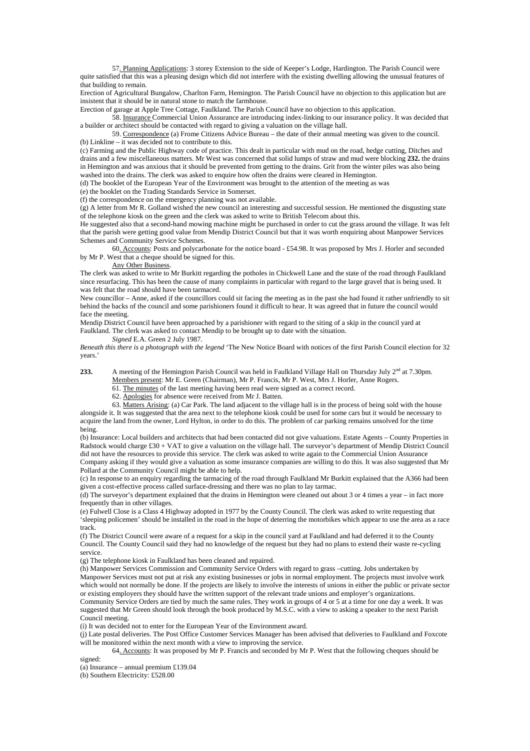57. <u>Planning Applications</u>: 3 storey Extension to the side of Keeper's Lodge, Hardington. The Parish Council were quite satisfied that this was a pleasing design which did not interfere with the existing dwelling allowing the unusual features of that building to remain.

Erection of Agricultural Bungalow, Charlton Farm, Hemington. The Parish Council have no objection to this application but are insistent that it should be in natural stone to match the farmhouse.

Erection of garage at Apple Tree Cottage, Faulkland. The Parish Council have no objection to this application.

58. <u>Insurance</u> Commercial Union Assurance are introducing index-linking to our insurance policy. It was decided that a builder or architect should be contacted with regard to giving a valuation on the village hall.

59. <u>Correspondence</u> (a) Frome Citizens Advice Bureau – the date of their annual meeting was given to the council.

(b) Linkline – it was decided not to contribute to this.

(c) Farming and the Public Highway code of practice. This dealt in particular with mud on the road, hedge cutting, Ditches and drains and a few miscellaneous matters. Mr West was concerned that solid lumps of straw and mud were blocking **232.** the drains in Hemington and was anxious that it should be prevented from getting to the drains. Grit from the winter piles was also being washed into the drains. The clerk was asked to enquire how often the drains were cleared in Hemington.

(d) The booklet of the European Year of the Environment was brought to the attention of the meeting as was

(e) the booklet on the Trading Standards Service in Somerset.

(f) the correspondence on the emergency planning was not available.

(g) A letter from Mr R. Golland wished the new council an interesting and successful session. He mentioned the disgusting state of the telephone kiosk on the green and the clerk was asked to write to British Telecom about this.

He suggested also that a second-hand mowing machine might be purchased in order to cut the grass around the village. It was felt that the parish were getting good value from Mendip District Council but that it was worth enquiring about Manpower Services Schemes and Community Service Schemes.

60. <u>Accounts</u>: Posts and polycarbonate for the notice board - £54.98. It was proposed by Mrs J. Horler and seconded by Mr P. West that a cheque should be signed for this.

<u>Any Other Business</u>.

The clerk was asked to write to Mr Burkitt regarding the potholes in Chickwell Lane and the state of the road through Faulkland since resurfacing. This has been the cause of many complaints in particular with regard to the large gravel that is being used. It was felt that the road should have been tarmaced.

New councillor – Anne, asked if the councillors could sit facing the meeting as in the past she had found it rather unfriendly to sit behind the backs of the council and some parishioners found it difficult to hear. It was agreed that in future the council would face the meeting.

Mendip District Council have been approached by a parishioner with regard to the siting of a skip in the council yard at Faulkland. The clerk was asked to contact Mendip to be brought up to date with the situation.

*Signed* E.A. Green 2 July 1987.

*Beneath this there is a photograph with the legend* 'The New Notice Board with notices of the first Parish Council election for 32 years.'

**233.** A meeting of the Hemington Parish Council was held in Faulkland Village Hall on Thursday July 2nd at 7.30pm.

<u>Members present</u>: Mr E. Green (Chairman), Mr P. Francis, Mr P. West, Mrs J. Horler, Anne Rogers.

61. <u>The minutes</u> of the last meeting having been read were signed as a correct record.

62. <u>Apologies</u> for absence were received from Mr J. Batten.

63. <u>Matters Arising</u>: (a) Car Park. The land adjacent to the village hall is in the process of being sold with the house alongside it. It was suggested that the area next to the telephone kiosk could be used for some cars but it would be necessary to acquire the land from the owner, Lord Hylton, in order to do this. The problem of car parking remains unsolved for the time being.

(b) Insurance: Local builders and architects that had been contacted did not give valuations. Estate Agents – County Properties in Radstock would charge £30 + VAT to give a valuation on the village hall. The surveyor's department of Mendip District Council did not have the resources to provide this service. The clerk was asked to write again to the Commercial Union Assurance Company asking if they would give a valuation as some insurance companies are willing to do this. It was also suggested that Mr Pollard at the Community Council might be able to help.

(c) In response to an enquiry regarding the tarmacing of the road through Faulkland Mr Burkitt explained that the A366 had been given a cost-effective process called surface-dressing and there was no plan to lay tarmac.

(d) The surveyor's department explained that the drains in Hemington were cleaned out about 3 or 4 times a year – in fact more frequently than in other villages.

(e) Fulwell Close is a Class 4 Highway adopted in 1977 by the County Council. The clerk was asked to write requesting that 'sleeping policemen' should be installed in the road in the hope of deterring the motorbikes which appear to use the area as a race track.

(f) The District Council were aware of a request for a skip in the council yard at Faulkland and had deferred it to the County Council. The County Council said they had no knowledge of the request but they had no plans to extend their waste re-cycling service.

(g) The telephone kiosk in Faulkland has been cleaned and repaired.

(h) Manpower Services Commission and Community Service Orders with regard to grass –cutting. Jobs undertaken by Manpower Services must not put at risk any existing businesses or jobs in normal employment. The projects must involve work which would not normally be done. If the projects are likely to involve the interests of unions in either the public or private sector or existing employers they should have the written support of the relevant trade unions and employer's organizations.

Community Service Orders are tied by much the same rules. They work in groups of 4 or 5 at a time for one day a week. It was suggested that Mr Green should look through the book produced by M.S.C. with a view to asking a speaker to the next Parish Council meeting.

(i) It was decided not to enter for the European Year of the Environment award.

(j) Late postal deliveries. The Post Office Customer Services Manager has been advised that deliveries to Faulkland and Foxcote will be monitored within the next month with a view to improving the service.

64. <u>Accounts</u>: It was proposed by Mr P. Francis and seconded by Mr P. West that the following cheques should be signed:

(a) Insurance – annual premium £139.04

(b) Southern Electricity: £528.00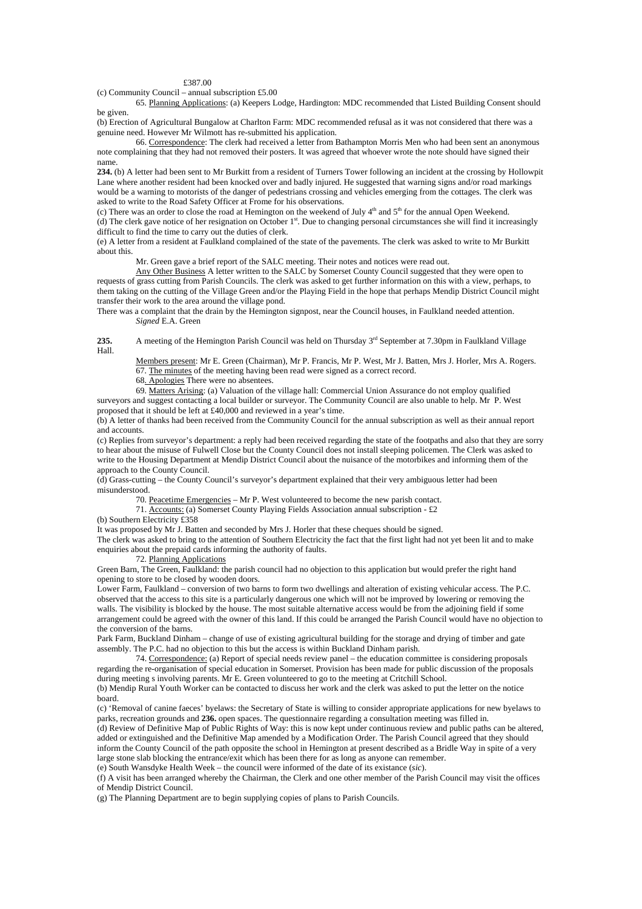£387.00

(c) Community Council – annual subscription £5.00

65. Planning Applications: (a) Keepers Lodge, Hardington: MDC recommended that Listed Building Consent should be given.

(b) Erection of Agricultural Bungalow at Charlton Farm: MDC recommended refusal as it was not considered that there was a genuine need. However Mr Wilmott has re-submitted his application.

66. Correspondence: The clerk had received a letter from Bathampton Morris Men who had been sent an anonymous note complaining that they had not removed their posters. It was agreed that whoever wrote the note should have signed their name.

**234.** (b) A letter had been sent to Mr Burkitt from a resident of Turners Tower following an incident at the crossing by Hollowpit Lane where another resident had been knocked over and badly injured. He suggested that warning signs and/or road markings would be a warning to motorists of the danger of pedestrians crossing and vehicles emerging from the cottages. The clerk was asked to write to the Road Safety Officer at Frome for his observations.

(c) There was an order to close the road at Hemington on the weekend of July 4th and 5th for the annual Open Weekend.

(d) The clerk gave notice of her resignation on October 1st. Due to changing personal circumstances she will find it increasingly difficult to find the time to carry out the duties of clerk.

(e) A letter from a resident at Faulkland complained of the state of the pavements. The clerk was asked to write to Mr Burkitt about this.

Mr. Green gave a brief report of the SALC meeting. Their notes and notices were read out.

Any Other Business A letter written to the SALC by Somerset County Council suggested that they were open to requests of grass cutting from Parish Councils. The clerk was asked to get further information on this with a view, perhaps, to them taking on the cutting of the Village Green and/or the Playing Field in the hope that perhaps Mendip District Council might transfer their work to the area around the village pond.

There was a complaint that the drain by the Hemington signpost, near the Council houses, in Faulkland needed attention.

*Signed* E.A. Green

**235.** A meeting of the Hemington Parish Council was held on Thursday 3rd September at 7.30pm in Faulkland Village Hall.

Members present: Mr E. Green (Chairman), Mr P. Francis, Mr P. West, Mr J. Batten, Mrs J. Horler, Mrs A. Rogers.

67. The minutes of the meeting having been read were signed as a correct record.

68. Apologies There were no absentees.

69. Matters Arising: (a) Valuation of the village hall: Commercial Union Assurance do not employ qualified surveyors and suggest contacting a local builder or surveyor. The Community Council are also unable to help. Mr P. West proposed that it should be left at £40,000 and reviewed in a year's time.

(b) A letter of thanks had been received from the Community Council for the annual subscription as well as their annual report and accounts.

(c) Replies from surveyor's department: a reply had been received regarding the state of the footpaths and also that they are sorry to hear about the misuse of Fulwell Close but the County Council does not install sleeping policemen. The Clerk was asked to write to the Housing Department at Mendip District Council about the nuisance of the motorbikes and informing them of the approach to the County Council.

(d) Grass-cutting – the County Council's surveyor's department explained that their very ambiguous letter had been misunderstood.

70. Peacetime Emergencies – Mr P. West volunteered to become the new parish contact.

71. Accounts: (a) Somerset County Playing Fields Association annual subscription - £2

(b) Southern Electricity £358

It was proposed by Mr J. Batten and seconded by Mrs J. Horler that these cheques should be signed.

The clerk was asked to bring to the attention of Southern Electricity the fact that the first light had not yet been lit and to make enquiries about the prepaid cards informing the authority of faults.

72. Planning Applications

Green Barn, The Green, Faulkland: the parish council had no objection to this application but would prefer the right hand opening to store to be closed by wooden doors.

Lower Farm, Faulkland – conversion of two barns to form two dwellings and alteration of existing vehicular access. The P.C. observed that the access to this site is a particularly dangerous one which will not be improved by lowering or removing the walls. The visibility is blocked by the house. The most suitable alternative access would be from the adjoining field if some arrangement could be agreed with the owner of this land. If this could be arranged the Parish Council would have no objection to the conversion of the barns.

Park Farm, Buckland Dinham – change of use of existing agricultural building for the storage and drying of timber and gate assembly. The P.C. had no objection to this but the access is within Buckland Dinham parish.

74. Correspondence: (a) Report of special needs review panel – the education committee is considering proposals regarding the re-organisation of special education in Somerset. Provision has been made for public discussion of the proposals during meeting s involving parents. Mr E. Green volunteered to go to the meeting at Critchill School.

(b) Mendip Rural Youth Worker can be contacted to discuss her work and the clerk was asked to put the letter on the notice board.

(c) 'Removal of canine faeces' byelaws: the Secretary of State is willing to consider appropriate applications for new byelaws to parks, recreation grounds and **236.** open spaces. The questionnaire regarding a consultation meeting was filled in.

(d) Review of Definitive Map of Public Rights of Way: this is now kept under continuous review and public paths can be altered, added or extinguished and the Definitive Map amended by a Modification Order. The Parish Council agreed that they should inform the County Council of the path opposite the school in Hemington at present described as a Bridle Way in spite of a very large stone slab blocking the entrance/exit which has been there for as long as anyone can remember.

(e) South Wansdyke Health Week – the council were informed of the date of its existance (*sic*).

(f) A visit has been arranged whereby the Chairman, the Clerk and one other member of the Parish Council may visit the offices of Mendip District Council.

(g) The Planning Department are to begin supplying copies of plans to Parish Councils.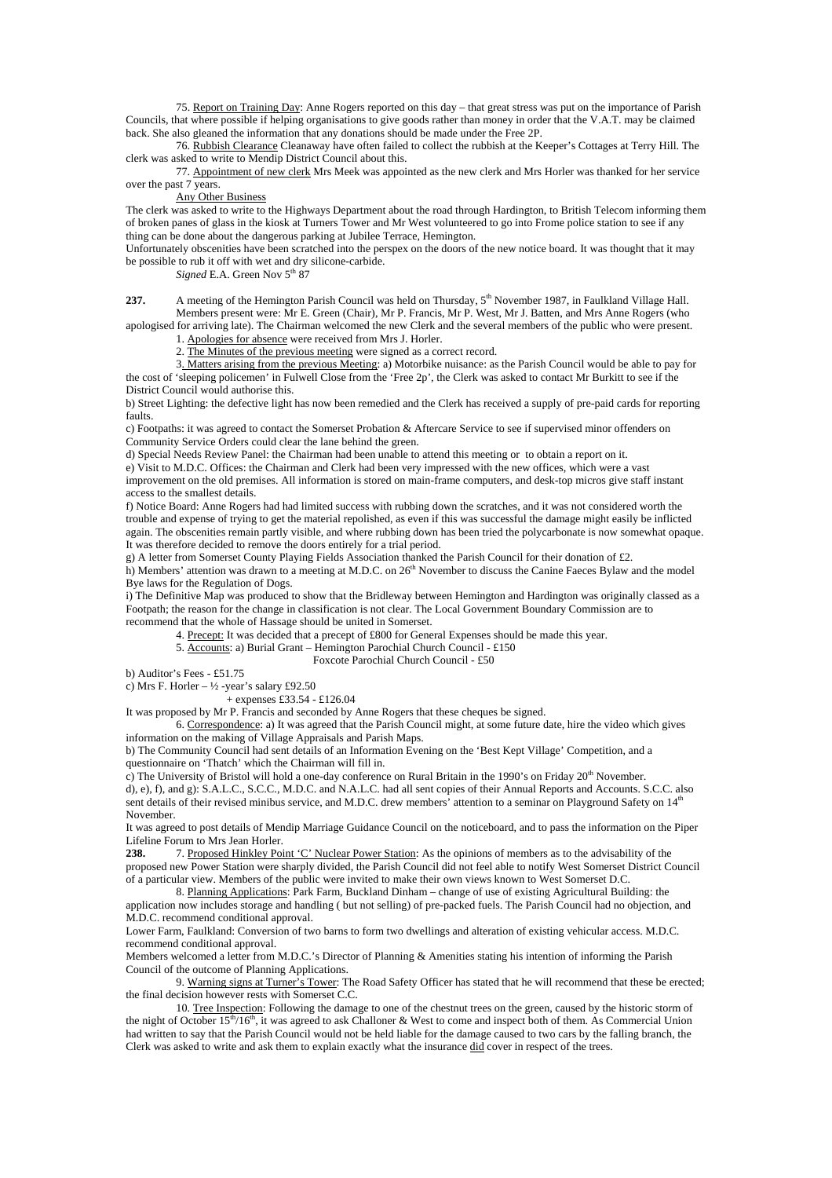75. Report on Training Day: Anne Rogers reported on this day – that great stress was put on the importance of Parish Councils, that where possible if helping organisations to give goods rather than money in order that the V.A.T. may be claimed back. She also gleaned the information that any donations should be made under the Free 2P.

76. Rubbish Clearance Cleanaway have often failed to collect the rubbish at the Keeper's Cottages at Terry Hill. The clerk was asked to write to Mendip District Council about this.

77. Appointment of new clerk Mrs Meek was appointed as the new clerk and Mrs Horler was thanked for her service over the past 7 years.

Any Other Business

The clerk was asked to write to the Highways Department about the road through Hardington, to British Telecom informing them of broken panes of glass in the kiosk at Turners Tower and Mr West volunteered to go into Frome police station to see if any thing can be done about the dangerous parking at Jubilee Terrace, Hemington.

Unfortunately obscenities have been scratched into the perspex on the doors of the new notice board. It was thought that it may be possible to rub it off with wet and dry silicone-carbide.

*Signed* E.A. Green Nov 5th 87

**237.** A meeting of the Hemington Parish Council was held on Thursday, 5th November 1987, in Faulkland Village Hall. Members present were: Mr E. Green (Chair), Mr P. Francis, Mr P. West, Mr J. Batten, and Mrs Anne Rogers (who apologised for arriving late). The Chairman welcomed the new Clerk and the several members of the public who were present.

1. Apologies for absence were received from Mrs J. Horler.

2. The Minutes of the previous meeting were signed as a correct record.

3. Matters arising from the previous Meeting: a) Motorbike nuisance: as the Parish Council would be able to pay for the cost of 'sleeping policemen' in Fulwell Close from the 'Free 2p', the Clerk was asked to contact Mr Burkitt to see if the District Council would authorise this.

b) Street Lighting: the defective light has now been remedied and the Clerk has received a supply of pre-paid cards for reporting faults.

c) Footpaths: it was agreed to contact the Somerset Probation & Aftercare Service to see if supervised minor offenders on Community Service Orders could clear the lane behind the green.

d) Special Needs Review Panel: the Chairman had been unable to attend this meeting or to obtain a report on it.

e) Visit to M.D.C. Offices: the Chairman and Clerk had been very impressed with the new offices, which were a vast improvement on the old premises. All information is stored on main-frame computers, and desk-top micros give staff instant access to the smallest details.

f) Notice Board: Anne Rogers had had limited success with rubbing down the scratches, and it was not considered worth the trouble and expense of trying to get the material repolished, as even if this was successful the damage might easily be inflicted again. The obscenities remain partly visible, and where rubbing down has been tried the polycarbonate is now somewhat opaque. It was therefore decided to remove the doors entirely for a trial period.

g) A letter from Somerset County Playing Fields Association thanked the Parish Council for their donation of £2.

h) Members' attention was drawn to a meeting at M.D.C. on 26th November to discuss the Canine Faeces Bylaw and the model Bye laws for the Regulation of Dogs.

i) The Definitive Map was produced to show that the Bridleway between Hemington and Hardington was originally classed as a Footpath; the reason for the change in classification is not clear. The Local Government Boundary Commission are to recommend that the whole of Hassage should be united in Somerset.

4. Precept: It was decided that a precept of £800 for General Expenses should be made this year.

5. Accounts: a) Burial Grant – Hemington Parochial Church Council - £150
Foxcote Parochial Church Council - £50

b) Auditor's Fees - £51.75

c) Mrs F. Horler – ½ -year's salary £92.50
+ expenses £33.54 - £126.04

It was proposed by Mr P. Francis and seconded by Anne Rogers that these cheques be signed.

6. Correspondence: a) It was agreed that the Parish Council might, at some future date, hire the video which gives information on the making of Village Appraisals and Parish Maps.

b) The Community Council had sent details of an Information Evening on the 'Best Kept Village' Competition, and a questionnaire on 'Thatch' which the Chairman will fill in.

c) The University of Bristol will hold a one-day conference on Rural Britain in the 1990's on Friday 20th November.

d), e), f), and g): S.A.L.C., S.C.C., M.D.C. and N.A.L.C. had all sent copies of their Annual Reports and Accounts. S.C.C. also sent details of their revised minibus service, and M.D.C. drew members' attention to a seminar on Playground Safety on 14th November.

It was agreed to post details of Mendip Marriage Guidance Council on the noticeboard, and to pass the information on the Piper Lifeline Forum to Mrs Jean Horler.

**238.** 7. Proposed Hinkley Point 'C' Nuclear Power Station: As the opinions of members as to the advisability of the proposed new Power Station were sharply divided, the Parish Council did not feel able to notify West Somerset District Council of a particular view. Members of the public were invited to make their own views known to West Somerset D.C.

8. Planning Applications: Park Farm, Buckland Dinham – change of use of existing Agricultural Building: the application now includes storage and handling ( but not selling) of pre-packed fuels. The Parish Council had no objection, and M.D.C. recommend conditional approval.

Lower Farm, Faulkland: Conversion of two barns to form two dwellings and alteration of existing vehicular access. M.D.C. recommend conditional approval.

Members welcomed a letter from M.D.C.'s Director of Planning & Amenities stating his intention of informing the Parish Council of the outcome of Planning Applications.

9. Warning signs at Turner's Tower: The Road Safety Officer has stated that he will recommend that these be erected; the final decision however rests with Somerset C.C.

10. Tree Inspection: Following the damage to one of the chestnut trees on the green, caused by the historic storm of the night of October 15th/16th, it was agreed to ask Challoner & West to come and inspect both of them. As Commercial Union had written to say that the Parish Council would not be held liable for the damage caused to two cars by the falling branch, the Clerk was asked to write and ask them to explain exactly what the insurance did cover in respect of the trees.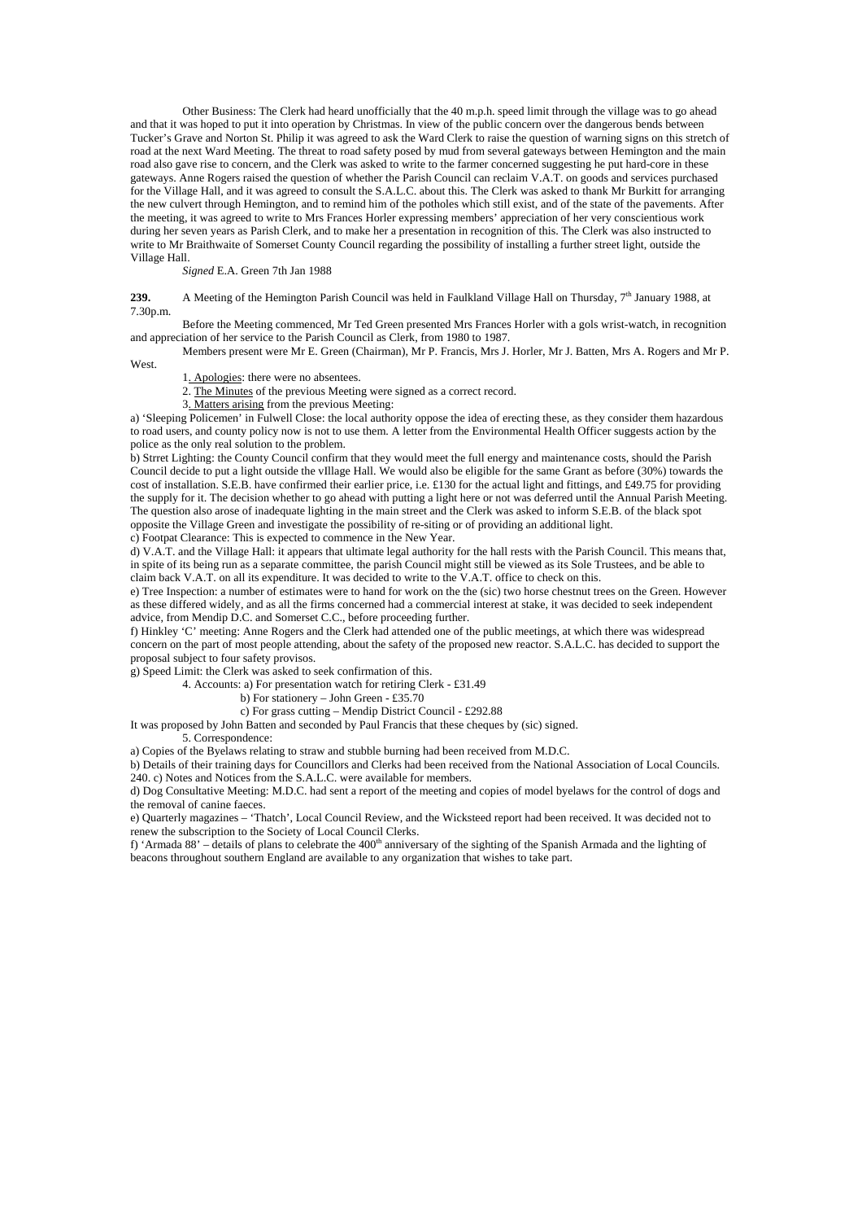Other Business: The Clerk had heard unofficially that the 40 m.p.h. speed limit through the village was to go ahead and that it was hoped to put it into operation by Christmas. In view of the public concern over the dangerous bends between Tucker's Grave and Norton St. Philip it was agreed to ask the Ward Clerk to raise the question of warning signs on this stretch of road at the next Ward Meeting. The threat to road safety posed by mud from several gateways between Hemington and the main road also gave rise to concern, and the Clerk was asked to write to the farmer concerned suggesting he put hard-core in these gateways. Anne Rogers raised the question of whether the Parish Council can reclaim V.A.T. on goods and services purchased for the Village Hall, and it was agreed to consult the S.A.L.C. about this. The Clerk was asked to thank Mr Burkitt for arranging the new culvert through Hemington, and to remind him of the potholes which still exist, and of the state of the pavements. After the meeting, it was agreed to write to Mrs Frances Horler expressing members' appreciation of her very conscientious work during her seven years as Parish Clerk, and to make her a presentation in recognition of this. The Clerk was also instructed to write to Mr Braithwaite of Somerset County Council regarding the possibility of installing a further street light, outside the Village Hall.

*Signed* E.A. Green 7th Jan 1988

**239.** A Meeting of the Hemington Parish Council was held in Faulkland Village Hall on Thursday, 7th January 1988, at 7.30p.m.

Before the Meeting commenced, Mr Ted Green presented Mrs Frances Horler with a gols wrist-watch, in recognition and appreciation of her service to the Parish Council as Clerk, from 1980 to 1987.

Members present were Mr E. Green (Chairman), Mr P. Francis, Mrs J. Horler, Mr J. Batten, Mrs A. Rogers and Mr P. West.

1. Apologies: there were no absentees.

2. The Minutes of the previous Meeting were signed as a correct record.

3. Matters arising from the previous Meeting:

a) 'Sleeping Policemen' in Fulwell Close: the local authority oppose the idea of erecting these, as they consider them hazardous to road users, and county policy now is not to use them. A letter from the Environmental Health Officer suggests action by the police as the only real solution to the problem.

b) Strret Lighting: the County Council confirm that they would meet the full energy and maintenance costs, should the Parish Council decide to put a light outside the vIllage Hall. We would also be eligible for the same Grant as before (30%) towards the cost of installation. S.E.B. have confirmed their earlier price, i.e. £130 for the actual light and fittings, and £49.75 for providing the supply for it. The decision whether to go ahead with putting a light here or not was deferred until the Annual Parish Meeting. The question also arose of inadequate lighting in the main street and the Clerk was asked to inform S.E.B. of the black spot opposite the Village Green and investigate the possibility of re-siting or of providing an additional light.

c) Footpat Clearance: This is expected to commence in the New Year.

d) V.A.T. and the Village Hall: it appears that ultimate legal authority for the hall rests with the Parish Council. This means that, in spite of its being run as a separate committee, the parish Council might still be viewed as its Sole Trustees, and be able to claim back V.A.T. on all its expenditure. It was decided to write to the V.A.T. office to check on this.

e) Tree Inspection: a number of estimates were to hand for work on the the (sic) two horse chestnut trees on the Green. However as these differed widely, and as all the firms concerned had a commercial interest at stake, it was decided to seek independent advice, from Mendip D.C. and Somerset C.C., before proceeding further.

f) Hinkley 'C' meeting: Anne Rogers and the Clerk had attended one of the public meetings, at which there was widespread concern on the part of most people attending, about the safety of the proposed new reactor. S.A.L.C. has decided to support the proposal subject to four safety provisos.

g) Speed Limit: the Clerk was asked to seek confirmation of this.

4. Accounts: a) For presentation watch for retiring Clerk - £31.49

b) For stationery – John Green - £35.70

c) For grass cutting – Mendip District Council - £292.88

It was proposed by John Batten and seconded by Paul Francis that these cheques by (sic) signed.

5. Correspondence:

a) Copies of the Byelaws relating to straw and stubble burning had been received from M.D.C.

b) Details of their training days for Councillors and Clerks had been received from the National Association of Local Councils.

240. c) Notes and Notices from the S.A.L.C. were available for members.

d) Dog Consultative Meeting: M.D.C. had sent a report of the meeting and copies of model byelaws for the control of dogs and the removal of canine faeces.

e) Quarterly magazines – 'Thatch', Local Council Review, and the Wicksteed report had been received. It was decided not to renew the subscription to the Society of Local Council Clerks.

f) 'Armada 88' – details of plans to celebrate the 400th anniversary of the sighting of the Spanish Armada and the lighting of beacons throughout southern England are available to any organization that wishes to take part.